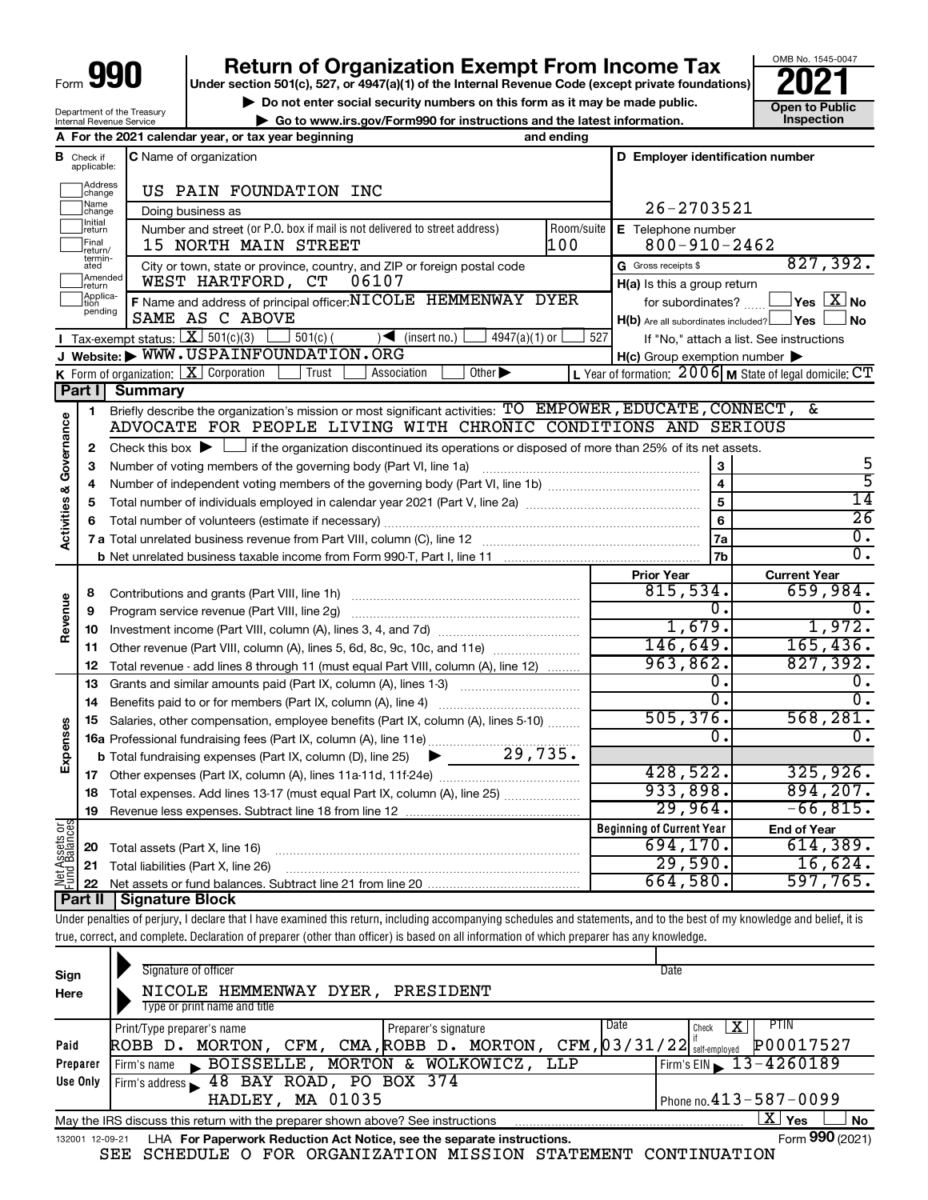# Form 990 — Return of Organization Exempt From Income Tax — 2021

Under section 501(c), 527, or 4947(a)(1) of the Internal Revenue Code (except private foundations)

▶ Do not enter social security numbers on this form as it may be made public.

▶ Go to www.irs.gov/Form990 for instructions and the latest information.

Department of the Treasury, Internal Revenue Service

OMB No. 1545-0047 — Open to Public Inspection

**A** For the 2021 calendar year, or tax year beginning and ending

**B** Check if applicable: Address change, Name change, Initial return, Final return/terminated, Amended return, Application pending

**C** Name of organization: US PAIN FOUNDATION INC

Doing business as

Number and street (or P.O. box if mail is not delivered to street address): 15 NORTH MAIN STREET — Room/suite: 100

City or town, state or province, country, and ZIP or foreign postal code: WEST HARTFORD, CT 06107

**D** Employer identification number: 26-2703521

**E** Telephone number: 800-910-2462

**G** Gross receipts $ 827,392.

**F** Name and address of principal officer: NICOLE HEMMENWAY DYER, SAME AS C ABOVE

**H(a)** Is this a group return for subordinates? Yes [ ] No [X]

**H(b)** Are all subordinates included? Yes [ ] No [ ] — If "No," attach a list. See instructions

**H(c)** Group exemption number ▶

**I** Tax-exempt status: [X] 501(c)(3) [ ] 501(c) ( ) ◀ (insert no.) [ ] 4947(a)(1) or [ ] 527

**J** Website: ▶ WWW.USPAINFOUNDATION.ORG

**K** Form of organization: [X] Corporation [ ] Trust [ ] Association [ ] Other ▶

**L** Year of formation: 2006 **M** State of legal domicile: CT

## Part I Summary

**Activities & Governance**

1. Briefly describe the organization's mission or most significant activities: TO EMPOWER, EDUCATE, CONNECT, & ADVOCATE FOR PEOPLE LIVING WITH CHRONIC CONDITIONS AND SERIOUS
2. Check this box ▶ [ ] if the organization discontinued its operations or disposed of more than 25% of its net assets.

| Line | Description | | Value |
|---|---|---|---|
| 3 | Number of voting members of the governing body (Part VI, line 1a) | 3 | 5 |
| 4 | Number of independent voting members of the governing body (Part VI, line 1b) | 4 | 5 |
| 5 | Total number of individuals employed in calendar year 2021 (Part V, line 2a) | 5 | 14 |
| 6 | Total number of volunteers (estimate if necessary) | 6 | 26 |
| 7a | Total unrelated business revenue from Part VIII, column (C), line 12 | 7a | 0. |
| 7b | Net unrelated business taxable income from Form 990-T, Part I, line 11 | 7b | 0. |

| Line | Description | Prior Year | Current Year |
|---|---|---|---|
| **Revenue** | | | |
| 8 | Contributions and grants (Part VIII, line 1h) | 815,534. | 659,984. |
| 9 | Program service revenue (Part VIII, line 2g) | 0. | 0. |
| 10 | Investment income (Part VIII, column (A), lines 3, 4, and 7d) | 1,679. | 1,972. |
| 11 | Other revenue (Part VIII, column (A), lines 5, 6d, 8c, 9c, 10c, and 11e) | 146,649. | 165,436. |
| 12 | Total revenue - add lines 8 through 11 (must equal Part VIII, column (A), line 12) | 963,862. | 827,392. |
| **Expenses** | | | |
| 13 | Grants and similar amounts paid (Part IX, column (A), lines 1-3) | 0. | 0. |
| 14 | Benefits paid to or for members (Part IX, column (A), line 4) | 0. | 0. |
| 15 | Salaries, other compensation, employee benefits (Part IX, column (A), lines 5-10) | 505,376. | 568,281. |
| 16a | Professional fundraising fees (Part IX, column (A), line 11e) | 0. | 0. |
| b | Total fundraising expenses (Part IX, column (D), line 25) ▶ 29,735. | | |
| 17 | Other expenses (Part IX, column (A), lines 11a-11d, 11f-24e) | 428,522. | 325,926. |
| 18 | Total expenses. Add lines 13-17 (must equal Part IX, column (A), line 25) | 933,898. | 894,207. |
| 19 | Revenue less expenses. Subtract line 18 from line 12 | 29,964. | -66,815. |
| **Net Assets or Fund Balances** | | **Beginning of Current Year** | **End of Year** |
| 20 | Total assets (Part X, line 16) | 694,170. | 614,389. |
| 21 | Total liabilities (Part X, line 26) | 29,590. | 16,624. |
| 22 | Net assets or fund balances. Subtract line 21 from line 20 | 664,580. | 597,765. |

## Part II Signature Block

Under penalties of perjury, I declare that I have examined this return, including accompanying schedules and statements, and to the best of my knowledge and belief, it is true, correct, and complete. Declaration of preparer (other than officer) is based on all information of which preparer has any knowledge.

**Sign Here**

Signature of officer — Date

NICOLE HEMMENWAY DYER, PRESIDENT

Type or print name and title

**Paid Preparer Use Only**

| Print/Type preparer's name | Preparer's signature | Date | Check [X] if self-employed | PTIN |
|---|---|---|---|---|
| ROBB D. MORTON, CFM, CMA | ROBB D. MORTON, CFM, | 03/31/22 | X | P00017527 |

Firm's name ▶ BOISSELLE, MORTON & WOLKOWICZ, LLP — Firm's EIN ▶ 13-4260189

Firm's address ▶ 48 BAY ROAD, PO BOX 374, HADLEY, MA 01035 — Phone no. 413-587-0099

May the IRS discuss this return with the preparer shown above? See instructions [X] Yes [ ] No

132001 12-09-21 LHA For Paperwork Reduction Act Notice, see the separate instructions. Form 990 (2021)

SEE SCHEDULE O FOR ORGANIZATION MISSION STATEMENT CONTINUATION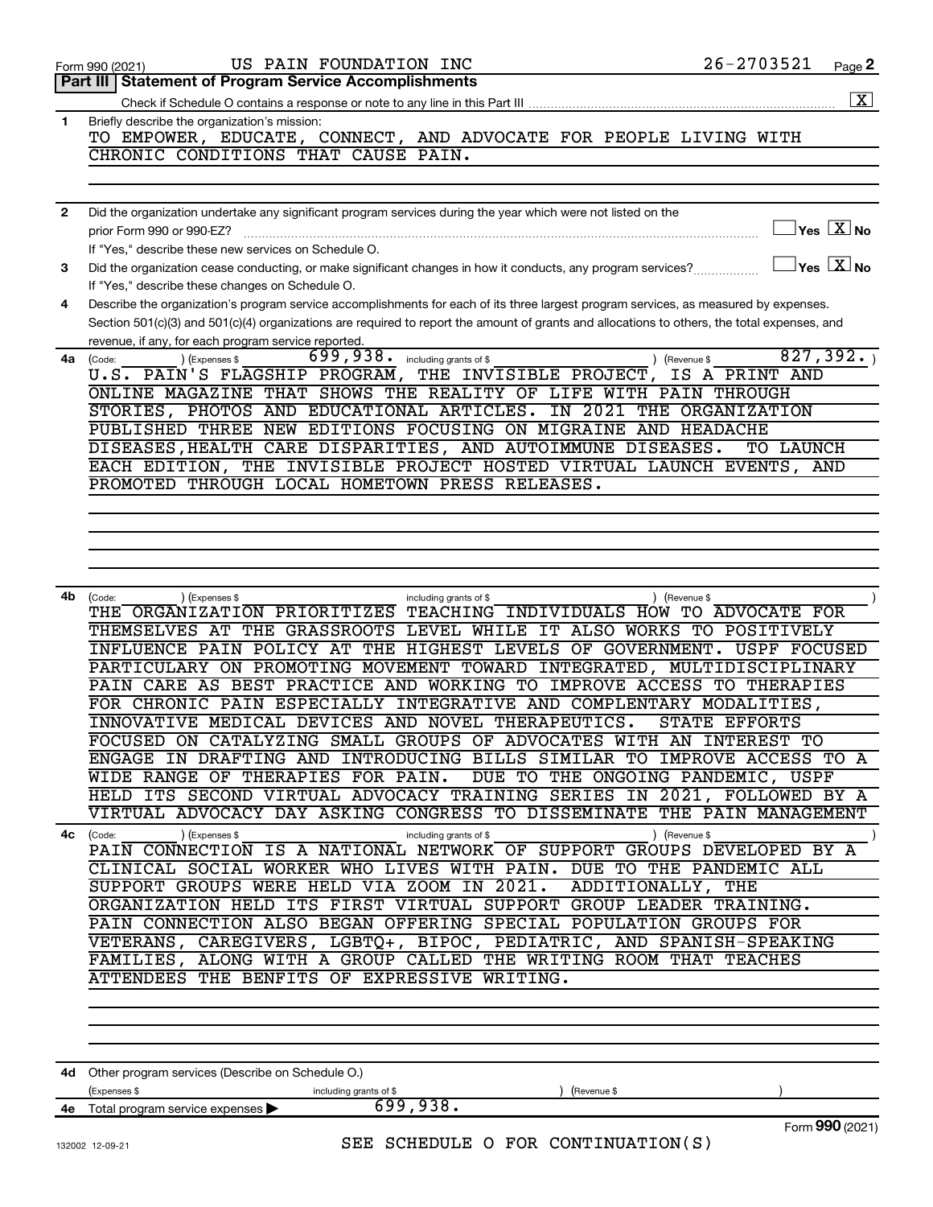Form 990 (2021) US PAIN FOUNDATION INC 26-2703521 Page **2**

## Part III | Statement of Program Service Accomplishments

Check if Schedule O contains a response or note to any line in this Part III .......... [X]

**1** Briefly describe the organization's mission:

TO EMPOWER, EDUCATE, CONNECT, AND ADVOCATE FOR PEOPLE LIVING WITH CHRONIC CONDITIONS THAT CAUSE PAIN.

**2** Did the organization undertake any significant program services during the year which were not listed on the prior Form 990 or 990-EZ? .......... [ ] Yes [X] No

If "Yes," describe these new services on Schedule O.

**3** Did the organization cease conducting, or make significant changes in how it conducts, any program services? .......... [ ] Yes [X] No

If "Yes," describe these changes on Schedule O.

**4** Describe the organization's program service accomplishments for each of its three largest program services, as measured by expenses. Section 501(c)(3) and 501(c)(4) organizations are required to report the amount of grants and allocations to others, the total expenses, and revenue, if any, for each program service reported.

**4a** (Code: ) (Expenses $ 699,938. including grants of $ ) (Revenue $ 827,392.)

U.S. PAIN'S FLAGSHIP PROGRAM, THE INVISIBLE PROJECT, IS A PRINT AND ONLINE MAGAZINE THAT SHOWS THE REALITY OF LIFE WITH PAIN THROUGH STORIES, PHOTOS AND EDUCATIONAL ARTICLES. IN 2021 THE ORGANIZATION PUBLISHED THREE NEW EDITIONS FOCUSING ON MIGRAINE AND HEADACHE DISEASES,HEALTH CARE DISPARITIES, AND AUTOIMMUNE DISEASES. TO LAUNCH EACH EDITION, THE INVISIBLE PROJECT HOSTED VIRTUAL LAUNCH EVENTS, AND PROMOTED THROUGH LOCAL HOMETOWN PRESS RELEASES.

**4b** (Code: ) (Expenses $ including grants of $ ) (Revenue $ )

THE ORGANIZATION PRIORITIZES TEACHING INDIVIDUALS HOW TO ADVOCATE FOR THEMSELVES AT THE GRASSROOTS LEVEL WHILE IT ALSO WORKS TO POSITIVELY INFLUENCE PAIN POLICY AT THE HIGHEST LEVELS OF GOVERNMENT. USPF FOCUSED PARTICULARY ON PROMOTING MOVEMENT TOWARD INTEGRATED, MULTIDISCIPLINARY PAIN CARE AS BEST PRACTICE AND WORKING TO IMPROVE ACCESS TO THERAPIES FOR CHRONIC PAIN ESPECIALLY INTEGRATIVE AND COMPLENTARY MODALITIES, INNOVATIVE MEDICAL DEVICES AND NOVEL THERAPEUTICS. STATE EFFORTS FOCUSED ON CATALYZING SMALL GROUPS OF ADVOCATES WITH AN INTEREST TO ENGAGE IN DRAFTING AND INTRODUCING BILLS SIMILAR TO IMPROVE ACCESS TO A WIDE RANGE OF THERAPIES FOR PAIN. DUE TO THE ONGOING PANDEMIC, USPF HELD ITS SECOND VIRTUAL ADVOCACY TRAINING SERIES IN 2021, FOLLOWED BY A VIRTUAL ADVOCACY DAY ASKING CONGRESS TO DISSEMINATE THE PAIN MANAGEMENT

**4c** (Code: ) (Expenses $ including grants of $ ) (Revenue $ )

PAIN CONNECTION IS A NATIONAL NETWORK OF SUPPORT GROUPS DEVELOPED BY A CLINICAL SOCIAL WORKER WHO LIVES WITH PAIN. DUE TO THE PANDEMIC ALL SUPPORT GROUPS WERE HELD VIA ZOOM IN 2021. ADDITIONALLY, THE ORGANIZATION HELD ITS FIRST VIRTUAL SUPPORT GROUP LEADER TRAINING. PAIN CONNECTION ALSO BEGAN OFFERING SPECIAL POPULATION GROUPS FOR VETERANS, CAREGIVERS, LGBTQ+, BIPOC, PEDIATRIC, AND SPANISH-SPEAKING FAMILIES, ALONG WITH A GROUP CALLED THE WRITING ROOM THAT TEACHES ATTENDEES THE BENFITS OF EXPRESSIVE WRITING.

**4d** Other program services (Describe on Schedule O.)

(Expenses $ including grants of $ ) (Revenue $ )

**4e** Total program service expenses ▶ 699,938.

Form **990** (2021)

SEE SCHEDULE O FOR CONTINUATION(S)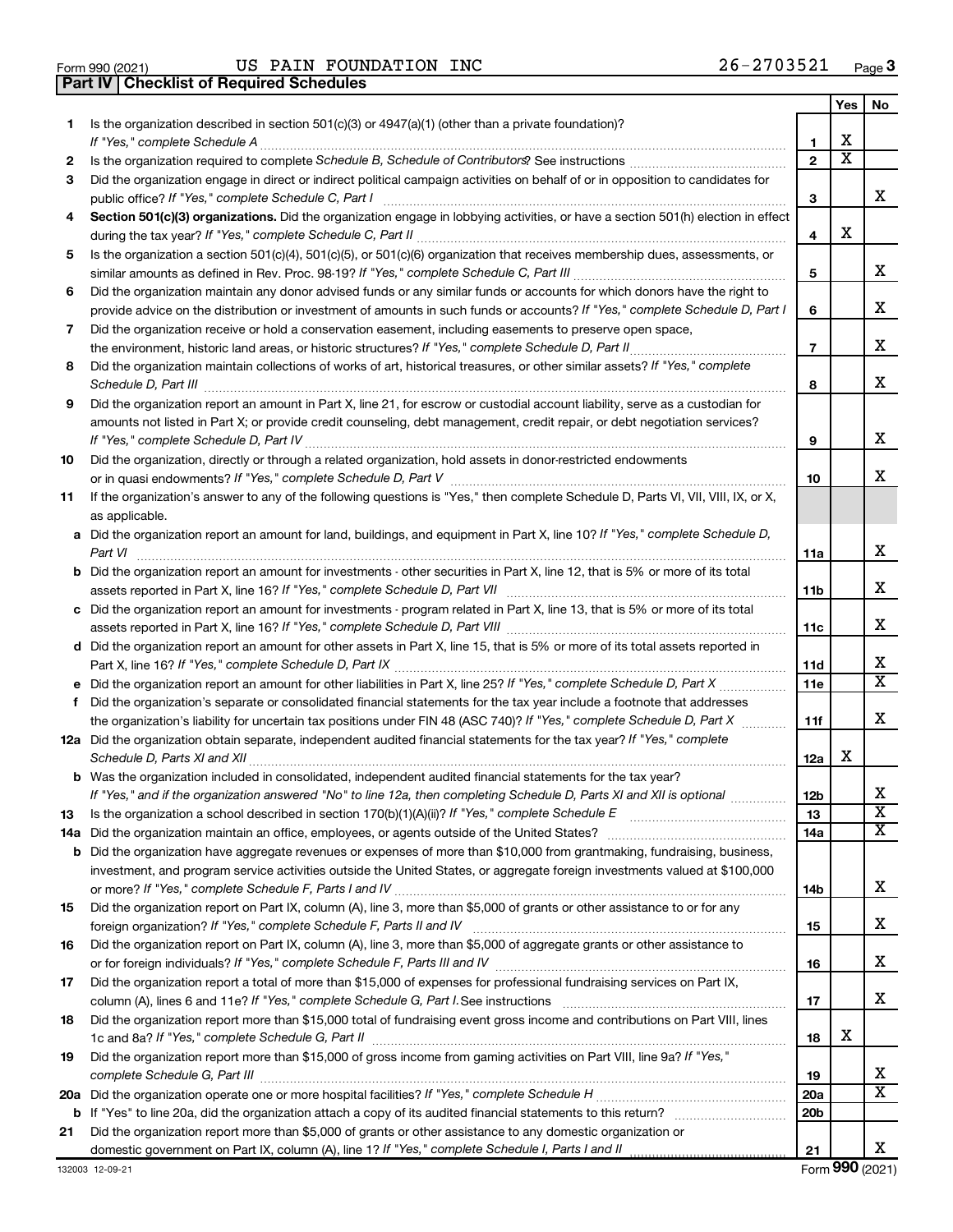Form 990 (2021) US PAIN FOUNDATION INC 26-2703521

## Part IV | Checklist of Required Schedules

| | | | Yes | No |
|---|---|---|---|---|
| 1 | Is the organization described in section 501(c)(3) or 4947(a)(1) (other than a private foundation)? *If "Yes," complete Schedule A* | 1 | X | |
| 2 | Is the organization required to complete *Schedule B, Schedule of Contributors*? See instructions | 2 | X | |
| 3 | Did the organization engage in direct or indirect political campaign activities on behalf of or in opposition to candidates for public office? *If "Yes," complete Schedule C, Part I* | 3 | | X |
| 4 | **Section 501(c)(3) organizations.** Did the organization engage in lobbying activities, or have a section 501(h) election in effect during the tax year? *If "Yes," complete Schedule C, Part II* | 4 | X | |
| 5 | Is the organization a section 501(c)(4), 501(c)(5), or 501(c)(6) organization that receives membership dues, assessments, or similar amounts as defined in Rev. Proc. 98-19? *If "Yes," complete Schedule C, Part III* | 5 | | X |
| 6 | Did the organization maintain any donor advised funds or any similar funds or accounts for which donors have the right to provide advice on the distribution or investment of amounts in such funds or accounts? *If "Yes," complete Schedule D, Part I* | 6 | | X |
| 7 | Did the organization receive or hold a conservation easement, including easements to preserve open space, the environment, historic land areas, or historic structures? *If "Yes," complete Schedule D, Part II* | 7 | | X |
| 8 | Did the organization maintain collections of works of art, historical treasures, or other similar assets? *If "Yes," complete Schedule D, Part III* | 8 | | X |
| 9 | Did the organization report an amount in Part X, line 21, for escrow or custodial account liability, serve as a custodian for amounts not listed in Part X; or provide credit counseling, debt management, credit repair, or debt negotiation services? *If "Yes," complete Schedule D, Part IV* | 9 | | X |
| 10 | Did the organization, directly or through a related organization, hold assets in donor-restricted endowments or in quasi endowments? *If "Yes," complete Schedule D, Part V* | 10 | | X |
| 11 | If the organization's answer to any of the following questions is "Yes," then complete Schedule D, Parts VI, VII, VIII, IX, or X, as applicable. | | | |
| a | Did the organization report an amount for land, buildings, and equipment in Part X, line 10? *If "Yes," complete Schedule D, Part VI* | 11a | | X |
| b | Did the organization report an amount for investments - other securities in Part X, line 12, that is 5% or more of its total assets reported in Part X, line 16? *If "Yes," complete Schedule D, Part VII* | 11b | | X |
| c | Did the organization report an amount for investments - program related in Part X, line 13, that is 5% or more of its total assets reported in Part X, line 16? *If "Yes," complete Schedule D, Part VIII* | 11c | | X |
| d | Did the organization report an amount for other assets in Part X, line 15, that is 5% or more of its total assets reported in Part X, line 16? *If "Yes," complete Schedule D, Part IX* | 11d | | X |
| e | Did the organization report an amount for other liabilities in Part X, line 25? *If "Yes," complete Schedule D, Part X* | 11e | | X |
| f | Did the organization's separate or consolidated financial statements for the tax year include a footnote that addresses the organization's liability for uncertain tax positions under FIN 48 (ASC 740)? *If "Yes," complete Schedule D, Part X* | 11f | | X |
| 12a | Did the organization obtain separate, independent audited financial statements for the tax year? *If "Yes," complete Schedule D, Parts XI and XII* | 12a | X | |
| b | Was the organization included in consolidated, independent audited financial statements for the tax year? *If "Yes," and if the organization answered "No" to line 12a, then completing Schedule D, Parts XI and XII is optional* | 12b | | X |
| 13 | Is the organization a school described in section 170(b)(1)(A)(ii)? *If "Yes," complete Schedule E* | 13 | | X |
| 14a | Did the organization maintain an office, employees, or agents outside of the United States? | 14a | | X |
| b | Did the organization have aggregate revenues or expenses of more than $10,000 from grantmaking, fundraising, business, investment, and program service activities outside the United States, or aggregate foreign investments valued at $100,000 or more? *If "Yes," complete Schedule F, Parts I and IV* | 14b | | X |
| 15 | Did the organization report on Part IX, column (A), line 3, more than $5,000 of grants or other assistance to or for any foreign organization? *If "Yes," complete Schedule F, Parts II and IV* | 15 | | X |
| 16 | Did the organization report on Part IX, column (A), line 3, more than $5,000 of aggregate grants or other assistance to or for foreign individuals? *If "Yes," complete Schedule F, Parts III and IV* | 16 | | X |
| 17 | Did the organization report a total of more than $15,000 of expenses for professional fundraising services on Part IX, column (A), lines 6 and 11e? *If "Yes," complete Schedule G, Part I.* See instructions | 17 | | X |
| 18 | Did the organization report more than $15,000 total of fundraising event gross income and contributions on Part VIII, lines 1c and 8a? *If "Yes," complete Schedule G, Part II* | 18 | X | |
| 19 | Did the organization report more than $15,000 of gross income from gaming activities on Part VIII, line 9a? *If "Yes," complete Schedule G, Part III* | 19 | | X |
| 20a | Did the organization operate one or more hospital facilities? *If "Yes," complete Schedule H* | 20a | | X |
| b | If "Yes" to line 20a, did the organization attach a copy of its audited financial statements to this return? | 20b | | |
| 21 | Did the organization report more than $5,000 of grants or other assistance to any domestic organization or domestic government on Part IX, column (A), line 1? *If "Yes," complete Schedule I, Parts I and II* | 21 | | X |

132003 12-09-21 Form **990** (2021)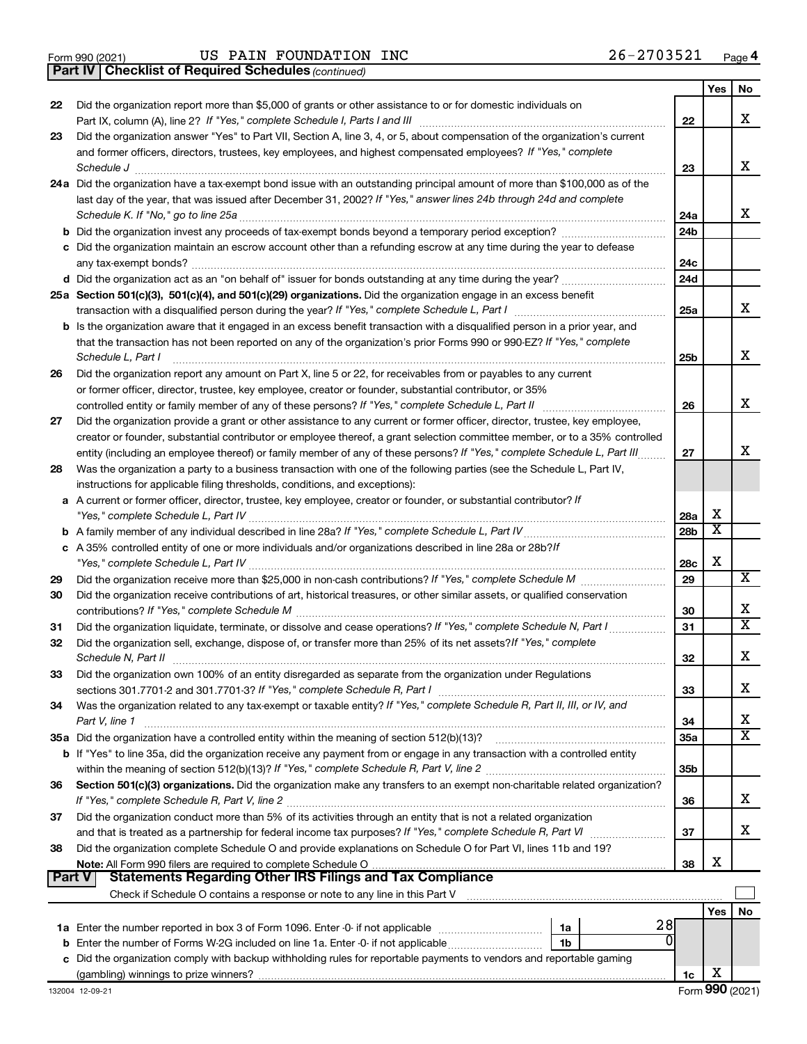Form 990 (2021) US PAIN FOUNDATION INC 26-2703521 Page 4

**Part IV | Checklist of Required Schedules** *(continued)*

| | | | Yes | No |
|---|---|---|---|---|
| 22 | Did the organization report more than $5,000 of grants or other assistance to or for domestic individuals on Part IX, column (A), line 2? *If "Yes," complete Schedule I, Parts I and III* | 22 | | X |
| 23 | Did the organization answer "Yes" to Part VII, Section A, line 3, 4, or 5, about compensation of the organization's current and former officers, directors, trustees, key employees, and highest compensated employees? *If "Yes," complete Schedule J* | 23 | | X |
| 24a | Did the organization have a tax-exempt bond issue with an outstanding principal amount of more than $100,000 as of the last day of the year, that was issued after December 31, 2002? *If "Yes," answer lines 24b through 24d and complete Schedule K. If "No," go to line 25a* | 24a | | X |
| b | Did the organization invest any proceeds of tax-exempt bonds beyond a temporary period exception? | 24b | | |
| c | Did the organization maintain an escrow account other than a refunding escrow at any time during the year to defease any tax-exempt bonds? | 24c | | |
| d | Did the organization act as an "on behalf of" issuer for bonds outstanding at any time during the year? | 24d | | |
| 25a | **Section 501(c)(3), 501(c)(4), and 501(c)(29) organizations.** Did the organization engage in an excess benefit transaction with a disqualified person during the year? *If "Yes," complete Schedule L, Part I* | 25a | | X |
| b | Is the organization aware that it engaged in an excess benefit transaction with a disqualified person in a prior year, and that the transaction has not been reported on any of the organization's prior Forms 990 or 990-EZ? *If "Yes," complete Schedule L, Part I* | 25b | | X |
| 26 | Did the organization report any amount on Part X, line 5 or 22, for receivables from or payables to any current or former officer, director, trustee, key employee, creator or founder, substantial contributor, or 35% controlled entity or family member of any of these persons? *If "Yes," complete Schedule L, Part II* | 26 | | X |
| 27 | Did the organization provide a grant or other assistance to any current or former officer, director, trustee, key employee, creator or founder, substantial contributor or employee thereof, a grant selection committee member, or to a 35% controlled entity (including an employee thereof) or family member of any of these persons? *If "Yes," complete Schedule L, Part III* | 27 | | X |
| 28 | Was the organization a party to a business transaction with one of the following parties (see the Schedule L, Part IV, instructions for applicable filing thresholds, conditions, and exceptions): | | | |
| a | A current or former officer, director, trustee, key employee, creator or founder, or substantial contributor? *If "Yes," complete Schedule L, Part IV* | 28a | X | |
| b | A family member of any individual described in line 28a? *If "Yes," complete Schedule L, Part IV* | 28b | X | |
| c | A 35% controlled entity of one or more individuals and/or organizations described in line 28a or 28b? *If "Yes," complete Schedule L, Part IV* | 28c | X | |
| 29 | Did the organization receive more than $25,000 in non-cash contributions? *If "Yes," complete Schedule M* | 29 | | X |
| 30 | Did the organization receive contributions of art, historical treasures, or other similar assets, or qualified conservation contributions? *If "Yes," complete Schedule M* | 30 | | X |
| 31 | Did the organization liquidate, terminate, or dissolve and cease operations? *If "Yes," complete Schedule N, Part I* | 31 | | X |
| 32 | Did the organization sell, exchange, dispose of, or transfer more than 25% of its net assets? *If "Yes," complete Schedule N, Part II* | 32 | | X |
| 33 | Did the organization own 100% of an entity disregarded as separate from the organization under Regulations sections 301.7701-2 and 301.7701-3? *If "Yes," complete Schedule R, Part I* | 33 | | X |
| 34 | Was the organization related to any tax-exempt or taxable entity? *If "Yes," complete Schedule R, Part II, III, or IV, and Part V, line 1* | 34 | | X |
| 35a | Did the organization have a controlled entity within the meaning of section 512(b)(13)? | 35a | | X |
| b | If "Yes" to line 35a, did the organization receive any payment from or engage in any transaction with a controlled entity within the meaning of section 512(b)(13)? *If "Yes," complete Schedule R, Part V, line 2* | 35b | | |
| 36 | **Section 501(c)(3) organizations.** Did the organization make any transfers to an exempt non-charitable related organization? *If "Yes," complete Schedule R, Part V, line 2* | 36 | | X |
| 37 | Did the organization conduct more than 5% of its activities through an entity that is not a related organization and that is treated as a partnership for federal income tax purposes? *If "Yes," complete Schedule R, Part VI* | 37 | | X |
| 38 | Did the organization complete Schedule O and provide explanations on Schedule O for Part VI, lines 11b and 19? **Note:** All Form 990 filers are required to complete Schedule O | 38 | X | |

**Part V | Statements Regarding Other IRS Filings and Tax Compliance**

Check if Schedule O contains a response or note to any line in this Part V ☐

| | | | | | Yes | No |
|---|---|---|---|---|---|---|
| 1a | Enter the number reported in box 3 of Form 1096. Enter -0- if not applicable | 1a | 28 | | | |
| b | Enter the number of Forms W-2G included on line 1a. Enter -0- if not applicable | 1b | 0 | | | |
| c | Did the organization comply with backup withholding rules for reportable payments to vendors and reportable gaming (gambling) winnings to prize winners? | | | 1c | X | |

132004 12-09-21 Form **990** (2021)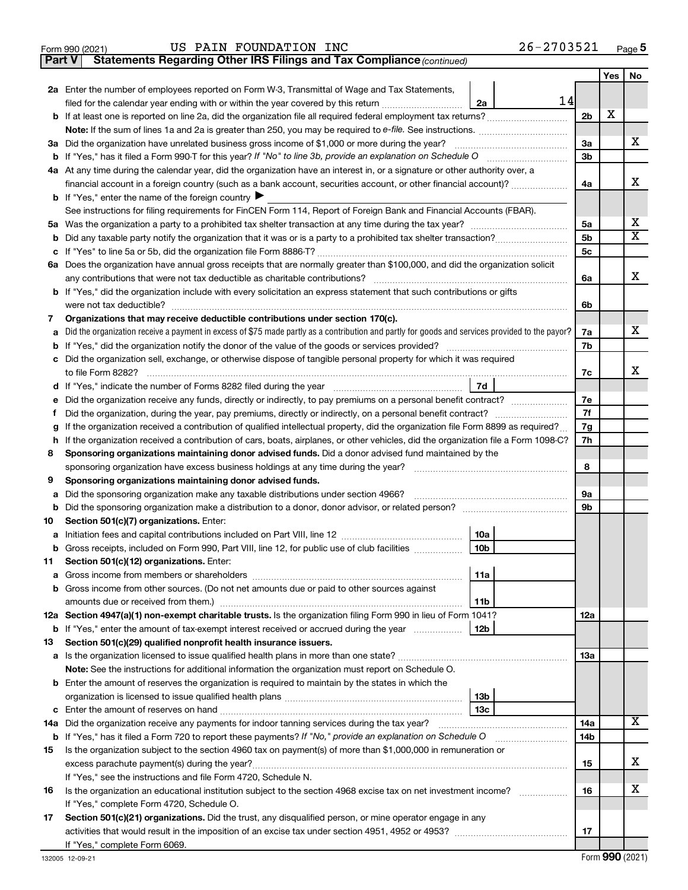Form 990 (2021) US PAIN FOUNDATION INC 26-2703521 Page 5

**Part V Statements Regarding Other IRS Filings and Tax Compliance** *(continued)*

| | | | | | Yes | No |
|---|---|---|---|---|---|---|
| **2a** | Enter the number of employees reported on Form W-3, Transmittal of Wage and Tax Statements, filed for the calendar year ending with or within the year covered by this return | 2a | 14 | | | |
| **b** | If at least one is reported on line 2a, did the organization file all required federal employment tax returns? | | | 2b | X | |
| | **Note:** If the sum of lines 1a and 2a is greater than 250, you may be required to *e-file*. See instructions. | | | | | |
| **3a** | Did the organization have unrelated business gross income of $1,000 or more during the year? | | | 3a | | X |
| **b** | If "Yes," has it filed a Form 990-T for this year? *If "No" to line 3b, provide an explanation on Schedule O* | | | 3b | | |
| **4a** | At any time during the calendar year, did the organization have an interest in, or a signature or other authority over, a financial account in a foreign country (such as a bank account, securities account, or other financial account)? | | | 4a | | X |
| **b** | If "Yes," enter the name of the foreign country ▶ | | | | | |
| | See instructions for filing requirements for FinCEN Form 114, Report of Foreign Bank and Financial Accounts (FBAR). | | | | | |
| **5a** | Was the organization a party to a prohibited tax shelter transaction at any time during the tax year? | | | 5a | | X |
| **b** | Did any taxable party notify the organization that it was or is a party to a prohibited tax shelter transaction? | | | 5b | | X |
| **c** | If "Yes" to line 5a or 5b, did the organization file Form 8886-T? | | | 5c | | |
| **6a** | Does the organization have annual gross receipts that are normally greater than $100,000, and did the organization solicit any contributions that were not tax deductible as charitable contributions? | | | 6a | | X |
| **b** | If "Yes," did the organization include with every solicitation an express statement that such contributions or gifts were not tax deductible? | | | 6b | | |
| **7** | **Organizations that may receive deductible contributions under section 170(c).** | | | | | |
| **a** | Did the organization receive a payment in excess of $75 made partly as a contribution and partly for goods and services provided to the payor? | | | 7a | | X |
| **b** | If "Yes," did the organization notify the donor of the value of the goods or services provided? | | | 7b | | |
| **c** | Did the organization sell, exchange, or otherwise dispose of tangible personal property for which it was required to file Form 8282? | | | 7c | | X |
| **d** | If "Yes," indicate the number of Forms 8282 filed during the year | 7d | | | | |
| **e** | Did the organization receive any funds, directly or indirectly, to pay premiums on a personal benefit contract? | | | 7e | | |
| **f** | Did the organization, during the year, pay premiums, directly or indirectly, on a personal benefit contract? | | | 7f | | |
| **g** | If the organization received a contribution of qualified intellectual property, did the organization file Form 8899 as required? | | | 7g | | |
| **h** | If the organization received a contribution of cars, boats, airplanes, or other vehicles, did the organization file a Form 1098-C? | | | 7h | | |
| **8** | **Sponsoring organizations maintaining donor advised funds.** Did a donor advised fund maintained by the sponsoring organization have excess business holdings at any time during the year? | | | 8 | | |
| **9** | **Sponsoring organizations maintaining donor advised funds.** | | | | | |
| **a** | Did the sponsoring organization make any taxable distributions under section 4966? | | | 9a | | |
| **b** | Did the sponsoring organization make a distribution to a donor, donor advisor, or related person? | | | 9b | | |
| **10** | **Section 501(c)(7) organizations.** Enter: | | | | | |
| **a** | Initiation fees and capital contributions included on Part VIII, line 12 | 10a | | | | |
| **b** | Gross receipts, included on Form 990, Part VIII, line 12, for public use of club facilities | 10b | | | | |
| **11** | **Section 501(c)(12) organizations.** Enter: | | | | | |
| **a** | Gross income from members or shareholders | 11a | | | | |
| **b** | Gross income from other sources. (Do not net amounts due or paid to other sources against amounts due or received from them.) | 11b | | | | |
| **12a** | **Section 4947(a)(1) non-exempt charitable trusts.** Is the organization filing Form 990 in lieu of Form 1041? | | | 12a | | |
| **b** | If "Yes," enter the amount of tax-exempt interest received or accrued during the year | 12b | | | | |
| **13** | **Section 501(c)(29) qualified nonprofit health insurance issuers.** | | | | | |
| **a** | Is the organization licensed to issue qualified health plans in more than one state? | | | 13a | | |
| | **Note:** See the instructions for additional information the organization must report on Schedule O. | | | | | |
| **b** | Enter the amount of reserves the organization is required to maintain by the states in which the organization is licensed to issue qualified health plans | 13b | | | | |
| **c** | Enter the amount of reserves on hand | 13c | | | | |
| **14a** | Did the organization receive any payments for indoor tanning services during the tax year? | | | 14a | | X |
| **b** | If "Yes," has it filed a Form 720 to report these payments? *If "No," provide an explanation on Schedule O* | | | 14b | | |
| **15** | Is the organization subject to the section 4960 tax on payment(s) of more than $1,000,000 in remuneration or excess parachute payment(s) during the year? | | | 15 | | X |
| | If "Yes," see the instructions and file Form 4720, Schedule N. | | | | | |
| **16** | Is the organization an educational institution subject to the section 4968 excise tax on net investment income? | | | 16 | | X |
| | If "Yes," complete Form 4720, Schedule O. | | | | | |
| **17** | **Section 501(c)(21) organizations.** Did the trust, any disqualified person, or mine operator engage in any activities that would result in the imposition of an excise tax under section 4951, 4952 or 4953? | | | 17 | | |
| | If "Yes," complete Form 6069. | | | | | |

132005 12-09-21 Form **990** (2021)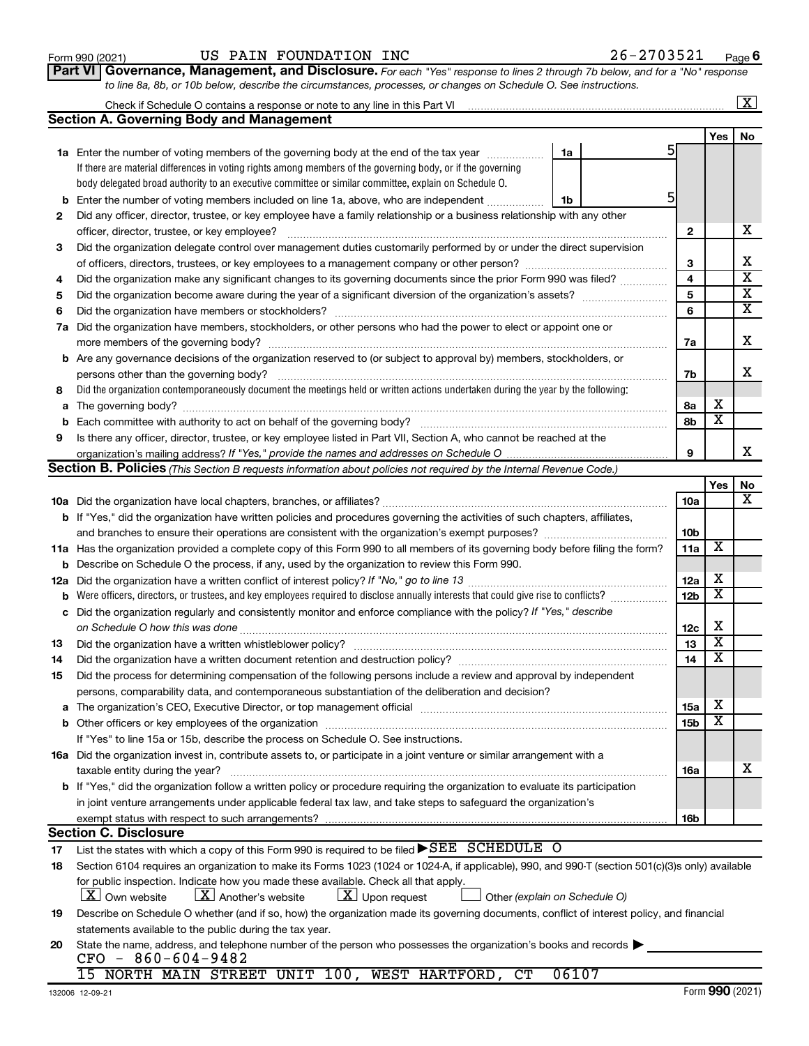Form 990 (2021) US PAIN FOUNDATION INC 26-2703521

**Part VI Governance, Management, and Disclosure.** *For each "Yes" response to lines 2 through 7b below, and for a "No" response to line 8a, 8b, or 10b below, describe the circumstances, processes, or changes on Schedule O. See instructions.*

Check if Schedule O contains a response or note to any line in this Part VI [X]

## Section A. Governing Body and Management

| | | | | Yes | No |
|---|---|---|---|---|---|
| **1a** | Enter the number of voting members of the governing body at the end of the tax year. If there are material differences in voting rights among members of the governing body, or if the governing body delegated broad authority to an executive committee or similar committee, explain on Schedule O. | 1a: 5 | | | |
| **b** | Enter the number of voting members included on line 1a, above, who are independent | 1b: 5 | | | |
| **2** | Did any officer, director, trustee, or key employee have a family relationship or a business relationship with any other officer, director, trustee, or key employee? | | 2 | | X |
| **3** | Did the organization delegate control over management duties customarily performed by or under the direct supervision of officers, directors, trustees, or key employees to a management company or other person? | | 3 | | X |
| **4** | Did the organization make any significant changes to its governing documents since the prior Form 990 was filed? | | 4 | | X |
| **5** | Did the organization become aware during the year of a significant diversion of the organization's assets? | | 5 | | X |
| **6** | Did the organization have members or stockholders? | | 6 | | X |
| **7a** | Did the organization have members, stockholders, or other persons who had the power to elect or appoint one or more members of the governing body? | | 7a | | X |
| **b** | Are any governance decisions of the organization reserved to (or subject to approval by) members, stockholders, or persons other than the governing body? | | 7b | | X |
| **8** | Did the organization contemporaneously document the meetings held or written actions undertaken during the year by the following: | | | | |
| **a** | The governing body? | | 8a | X | |
| **b** | Each committee with authority to act on behalf of the governing body? | | 8b | X | |
| **9** | Is there any officer, director, trustee, or key employee listed in Part VII, Section A, who cannot be reached at the organization's mailing address? *If "Yes," provide the names and addresses on Schedule O* | | 9 | | X |

## Section B. Policies *(This Section B requests information about policies not required by the Internal Revenue Code.)*

| | | | Yes | No |
|---|---|---|---|---|
| **10a** | Did the organization have local chapters, branches, or affiliates? | 10a | | X |
| **b** | If "Yes," did the organization have written policies and procedures governing the activities of such chapters, affiliates, and branches to ensure their operations are consistent with the organization's exempt purposes? | 10b | | |
| **11a** | Has the organization provided a complete copy of this Form 990 to all members of its governing body before filing the form? | 11a | X | |
| **b** | Describe on Schedule O the process, if any, used by the organization to review this Form 990. | | | |
| **12a** | Did the organization have a written conflict of interest policy? *If "No," go to line 13* | 12a | X | |
| **b** | Were officers, directors, or trustees, and key employees required to disclose annually interests that could give rise to conflicts? | 12b | X | |
| **c** | Did the organization regularly and consistently monitor and enforce compliance with the policy? *If "Yes," describe on Schedule O how this was done* | 12c | X | |
| **13** | Did the organization have a written whistleblower policy? | 13 | X | |
| **14** | Did the organization have a written document retention and destruction policy? | 14 | X | |
| **15** | Did the process for determining compensation of the following persons include a review and approval by independent persons, comparability data, and contemporaneous substantiation of the deliberation and decision? | | | |
| **a** | The organization's CEO, Executive Director, or top management official | 15a | X | |
| **b** | Other officers or key employees of the organization | 15b | X | |
| | If "Yes" to line 15a or 15b, describe the process on Schedule O. See instructions. | | | |
| **16a** | Did the organization invest in, contribute assets to, or participate in a joint venture or similar arrangement with a taxable entity during the year? | 16a | | X |
| **b** | If "Yes," did the organization follow a written policy or procedure requiring the organization to evaluate its participation in joint venture arrangements under applicable federal tax law, and take steps to safeguard the organization's exempt status with respect to such arrangements? | 16b | | |

## Section C. Disclosure

**17** List the states with which a copy of this Form 990 is required to be filed ▶ SEE SCHEDULE O

**18** Section 6104 requires an organization to make its Forms 1023 (1024 or 1024-A, if applicable), 990, and 990-T (section 501(c)(3)s only) available for public inspection. Indicate how you made these available. Check all that apply.

[X] Own website [X] Another's website [X] Upon request [ ] Other *(explain on Schedule O)*

**19** Describe on Schedule O whether (and if so, how) the organization made its governing documents, conflict of interest policy, and financial statements available to the public during the tax year.

**20** State the name, address, and telephone number of the person who possesses the organization's books and records ▶

CFO - 860-604-9482
15 NORTH MAIN STREET UNIT 100, WEST HARTFORD, CT 06107

132006 12-09-21 Form **990** (2021)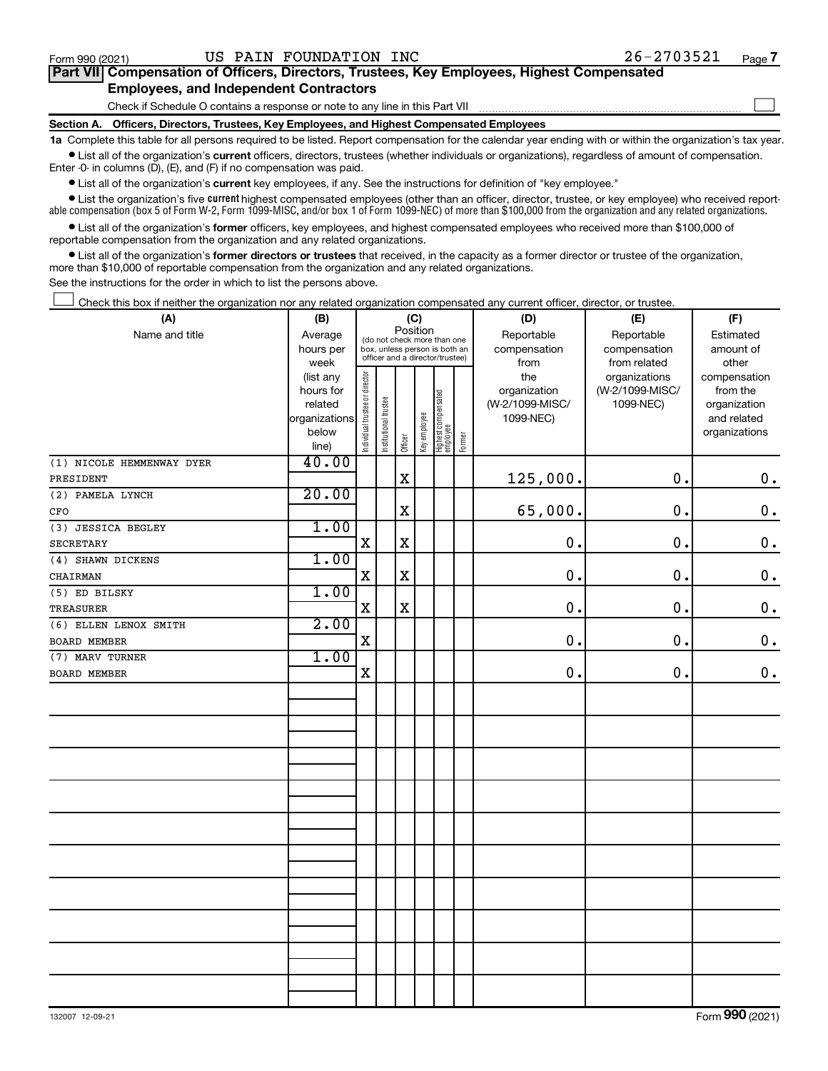Form 990 (2021) US PAIN FOUNDATION INC 26-2703521 Page 7

## Part VII Compensation of Officers, Directors, Trustees, Key Employees, Highest Compensated Employees, and Independent Contractors

Check if Schedule O contains a response or note to any line in this Part VII ☐

### Section A. Officers, Directors, Trustees, Key Employees, and Highest Compensated Employees

**1a** Complete this table for all persons required to be listed. Report compensation for the calendar year ending with or within the organization's tax year.

- List all of the organization's **current** officers, directors, trustees (whether individuals or organizations), regardless of amount of compensation. Enter -0- in columns (D), (E), and (F) if no compensation was paid.
- List all of the organization's **current** key employees, if any. See the instructions for definition of "key employee."
- List the organization's five **current** highest compensated employees (other than an officer, director, trustee, or key employee) who received reportable compensation (box 5 of Form W-2, Form 1099-MISC, and/or box 1 of Form 1099-NEC) of more than $100,000 from the organization and any related organizations.
- List all of the organization's **former** officers, key employees, and highest compensated employees who received more than $100,000 of reportable compensation from the organization and any related organizations.
- List all of the organization's **former directors or trustees** that received, in the capacity as a former director or trustee of the organization, more than $10,000 of reportable compensation from the organization and any related organizations.

See the instructions for the order in which to list the persons above.

☐ Check this box if neither the organization nor any related organization compensated any current officer, director, or trustee.

| (A) Name and title | (B) Average hours per week (list any hours for related organizations below line) | (C) Position: Individual trustee or director | Institutional trustee | Officer | Key employee | Highest compensated employee | Former | (D) Reportable compensation from the organization (W-2/1099-MISC/1099-NEC) | (E) Reportable compensation from related organizations (W-2/1099-MISC/1099-NEC) | (F) Estimated amount of other compensation from the organization and related organizations |
|---|---|---|---|---|---|---|---|---|---|---|
| (1) NICOLE HEMMENWAY DYER<br>PRESIDENT | 40.00 | | | X | | | | 125,000. | 0. | 0. |
| (2) PAMELA LYNCH<br>CFO | 20.00 | | | X | | | | 65,000. | 0. | 0. |
| (3) JESSICA BEGLEY<br>SECRETARY | 1.00 | X | | X | | | | 0. | 0. | 0. |
| (4) SHAWN DICKENS<br>CHAIRMAN | 1.00 | X | | X | | | | 0. | 0. | 0. |
| (5) ED BILSKY<br>TREASURER | 1.00 | X | | X | | | | 0. | 0. | 0. |
| (6) ELLEN LENOX SMITH<br>BOARD MEMBER | 2.00 | X | | | | | | 0. | 0. | 0. |
| (7) MARV TURNER<br>BOARD MEMBER | 1.00 | X | | | | | | 0. | 0. | 0. |

132007 12-09-21 Form **990** (2021)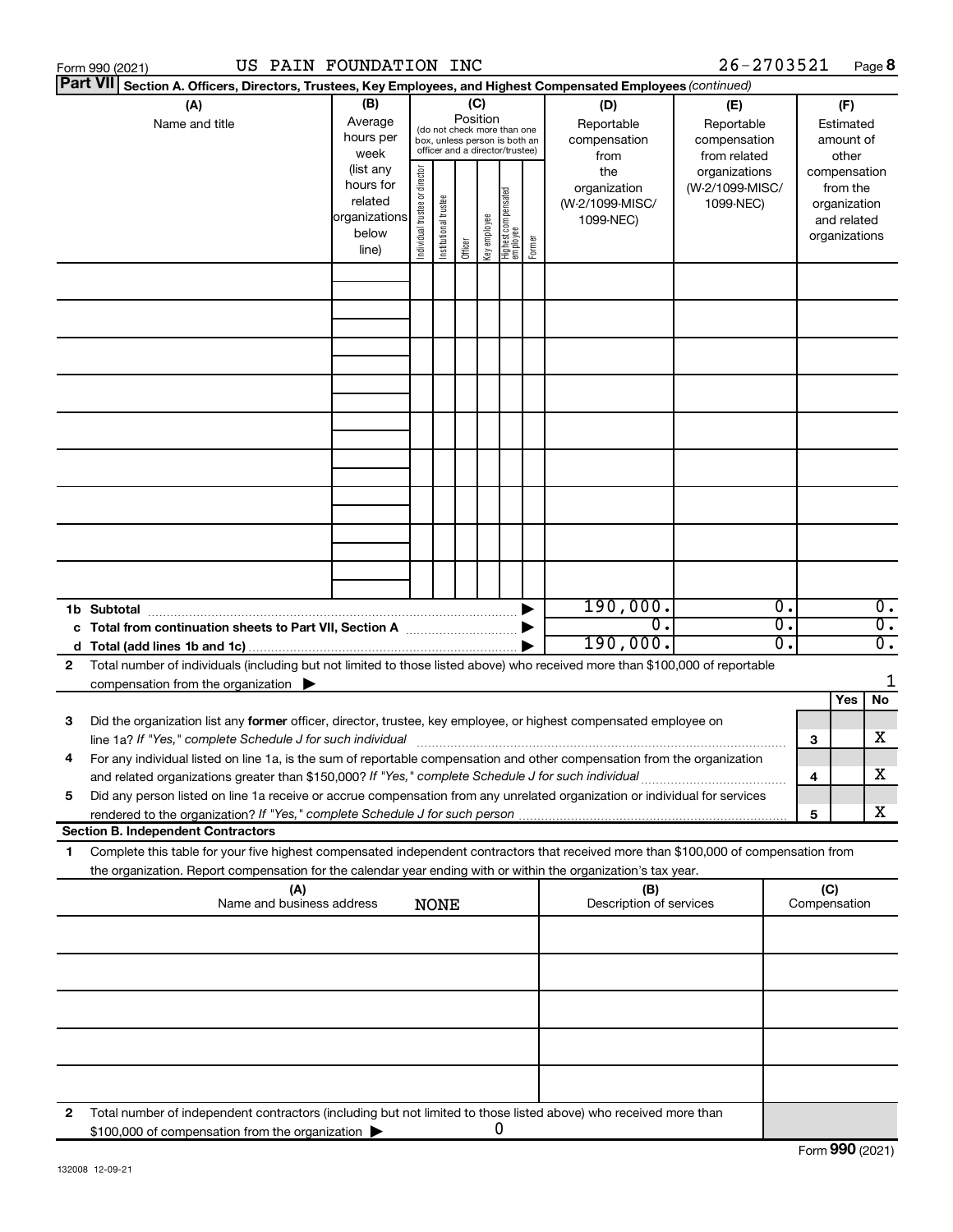Form 990 (2021) US PAIN FOUNDATION INC 26-2703521

**Part VII Section A. Officers, Directors, Trustees, Key Employees, and Highest Compensated Employees** *(continued)*

| (A) Name and title | (B) Average hours per week (list any hours for related organizations below line) | (C) Position: Individual trustee or director | Institutional trustee | Officer | Key employee | Highest compensated employee | Former | (D) Reportable compensation from the organization (W-2/1099-MISC/1099-NEC) | (E) Reportable compensation from related organizations (W-2/1099-MISC/1099-NEC) | (F) Estimated amount of other compensation from the organization and related organizations |
|---|---|---|---|---|---|---|---|---|---|---|
| | | | | | | | | | | |
| | | | | | | | | | | |
| | | | | | | | | | | |
| | | | | | | | | | | |
| | | | | | | | | | | |
| | | | | | | | | | | |
| | | | | | | | | | | |
| | | | | | | | | | | |
| | | | | | | | | | | |
| **1b Subtotal** | | | | | | | | 190,000. | 0. | 0. |
| **c Total from continuation sheets to Part VII, Section A** | | | | | | | | 0. | 0. | 0. |
| **d Total (add lines 1b and 1c)** | | | | | | | | 190,000. | 0. | 0. |

**2** Total number of individuals (including but not limited to those listed above) who received more than $100,000 of reportable compensation from the organization ▶ 1

| | | Yes | No |
|---|---|---|---|
| **3** Did the organization list any **former** officer, director, trustee, key employee, or highest compensated employee on line 1a? *If "Yes," complete Schedule J for such individual* | 3 | | X |
| **4** For any individual listed on line 1a, is the sum of reportable compensation and other compensation from the organization and related organizations greater than $150,000? *If "Yes," complete Schedule J for such individual* | 4 | | X |
| **5** Did any person listed on line 1a receive or accrue compensation from any unrelated organization or individual for services rendered to the organization? *If "Yes," complete Schedule J for such person* | 5 | | X |

**Section B. Independent Contractors**

**1** Complete this table for your five highest compensated independent contractors that received more than $100,000 of compensation from the organization. Report compensation for the calendar year ending with or within the organization's tax year.

| (A) Name and business address | (B) Description of services | (C) Compensation |
|---|---|---|
| NONE | | |
| | | |
| | | |
| | | |
| | | |

**2** Total number of independent contractors (including but not limited to those listed above) who received more than $100,000 of compensation from the organization ▶ 0

Form **990** (2021)

132008 12-09-21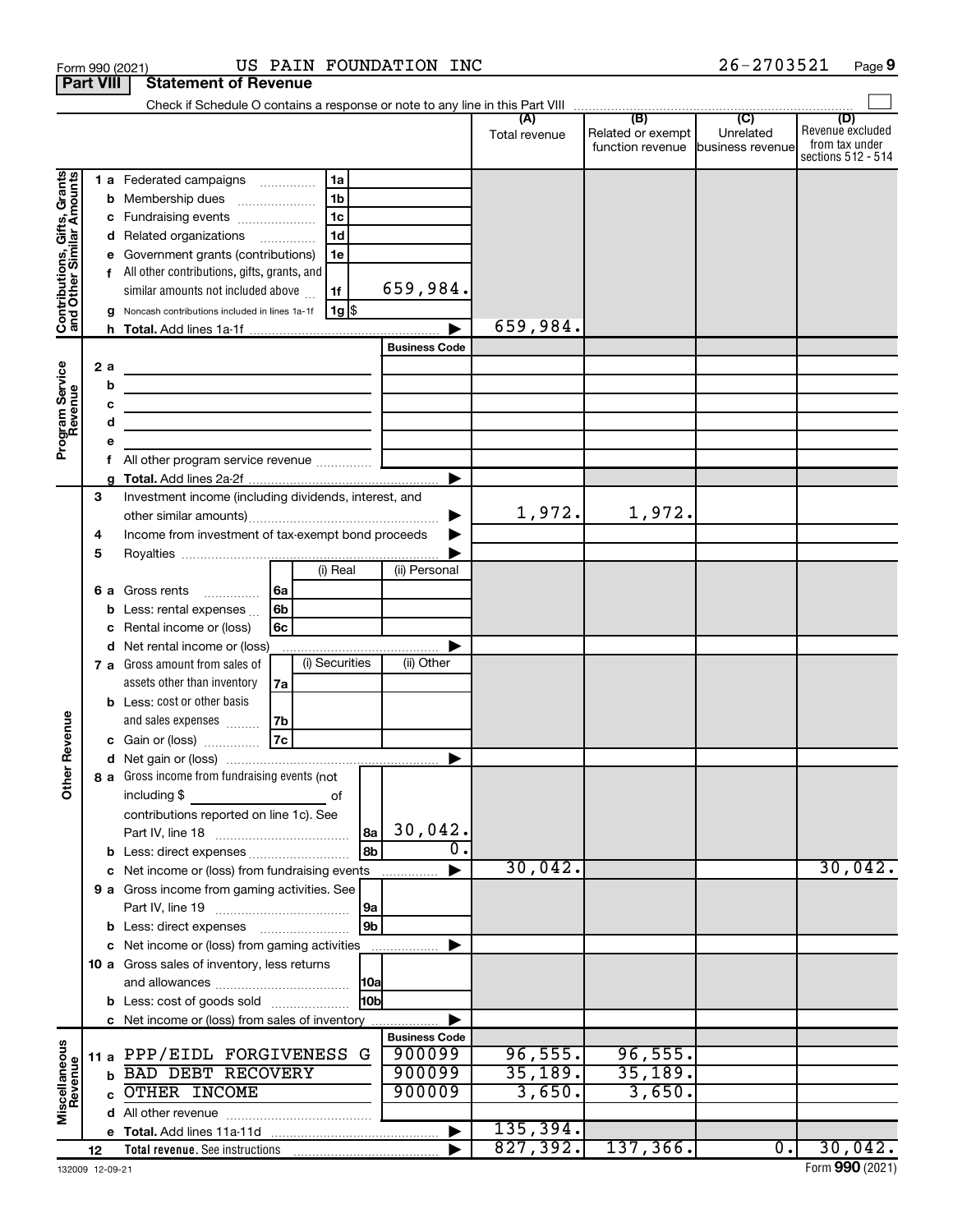Form 990 (2021) US PAIN FOUNDATION INC 26-2703521

## Part VIII Statement of Revenue

Check if Schedule O contains a response or note to any line in this Part VIII

| | | | (A) Total revenue | (B) Related or exempt function revenue | (C) Unrelated business revenue | (D) Revenue excluded from tax under sections 512 - 514 |
|---|---|---|---|---|---|---|
| **Contributions, Gifts, Grants and Other Similar Amounts** | 1a Federated campaigns | 1a | | | | |
| | b Membership dues | 1b | | | | |
| | c Fundraising events | 1c | | | | |
| | d Related organizations | 1d | | | | |
| | e Government grants (contributions) | 1e | | | | |
| | f All other contributions, gifts, grants, and similar amounts not included above | 1f 659,984. | | | | |
| | g Noncash contributions included in lines 1a-1f | 1g $ | | | | |
| | h Total. Add lines 1a-1f | | 659,984. | | | |
| **Program Service Revenue** | | Business Code | | | | |
| | 2a | | | | | |
| | b | | | | | |
| | c | | | | | |
| | d | | | | | |
| | e | | | | | |
| | f All other program service revenue | | | | | |
| | g Total. Add lines 2a-2f | | | | | |
| **Other Revenue** | 3 Investment income (including dividends, interest, and other similar amounts) | | 1,972. | 1,972. | | |
| | 4 Income from investment of tax-exempt bond proceeds | | | | | |
| | 5 Royalties | | | | | |
| | 6a Gross rents — 6a (i) Real / (ii) Personal | | | | | |
| | b Less: rental expenses — 6b | | | | | |
| | c Rental income or (loss) — 6c | | | | | |
| | d Net rental income or (loss) | | | | | |
| | 7a Gross amount from sales of assets other than inventory — 7a (i) Securities / (ii) Other | | | | | |
| | b Less: cost or other basis and sales expenses — 7b | | | | | |
| | c Gain or (loss) — 7c | | | | | |
| | d Net gain or (loss) | | | | | |
| | 8a Gross income from fundraising events (not including $ of contributions reported on line 1c). See Part IV, line 18 | 8a 30,042. | | | | |
| | b Less: direct expenses | 8b 0. | | | | |
| | c Net income or (loss) from fundraising events | | 30,042. | | | 30,042. |
| | 9a Gross income from gaming activities. See Part IV, line 19 | 9a | | | | |
| | b Less: direct expenses | 9b | | | | |
| | c Net income or (loss) from gaming activities | | | | | |
| | 10a Gross sales of inventory, less returns and allowances | 10a | | | | |
| | b Less: cost of goods sold | 10b | | | | |
| | c Net income or (loss) from sales of inventory | | | | | |
| **Miscellaneous Revenue** | | Business Code | | | | |
| | 11a PPP/EIDL FORGIVENESS G | 900099 | 96,555. | 96,555. | | |
| | b BAD DEBT RECOVERY | 900099 | 35,189. | 35,189. | | |
| | c OTHER INCOME | 900009 | 3,650. | 3,650. | | |
| | d All other revenue | | | | | |
| | e Total. Add lines 11a-11d | | 135,394. | | | |
| | 12 Total revenue. See instructions | | 827,392. | 137,366. | 0. | 30,042. |

132009 12-09-21 Form 990 (2021)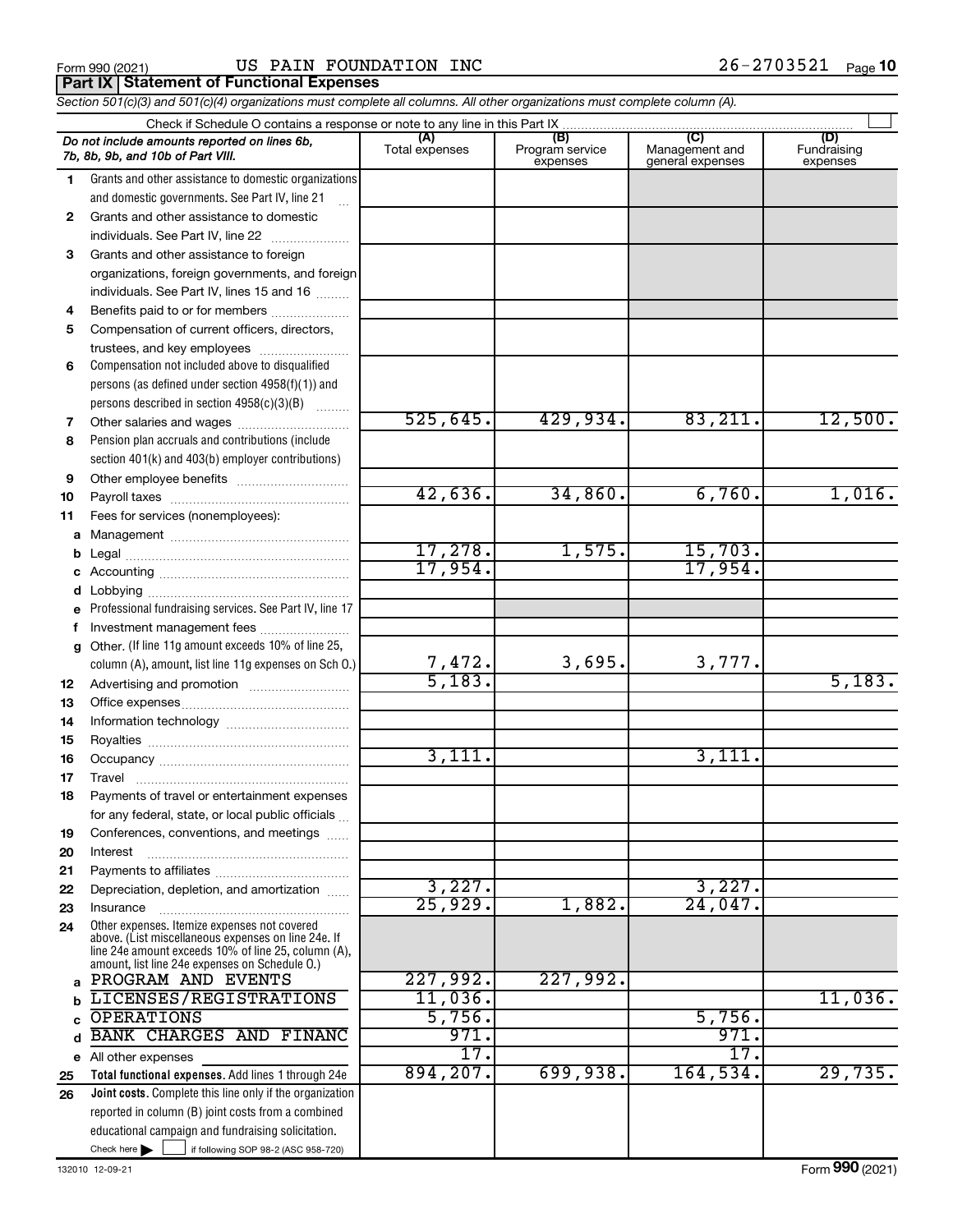Form 990 (2021) US PAIN FOUNDATION INC 26-2703521

**Part IX Statement of Functional Expenses**

*Section 501(c)(3) and 501(c)(4) organizations must complete all columns. All other organizations must complete column (A).*

Check if Schedule O contains a response or note to any line in this Part IX

| | *Do not include amounts reported on lines 6b, 7b, 8b, 9b, and 10b of Part VIII.* | (A) Total expenses | (B) Program service expenses | (C) Management and general expenses | (D) Fundraising expenses |
|---|---|---|---|---|---|
| 1 | Grants and other assistance to domestic organizations and domestic governments. See Part IV, line 21 | | | | |
| 2 | Grants and other assistance to domestic individuals. See Part IV, line 22 | | | | |
| 3 | Grants and other assistance to foreign organizations, foreign governments, and foreign individuals. See Part IV, lines 15 and 16 | | | | |
| 4 | Benefits paid to or for members | | | | |
| 5 | Compensation of current officers, directors, trustees, and key employees | | | | |
| 6 | Compensation not included above to disqualified persons (as defined under section 4958(f)(1)) and persons described in section 4958(c)(3)(B) | | | | |
| 7 | Other salaries and wages | 525,645. | 429,934. | 83,211. | 12,500. |
| 8 | Pension plan accruals and contributions (include section 401(k) and 403(b) employer contributions) | | | | |
| 9 | Other employee benefits | | | | |
| 10 | Payroll taxes | 42,636. | 34,860. | 6,760. | 1,016. |
| 11 | Fees for services (nonemployees): | | | | |
| a | Management | | | | |
| b | Legal | 17,278. | 1,575. | 15,703. | |
| c | Accounting | 17,954. | | 17,954. | |
| d | Lobbying | | | | |
| e | Professional fundraising services. See Part IV, line 17 | | | | |
| f | Investment management fees | | | | |
| g | Other. (If line 11g amount exceeds 10% of line 25, column (A), amount, list line 11g expenses on Sch O.) | 7,472. | 3,695. | 3,777. | |
| 12 | Advertising and promotion | 5,183. | | | 5,183. |
| 13 | Office expenses | | | | |
| 14 | Information technology | | | | |
| 15 | Royalties | | | | |
| 16 | Occupancy | 3,111. | | 3,111. | |
| 17 | Travel | | | | |
| 18 | Payments of travel or entertainment expenses for any federal, state, or local public officials | | | | |
| 19 | Conferences, conventions, and meetings | | | | |
| 20 | Interest | | | | |
| 21 | Payments to affiliates | | | | |
| 22 | Depreciation, depletion, and amortization | 3,227. | | 3,227. | |
| 23 | Insurance | 25,929. | 1,882. | 24,047. | |
| 24 | Other expenses. Itemize expenses not covered above. (List miscellaneous expenses on line 24e. If line 24e amount exceeds 10% of line 25, column (A), amount, list line 24e expenses on Schedule O.) | | | | |
| a | PROGRAM AND EVENTS | 227,992. | 227,992. | | |
| b | LICENSES/REGISTRATIONS | 11,036. | | | 11,036. |
| c | OPERATIONS | 5,756. | | 5,756. | |
| d | BANK CHARGES AND FINANC | 971. | | 971. | |
| e | All other expenses | 17. | | 17. | |
| 25 | **Total functional expenses.** Add lines 1 through 24e | 894,207. | 699,938. | 164,534. | 29,735. |
| 26 | **Joint costs.** Complete this line only if the organization reported in column (B) joint costs from a combined educational campaign and fundraising solicitation. Check here ☐ if following SOP 98-2 (ASC 958-720) | | | | |

132010 12-09-21

Form **990** (2021)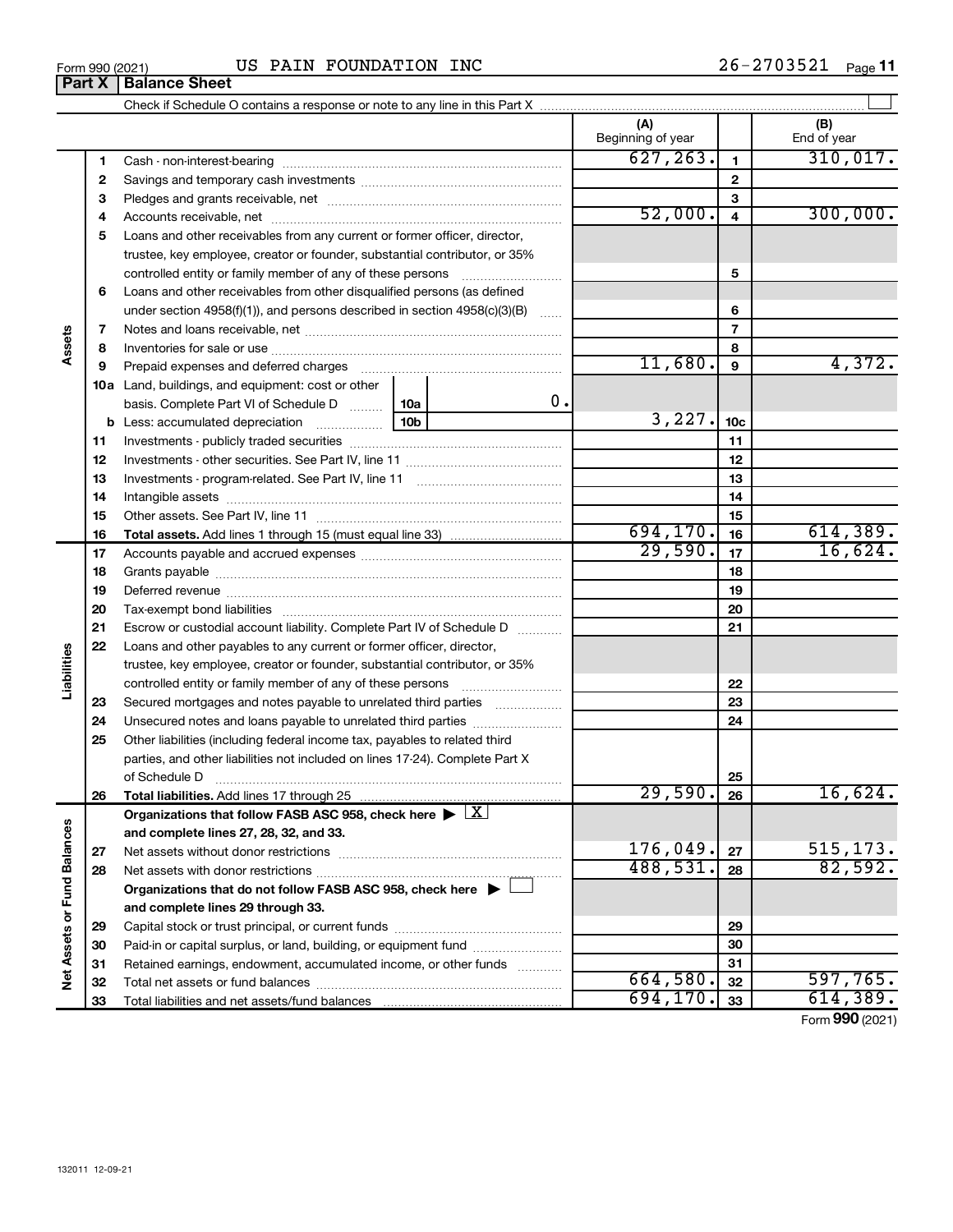Form 990 (2021) US PAIN FOUNDATION INC 26-2703521

## Part X Balance Sheet

Check if Schedule O contains a response or note to any line in this Part X

| | | | (A) Beginning of year | | (B) End of year |
|---|---|---|---|---|---|
| Assets | 1 | Cash - non-interest-bearing | 627,263. | 1 | 310,017. |
| | 2 | Savings and temporary cash investments | | 2 | |
| | 3 | Pledges and grants receivable, net | | 3 | |
| | 4 | Accounts receivable, net | 52,000. | 4 | 300,000. |
| | 5 | Loans and other receivables from any current or former officer, director, trustee, key employee, creator or founder, substantial contributor, or 35% controlled entity or family member of any of these persons | | 5 | |
| | 6 | Loans and other receivables from other disqualified persons (as defined under section 4958(f)(1)), and persons described in section 4958(c)(3)(B) | | 6 | |
| | 7 | Notes and loans receivable, net | | 7 | |
| | 8 | Inventories for sale or use | | 8 | |
| | 9 | Prepaid expenses and deferred charges | 11,680. | 9 | 4,372. |
| | 10a | Land, buildings, and equipment: cost or other basis. Complete Part VI of Schedule D — 10a: 0. | | | |
| | b | Less: accumulated depreciation — 10b | 3,227. | 10c | |
| | 11 | Investments - publicly traded securities | | 11 | |
| | 12 | Investments - other securities. See Part IV, line 11 | | 12 | |
| | 13 | Investments - program-related. See Part IV, line 11 | | 13 | |
| | 14 | Intangible assets | | 14 | |
| | 15 | Other assets. See Part IV, line 11 | | 15 | |
| | 16 | **Total assets.** Add lines 1 through 15 (must equal line 33) | 694,170. | 16 | 614,389. |
| Liabilities | 17 | Accounts payable and accrued expenses | 29,590. | 17 | 16,624. |
| | 18 | Grants payable | | 18 | |
| | 19 | Deferred revenue | | 19 | |
| | 20 | Tax-exempt bond liabilities | | 20 | |
| | 21 | Escrow or custodial account liability. Complete Part IV of Schedule D | | 21 | |
| | 22 | Loans and other payables to any current or former officer, director, trustee, key employee, creator or founder, substantial contributor, or 35% controlled entity or family member of any of these persons | | 22 | |
| | 23 | Secured mortgages and notes payable to unrelated third parties | | 23 | |
| | 24 | Unsecured notes and loans payable to unrelated third parties | | 24 | |
| | 25 | Other liabilities (including federal income tax, payables to related third parties, and other liabilities not included on lines 17-24). Complete Part X of Schedule D | | 25 | |
| | 26 | **Total liabilities.** Add lines 17 through 25 | 29,590. | 26 | 16,624. |
| Net Assets or Fund Balances | | **Organizations that follow FASB ASC 958, check here** ▶ [X] **and complete lines 27, 28, 32, and 33.** | | | |
| | 27 | Net assets without donor restrictions | 176,049. | 27 | 515,173. |
| | 28 | Net assets with donor restrictions | 488,531. | 28 | 82,592. |
| | | **Organizations that do not follow FASB ASC 958, check here** ▶ [ ] **and complete lines 29 through 33.** | | | |
| | 29 | Capital stock or trust principal, or current funds | | 29 | |
| | 30 | Paid-in or capital surplus, or land, building, or equipment fund | | 30 | |
| | 31 | Retained earnings, endowment, accumulated income, or other funds | | 31 | |
| | 32 | Total net assets or fund balances | 664,580. | 32 | 597,765. |
| | 33 | Total liabilities and net assets/fund balances | 694,170. | 33 | 614,389. |

Form **990** (2021)

132011 12-09-21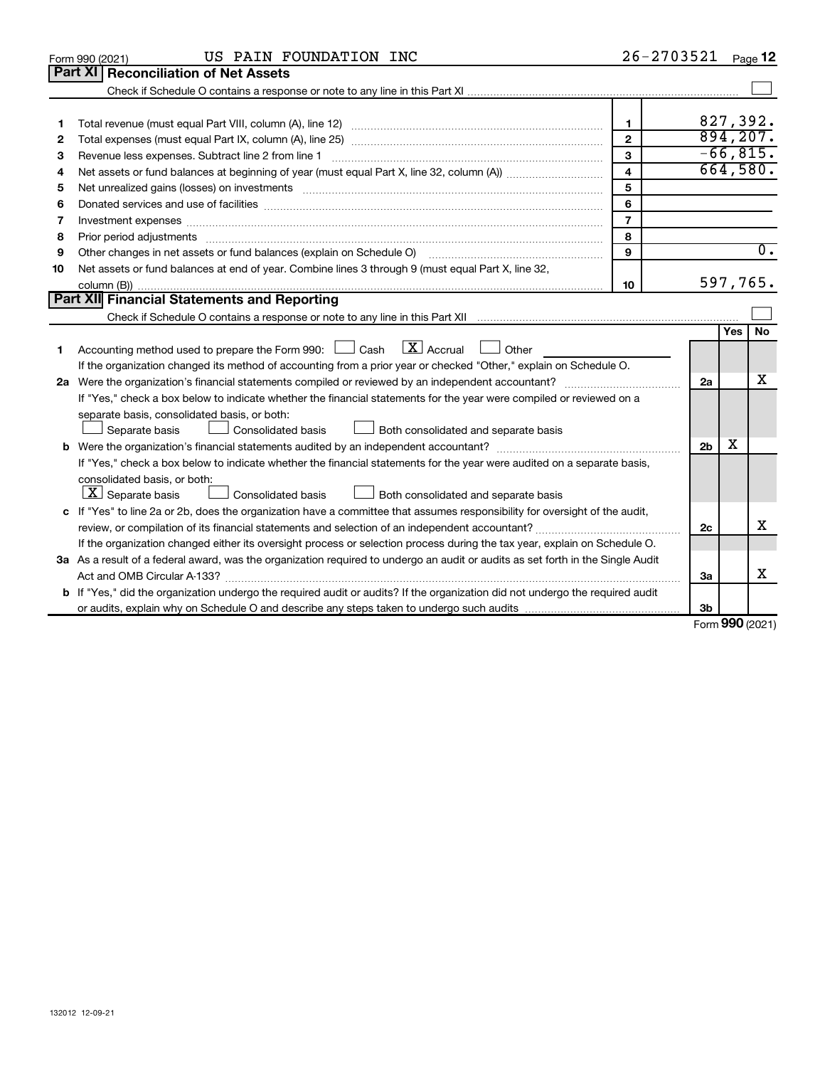Form 990 (2021) US PAIN FOUNDATION INC 26-2703521

## Part XI Reconciliation of Net Assets

Check if Schedule O contains a response or note to any line in this Part XI ☐

| | | | |
|---|---|---|---|
| 1 | Total revenue (must equal Part VIII, column (A), line 12) | 1 | 827,392. |
| 2 | Total expenses (must equal Part IX, column (A), line 25) | 2 | 894,207. |
| 3 | Revenue less expenses. Subtract line 2 from line 1 | 3 | -66,815. |
| 4 | Net assets or fund balances at beginning of year (must equal Part X, line 32, column (A)) | 4 | 664,580. |
| 5 | Net unrealized gains (losses) on investments | 5 | |
| 6 | Donated services and use of facilities | 6 | |
| 7 | Investment expenses | 7 | |
| 8 | Prior period adjustments | 8 | |
| 9 | Other changes in net assets or fund balances (explain on Schedule O) | 9 | 0. |
| 10 | Net assets or fund balances at end of year. Combine lines 3 through 9 (must equal Part X, line 32, column (B)) | 10 | 597,765. |

## Part XII Financial Statements and Reporting

Check if Schedule O contains a response or note to any line in this Part XII ☐

| | | | Yes | No |
|---|---|---|---|---|
| 1 | Accounting method used to prepare the Form 990: ☐ Cash ☒ Accrual ☐ Other<br>If the organization changed its method of accounting from a prior year or checked "Other," explain on Schedule O. | | | |
| 2a | Were the organization's financial statements compiled or reviewed by an independent accountant?<br>If "Yes," check a box below to indicate whether the financial statements for the year were compiled or reviewed on a separate basis, consolidated basis, or both:<br>☐ Separate basis ☐ Consolidated basis ☐ Both consolidated and separate basis | 2a | | X |
| b | Were the organization's financial statements audited by an independent accountant?<br>If "Yes," check a box below to indicate whether the financial statements for the year were audited on a separate basis, consolidated basis, or both:<br>☒ Separate basis ☐ Consolidated basis ☐ Both consolidated and separate basis | 2b | X | |
| c | If "Yes" to line 2a or 2b, does the organization have a committee that assumes responsibility for oversight of the audit, review, or compilation of its financial statements and selection of an independent accountant?<br>If the organization changed either its oversight process or selection process during the tax year, explain on Schedule O. | 2c | | X |
| 3a | As a result of a federal award, was the organization required to undergo an audit or audits as set forth in the Single Audit Act and OMB Circular A-133? | 3a | | X |
| b | If "Yes," did the organization undergo the required audit or audits? If the organization did not undergo the required audit or audits, explain why on Schedule O and describe any steps taken to undergo such audits | 3b | | |

Form **990** (2021)

132012 12-09-21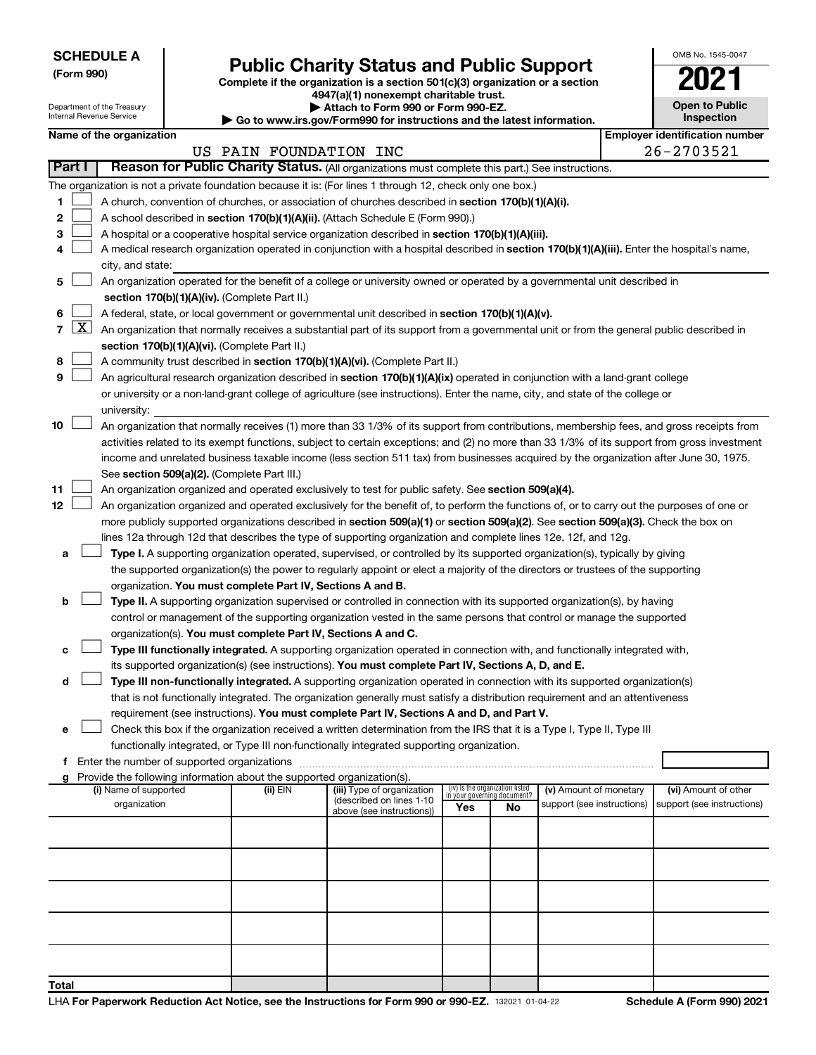**SCHEDULE A**
**(Form 990)**

Department of the Treasury
Internal Revenue Service

# Public Charity Status and Public Support

**Complete if the organization is a section 501(c)(3) organization or a section 4947(a)(1) nonexempt charitable trust.**
**▶ Attach to Form 990 or Form 990-EZ.**
**▶ Go to www.irs.gov/Form990 for instructions and the latest information.**

OMB No. 1545-0047

**2021**

**Open to Public Inspection**

**Name of the organization**
US PAIN FOUNDATION INC

**Employer identification number**
26-2703521

**Part I** **Reason for Public Charity Status.** (All organizations must complete this part.) See instructions.

The organization is not a private foundation because it is: (For lines 1 through 12, check only one box.)

1 ☐ A church, convention of churches, or association of churches described in **section 170(b)(1)(A)(i).**

2 ☐ A school described in **section 170(b)(1)(A)(ii).** (Attach Schedule E (Form 990).)

3 ☐ A hospital or a cooperative hospital service organization described in **section 170(b)(1)(A)(iii).**

4 ☐ A medical research organization operated in conjunction with a hospital described in **section 170(b)(1)(A)(iii).** Enter the hospital's name, city, and state:

5 ☐ An organization operated for the benefit of a college or university owned or operated by a governmental unit described in **section 170(b)(1)(A)(iv).** (Complete Part II.)

6 ☐ A federal, state, or local government or governmental unit described in **section 170(b)(1)(A)(v).**

7 ☒ An organization that normally receives a substantial part of its support from a governmental unit or from the general public described in **section 170(b)(1)(A)(vi).** (Complete Part II.)

8 ☐ A community trust described in **section 170(b)(1)(A)(vi).** (Complete Part II.)

9 ☐ An agricultural research organization described in **section 170(b)(1)(A)(ix)** operated in conjunction with a land-grant college or university or a non-land-grant college of agriculture (see instructions). Enter the name, city, and state of the college or university:

10 ☐ An organization that normally receives (1) more than 33 1/3% of its support from contributions, membership fees, and gross receipts from activities related to its exempt functions, subject to certain exceptions; and (2) no more than 33 1/3% of its support from gross investment income and unrelated business taxable income (less section 511 tax) from businesses acquired by the organization after June 30, 1975. See **section 509(a)(2).** (Complete Part III.)

11 ☐ An organization organized and operated exclusively to test for public safety. See **section 509(a)(4).**

12 ☐ An organization organized and operated exclusively for the benefit of, to perform the functions of, or to carry out the purposes of one or more publicly supported organizations described in **section 509(a)(1)** or **section 509(a)(2).** See **section 509(a)(3).** Check the box on lines 12a through 12d that describes the type of supporting organization and complete lines 12e, 12f, and 12g.

a ☐ **Type I.** A supporting organization operated, supervised, or controlled by its supported organization(s), typically by giving the supported organization(s) the power to regularly appoint or elect a majority of the directors or trustees of the supporting organization. **You must complete Part IV, Sections A and B.**

b ☐ **Type II.** A supporting organization supervised or controlled in connection with its supported organization(s), by having control or management of the supporting organization vested in the same persons that control or manage the supported organization(s). **You must complete Part IV, Sections A and C.**

c ☐ **Type III functionally integrated.** A supporting organization operated in connection with, and functionally integrated with, its supported organization(s) (see instructions). **You must complete Part IV, Sections A, D, and E.**

d ☐ **Type III non-functionally integrated.** A supporting organization operated in connection with its supported organization(s) that is not functionally integrated. The organization generally must satisfy a distribution requirement and an attentiveness requirement (see instructions). **You must complete Part IV, Sections A and D, and Part V.**

e ☐ Check this box if the organization received a written determination from the IRS that it is a Type I, Type II, Type III functionally integrated, or Type III non-functionally integrated supporting organization.

f Enter the number of supported organizations

g Provide the following information about the supported organization(s).

| (i) Name of supported organization | (ii) EIN | (iii) Type of organization (described on lines 1-10 above (see instructions)) | (iv) Is the organization listed in your governing document? Yes | No | (v) Amount of monetary support (see instructions) | (vi) Amount of other support (see instructions) |
|---|---|---|---|---|---|---|
| | | | | | | |
| | | | | | | |
| | | | | | | |
| | | | | | | |
| | | | | | | |
| **Total** | | | | | | |

LHA **For Paperwork Reduction Act Notice, see the Instructions for Form 990 or 990-EZ.** 132021 01-04-22 **Schedule A (Form 990) 2021**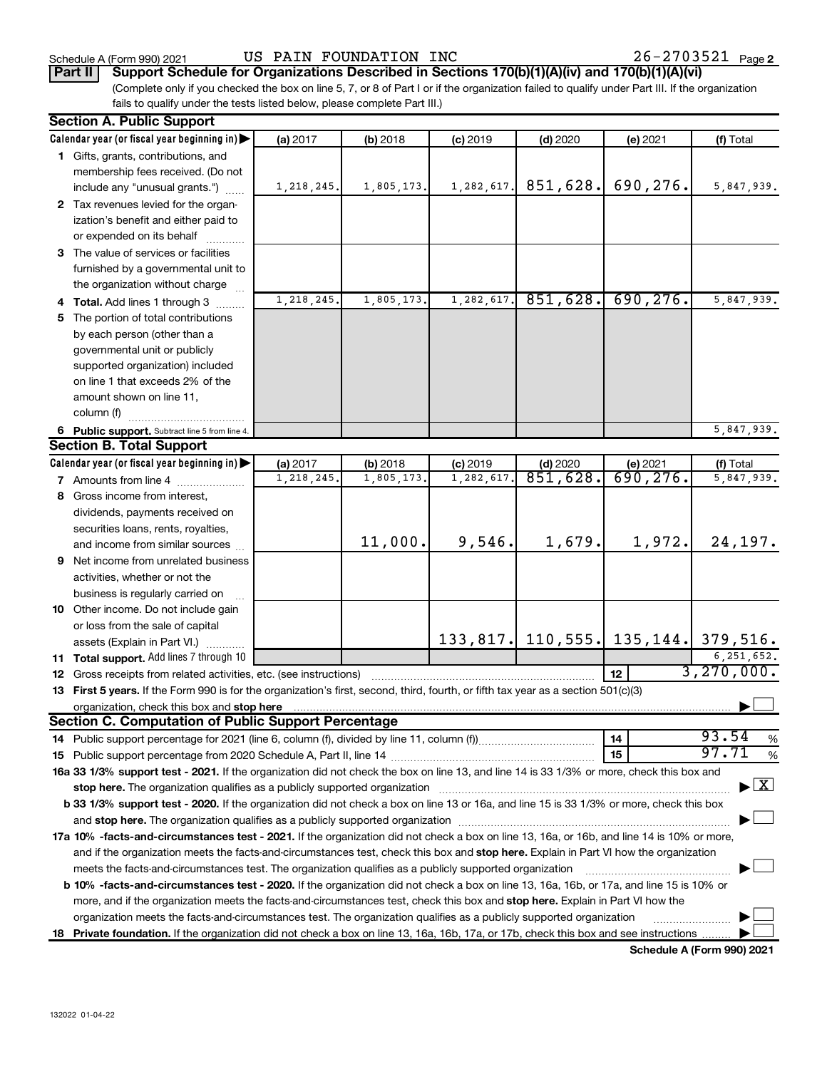Schedule A (Form 990) 2021 US PAIN FOUNDATION INC 26-2703521

## Part II Support Schedule for Organizations Described in Sections 170(b)(1)(A)(iv) and 170(b)(1)(A)(vi)

(Complete only if you checked the box on line 5, 7, or 8 of Part I or if the organization failed to qualify under Part III. If the organization fails to qualify under the tests listed below, please complete Part III.)

### Section A. Public Support

| Calendar year (or fiscal year beginning in) | (a) 2017 | (b) 2018 | (c) 2019 | (d) 2020 | (e) 2021 | (f) Total |
|---|---|---|---|---|---|---|
| 1 Gifts, grants, contributions, and membership fees received. (Do not include any "unusual grants.") | 1,218,245. | 1,805,173. | 1,282,617. | 851,628. | 690,276. | 5,847,939. |
| 2 Tax revenues levied for the organization's benefit and either paid to or expended on its behalf | | | | | | |
| 3 The value of services or facilities furnished by a governmental unit to the organization without charge | | | | | | |
| 4 Total. Add lines 1 through 3 | 1,218,245. | 1,805,173. | 1,282,617. | 851,628. | 690,276. | 5,847,939. |
| 5 The portion of total contributions by each person (other than a governmental unit or publicly supported organization) included on line 1 that exceeds 2% of the amount shown on line 11, column (f) | | | | | | |
| 6 Public support. Subtract line 5 from line 4. | | | | | | 5,847,939. |

### Section B. Total Support

| Calendar year (or fiscal year beginning in) | (a) 2017 | (b) 2018 | (c) 2019 | (d) 2020 | (e) 2021 | (f) Total |
|---|---|---|---|---|---|---|
| 7 Amounts from line 4 | 1,218,245. | 1,805,173. | 1,282,617. | 851,628. | 690,276. | 5,847,939. |
| 8 Gross income from interest, dividends, payments received on securities loans, rents, royalties, and income from similar sources | | 11,000. | 9,546. | 1,679. | 1,972. | 24,197. |
| 9 Net income from unrelated business activities, whether or not the business is regularly carried on | | | | | | |
| 10 Other income. Do not include gain or loss from the sale of capital assets (Explain in Part VI.) | | | 133,817. | 110,555. | 135,144. | 379,516. |
| 11 Total support. Add lines 7 through 10 | | | | | | 6,251,652. |
| 12 Gross receipts from related activities, etc. (see instructions) | | | | | 12 | 3,270,000. |

13 **First 5 years.** If the Form 990 is for the organization's first, second, third, fourth, or fifth tax year as a section 501(c)(3) organization, check this box and **stop here** ☐

### Section C. Computation of Public Support Percentage

| | | |
|---|---|---|
| 14 Public support percentage for 2021 (line 6, column (f), divided by line 11, column (f)) | 14 | 93.54 % |
| 15 Public support percentage from 2020 Schedule A, Part II, line 14 | 15 | 97.71 % |

**16a 33 1/3% support test - 2021.** If the organization did not check the box on line 13, and line 14 is 33 1/3% or more, check this box and **stop here.** The organization qualifies as a publicly supported organization ☒

**b 33 1/3% support test - 2020.** If the organization did not check a box on line 13 or 16a, and line 15 is 33 1/3% or more, check this box and **stop here.** The organization qualifies as a publicly supported organization ☐

**17a 10% -facts-and-circumstances test - 2021.** If the organization did not check a box on line 13, 16a, or 16b, and line 14 is 10% or more, and if the organization meets the facts-and-circumstances test, check this box and **stop here.** Explain in Part VI how the organization meets the facts-and-circumstances test. The organization qualifies as a publicly supported organization ☐

**b 10% -facts-and-circumstances test - 2020.** If the organization did not check a box on line 13, 16a, 16b, or 17a, and line 15 is 10% or more, and if the organization meets the facts-and-circumstances test, check this box and **stop here.** Explain in Part VI how the organization meets the facts-and-circumstances test. The organization qualifies as a publicly supported organization ☐

**18 Private foundation.** If the organization did not check a box on line 13, 16a, 16b, 17a, or 17b, check this box and see instructions ☐

Schedule A (Form 990) 2021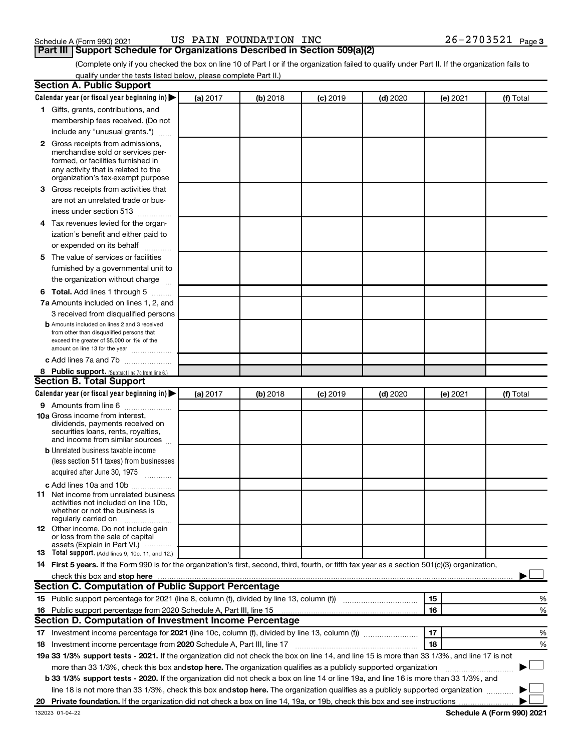Schedule A (Form 990) 2021 US PAIN FOUNDATION INC 26-2703521

## Part III Support Schedule for Organizations Described in Section 509(a)(2)

(Complete only if you checked the box on line 10 of Part I or if the organization failed to qualify under Part II. If the organization fails to qualify under the tests listed below, please complete Part II.)

### Section A. Public Support

| Calendar year (or fiscal year beginning in) ▶ | (a) 2017 | (b) 2018 | (c) 2019 | (d) 2020 | (e) 2021 | (f) Total |
|---|---|---|---|---|---|---|
| **1** Gifts, grants, contributions, and membership fees received. (Do not include any "unusual grants.") | | | | | | |
| **2** Gross receipts from admissions, merchandise sold or services performed, or facilities furnished in any activity that is related to the organization's tax-exempt purpose | | | | | | |
| **3** Gross receipts from activities that are not an unrelated trade or business under section 513 | | | | | | |
| **4** Tax revenues levied for the organization's benefit and either paid to or expended on its behalf | | | | | | |
| **5** The value of services or facilities furnished by a governmental unit to the organization without charge | | | | | | |
| **6 Total.** Add lines 1 through 5 | | | | | | |
| **7a** Amounts included on lines 1, 2, and 3 received from disqualified persons | | | | | | |
| **b** Amounts included on lines 2 and 3 received from other than disqualified persons that exceed the greater of $5,000 or 1% of the amount on line 13 for the year | | | | | | |
| **c** Add lines 7a and 7b | | | | | | |
| **8 Public support.** (Subtract line 7c from line 6.) | | | | | | |

### Section B. Total Support

| Calendar year (or fiscal year beginning in) ▶ | (a) 2017 | (b) 2018 | (c) 2019 | (d) 2020 | (e) 2021 | (f) Total |
|---|---|---|---|---|---|---|
| **9** Amounts from line 6 | | | | | | |
| **10a** Gross income from interest, dividends, payments received on securities loans, rents, royalties, and income from similar sources | | | | | | |
| **b** Unrelated business taxable income (less section 511 taxes) from businesses acquired after June 30, 1975 | | | | | | |
| **c** Add lines 10a and 10b | | | | | | |
| **11** Net income from unrelated business activities not included on line 10b, whether or not the business is regularly carried on | | | | | | |
| **12** Other income. Do not include gain or loss from the sale of capital assets (Explain in Part VI.) | | | | | | |
| **13 Total support.** (Add lines 9, 10c, 11, and 12.) | | | | | | |

**14 First 5 years.** If the Form 990 is for the organization's first, second, third, fourth, or fifth tax year as a section 501(c)(3) organization, check this box and **stop here** ▶ ☐

### Section C. Computation of Public Support Percentage

| | | | |
|---|---|---|---|
| **15** Public support percentage for 2021 (line 8, column (f), divided by line 13, column (f)) | 15 | | % |
| **16** Public support percentage from 2020 Schedule A, Part III, line 15 | 16 | | % |

### Section D. Computation of Investment Income Percentage

| | | | |
|---|---|---|---|
| **17** Investment income percentage for **2021** (line 10c, column (f), divided by line 13, column (f)) | 17 | | % |
| **18** Investment income percentage from **2020** Schedule A, Part III, line 17 | 18 | | % |

**19a 33 1/3% support tests - 2021.** If the organization did not check the box on line 14, and line 15 is more than 33 1/3%, and line 17 is not more than 33 1/3%, check this box and **stop here.** The organization qualifies as a publicly supported organization ▶ ☐

**b 33 1/3% support tests - 2020.** If the organization did not check a box on line 14 or line 19a, and line 16 is more than 33 1/3%, and line 18 is not more than 33 1/3%, check this box and **stop here.** The organization qualifies as a publicly supported organization ▶ ☐

**20 Private foundation.** If the organization did not check a box on line 14, 19a, or 19b, check this box and see instructions ▶ ☐

132023 01-04-22 **Schedule A (Form 990) 2021**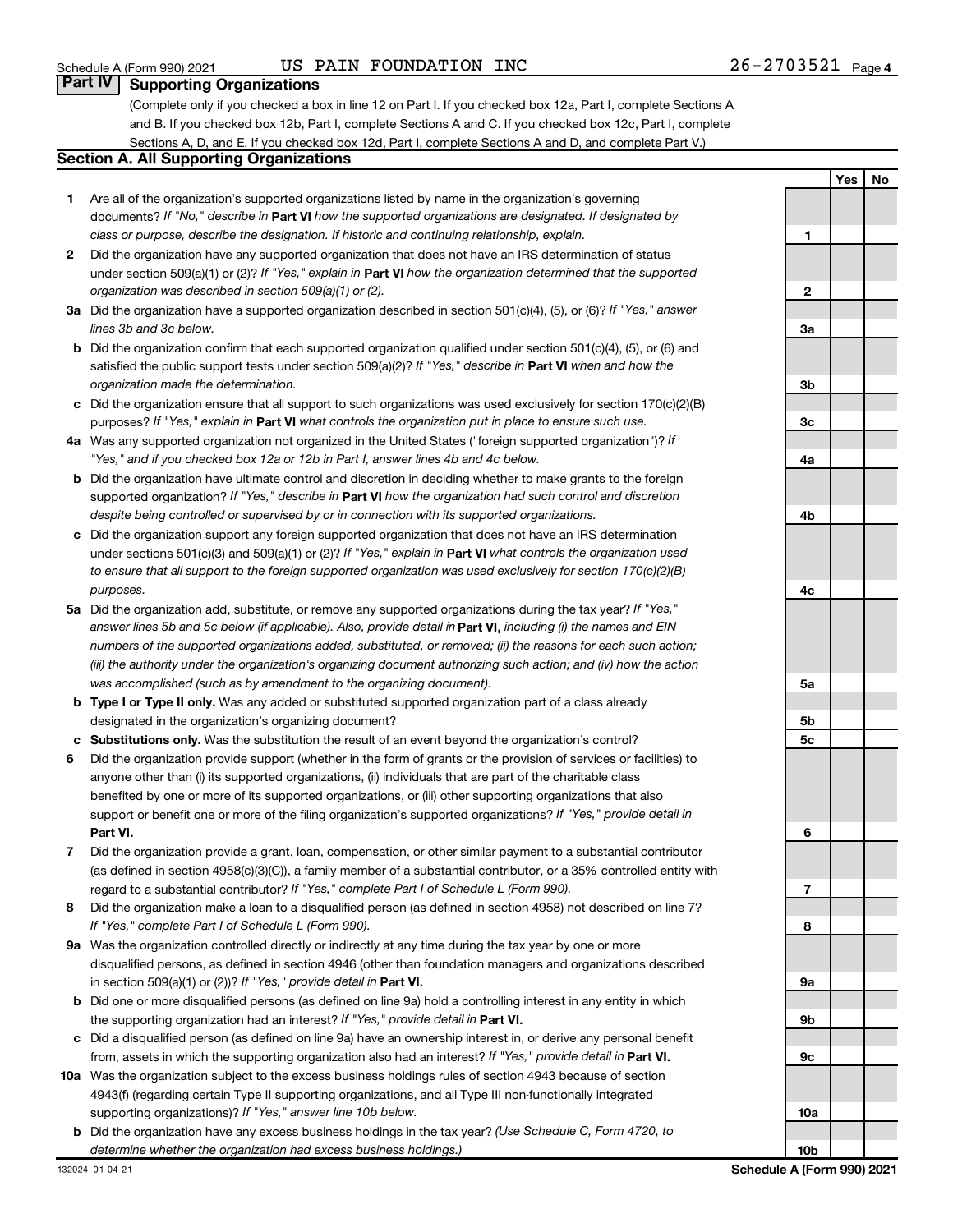## Part IV Supporting Organizations

(Complete only if you checked a box in line 12 on Part I. If you checked box 12a, Part I, complete Sections A and B. If you checked box 12b, Part I, complete Sections A and C. If you checked box 12c, Part I, complete Sections A, D, and E. If you checked box 12d, Part I, complete Sections A and D, and complete Part V.)

### Section A. All Supporting Organizations

| | | | Yes | No |
|---|---|---|---|---|
| **1** | Are all of the organization's supported organizations listed by name in the organization's governing documents? *If "No," describe in* **Part VI** *how the supported organizations are designated. If designated by class or purpose, describe the designation. If historic and continuing relationship, explain.* | **1** | | |
| **2** | Did the organization have any supported organization that does not have an IRS determination of status under section 509(a)(1) or (2)? *If "Yes," explain in* **Part VI** *how the organization determined that the supported organization was described in section 509(a)(1) or (2).* | **2** | | |
| **3a** | Did the organization have a supported organization described in section 501(c)(4), (5), or (6)? *If "Yes," answer lines 3b and 3c below.* | **3a** | | |
| **b** | Did the organization confirm that each supported organization qualified under section 501(c)(4), (5), or (6) and satisfied the public support tests under section 509(a)(2)? *If "Yes," describe in* **Part VI** *when and how the organization made the determination.* | **3b** | | |
| **c** | Did the organization ensure that all support to such organizations was used exclusively for section 170(c)(2)(B) purposes? *If "Yes," explain in* **Part VI** *what controls the organization put in place to ensure such use.* | **3c** | | |
| **4a** | Was any supported organization not organized in the United States ("foreign supported organization")? *If "Yes," and if you checked box 12a or 12b in Part I, answer lines 4b and 4c below.* | **4a** | | |
| **b** | Did the organization have ultimate control and discretion in deciding whether to make grants to the foreign supported organization? *If "Yes," describe in* **Part VI** *how the organization had such control and discretion despite being controlled or supervised by or in connection with its supported organizations.* | **4b** | | |
| **c** | Did the organization support any foreign supported organization that does not have an IRS determination under sections 501(c)(3) and 509(a)(1) or (2)? *If "Yes," explain in* **Part VI** *what controls the organization used to ensure that all support to the foreign supported organization was used exclusively for section 170(c)(2)(B) purposes.* | **4c** | | |
| **5a** | Did the organization add, substitute, or remove any supported organizations during the tax year? *If "Yes," answer lines 5b and 5c below (if applicable). Also, provide detail in* **Part VI,** *including (i) the names and EIN numbers of the supported organizations added, substituted, or removed; (ii) the reasons for each such action; (iii) the authority under the organization's organizing document authorizing such action; and (iv) how the action was accomplished (such as by amendment to the organizing document).* | **5a** | | |
| **b** | **Type I or Type II only.** Was any added or substituted supported organization part of a class already designated in the organization's organizing document? | **5b** | | |
| **c** | **Substitutions only.** Was the substitution the result of an event beyond the organization's control? | **5c** | | |
| **6** | Did the organization provide support (whether in the form of grants or the provision of services or facilities) to anyone other than (i) its supported organizations, (ii) individuals that are part of the charitable class benefited by one or more of its supported organizations, or (iii) other supporting organizations that also support or benefit one or more of the filing organization's supported organizations? *If "Yes," provide detail in* **Part VI.** | **6** | | |
| **7** | Did the organization provide a grant, loan, compensation, or other similar payment to a substantial contributor (as defined in section 4958(c)(3)(C)), a family member of a substantial contributor, or a 35% controlled entity with regard to a substantial contributor? *If "Yes," complete Part I of Schedule L (Form 990).* | **7** | | |
| **8** | Did the organization make a loan to a disqualified person (as defined in section 4958) not described on line 7? *If "Yes," complete Part I of Schedule L (Form 990).* | **8** | | |
| **9a** | Was the organization controlled directly or indirectly at any time during the tax year by one or more disqualified persons, as defined in section 4946 (other than foundation managers and organizations described in section 509(a)(1) or (2))? *If "Yes," provide detail in* **Part VI.** | **9a** | | |
| **b** | Did one or more disqualified persons (as defined on line 9a) hold a controlling interest in any entity in which the supporting organization had an interest? *If "Yes," provide detail in* **Part VI.** | **9b** | | |
| **c** | Did a disqualified person (as defined on line 9a) have an ownership interest in, or derive any personal benefit from, assets in which the supporting organization also had an interest? *If "Yes," provide detail in* **Part VI.** | **9c** | | |
| **10a** | Was the organization subject to the excess business holdings rules of section 4943 because of section 4943(f) (regarding certain Type II supporting organizations, and all Type III non-functionally integrated supporting organizations)? *If "Yes," answer line 10b below.* | **10a** | | |
| **b** | Did the organization have any excess business holdings in the tax year? *(Use Schedule C, Form 4720, to determine whether the organization had excess business holdings.)* | **10b** | | |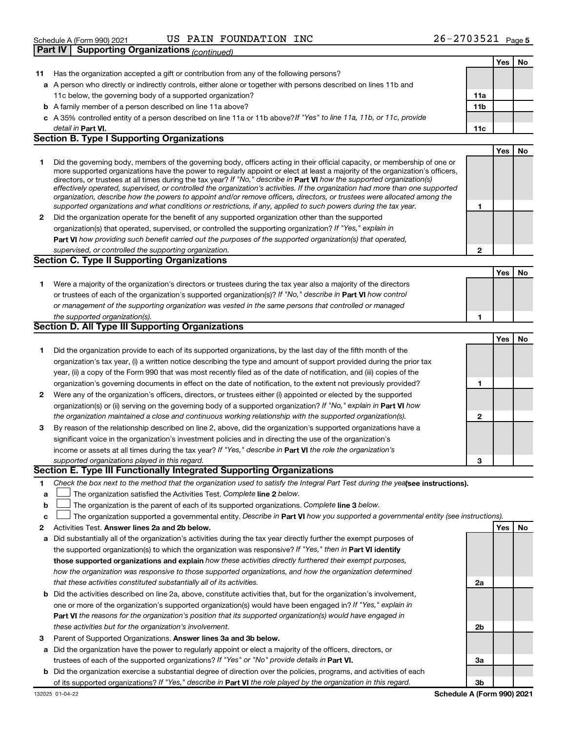Schedule A (Form 990) 2021 US PAIN FOUNDATION INC 26-2703521

## Part IV Supporting Organizations *(continued)*

| | | | Yes | No |
|---|---|---|---|---|
| **11** | Has the organization accepted a gift or contribution from any of the following persons? | | | |
| **a** | A person who directly or indirectly controls, either alone or together with persons described on lines 11b and 11c below, the governing body of a supported organization? | **11a** | | |
| **b** | A family member of a person described on line 11a above? | **11b** | | |
| **c** | A 35% controlled entity of a person described on line 11a or 11b above? *If "Yes" to line 11a, 11b, or 11c, provide detail in* **Part VI.** | **11c** | | |

### Section B. Type I Supporting Organizations

| | | | Yes | No |
|---|---|---|---|---|
| **1** | Did the governing body, members of the governing body, officers acting in their official capacity, or membership of one or more supported organizations have the power to regularly appoint or elect at least a majority of the organization's officers, directors, or trustees at all times during the tax year? *If "No," describe in* **Part VI** *how the supported organization(s) effectively operated, supervised, or controlled the organization's activities. If the organization had more than one supported organization, describe how the powers to appoint and/or remove officers, directors, or trustees were allocated among the supported organizations and what conditions or restrictions, if any, applied to such powers during the tax year.* | **1** | | |
| **2** | Did the organization operate for the benefit of any supported organization other than the supported organization(s) that operated, supervised, or controlled the supporting organization? *If "Yes," explain in* **Part VI** *how providing such benefit carried out the purposes of the supported organization(s) that operated, supervised, or controlled the supporting organization.* | **2** | | |

### Section C. Type II Supporting Organizations

| | | | Yes | No |
|---|---|---|---|---|
| **1** | Were a majority of the organization's directors or trustees during the tax year also a majority of the directors or trustees of each of the organization's supported organization(s)? *If "No," describe in* **Part VI** *how control or management of the supporting organization was vested in the same persons that controlled or managed the supported organization(s).* | **1** | | |

### Section D. All Type III Supporting Organizations

| | | | Yes | No |
|---|---|---|---|---|
| **1** | Did the organization provide to each of its supported organizations, by the last day of the fifth month of the organization's tax year, (i) a written notice describing the type and amount of support provided during the prior tax year, (ii) a copy of the Form 990 that was most recently filed as of the date of notification, and (iii) copies of the organization's governing documents in effect on the date of notification, to the extent not previously provided? | **1** | | |
| **2** | Were any of the organization's officers, directors, or trustees either (i) appointed or elected by the supported organization(s) or (ii) serving on the governing body of a supported organization? *If "No," explain in* **Part VI** *how the organization maintained a close and continuous working relationship with the supported organization(s).* | **2** | | |
| **3** | By reason of the relationship described on line 2, above, did the organization's supported organizations have a significant voice in the organization's investment policies and in directing the use of the organization's income or assets at all times during the tax year? *If "Yes," describe in* **Part VI** *the role the organization's supported organizations played in this regard.* | **3** | | |

### Section E. Type III Functionally Integrated Supporting Organizations

**1** *Check the box next to the method that the organization used to satisfy the Integral Part Test during the year* **(see instructions).**

- **a** ☐ The organization satisfied the Activities Test. *Complete* **line 2** *below.*
- **b** ☐ The organization is the parent of each of its supported organizations. *Complete* **line 3** *below.*
- **c** ☐ The organization supported a governmental entity. *Describe in* **Part VI** *how you supported a governmental entity (see instructions).*

| | | | Yes | No |
|---|---|---|---|---|
| **2** | Activities Test. **Answer lines 2a and 2b below.** | | | |
| **a** | Did substantially all of the organization's activities during the tax year directly further the exempt purposes of the supported organization(s) to which the organization was responsive? *If "Yes," then in* **Part VI identify those supported organizations and explain** *how these activities directly furthered their exempt purposes, how the organization was responsive to those supported organizations, and how the organization determined that these activities constituted substantially all of its activities.* | **2a** | | |
| **b** | Did the activities described on line 2a, above, constitute activities that, but for the organization's involvement, one or more of the organization's supported organization(s) would have been engaged in? *If "Yes," explain in* **Part VI** *the reasons for the organization's position that its supported organization(s) would have engaged in these activities but for the organization's involvement.* | **2b** | | |
| **3** | Parent of Supported Organizations. **Answer lines 3a and 3b below.** | | | |
| **a** | Did the organization have the power to regularly appoint or elect a majority of the officers, directors, or trustees of each of the supported organizations? *If "Yes" or "No" provide details in* **Part VI.** | **3a** | | |
| **b** | Did the organization exercise a substantial degree of direction over the policies, programs, and activities of each of its supported organizations? *If "Yes," describe in* **Part VI** *the role played by the organization in this regard.* | **3b** | | |

132025 01-04-22 **Schedule A (Form 990) 2021**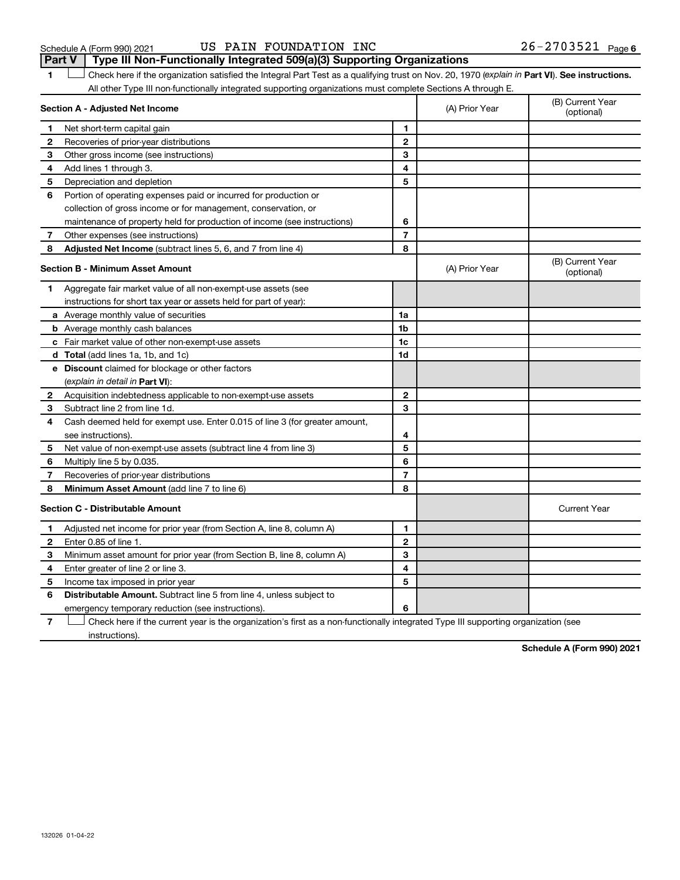Schedule A (Form 990) 2021 US PAIN FOUNDATION INC 26-2703521

## Part V Type III Non-Functionally Integrated 509(a)(3) Supporting Organizations

1 ☐ Check here if the organization satisfied the Integral Part Test as a qualifying trust on Nov. 20, 1970 (*explain in* **Part VI**). **See instructions.** All other Type III non-functionally integrated supporting organizations must complete Sections A through E.

| | Section A - Adjusted Net Income | | (A) Prior Year | (B) Current Year (optional) |
|---|---|---|---|---|
| 1 | Net short-term capital gain | 1 | | |
| 2 | Recoveries of prior-year distributions | 2 | | |
| 3 | Other gross income (see instructions) | 3 | | |
| 4 | Add lines 1 through 3. | 4 | | |
| 5 | Depreciation and depletion | 5 | | |
| 6 | Portion of operating expenses paid or incurred for production or collection of gross income or for management, conservation, or maintenance of property held for production of income (see instructions) | 6 | | |
| 7 | Other expenses (see instructions) | 7 | | |
| 8 | **Adjusted Net Income** (subtract lines 5, 6, and 7 from line 4) | 8 | | |

| | Section B - Minimum Asset Amount | | (A) Prior Year | (B) Current Year (optional) |
|---|---|---|---|---|
| 1 | Aggregate fair market value of all non-exempt-use assets (see instructions for short tax year or assets held for part of year): | | | |
| a | Average monthly value of securities | 1a | | |
| b | Average monthly cash balances | 1b | | |
| c | Fair market value of other non-exempt-use assets | 1c | | |
| d | **Total** (add lines 1a, 1b, and 1c) | 1d | | |
| e | **Discount** claimed for blockage or other factors (*explain in detail in* **Part VI**): | | | |
| 2 | Acquisition indebtedness applicable to non-exempt-use assets | 2 | | |
| 3 | Subtract line 2 from line 1d. | 3 | | |
| 4 | Cash deemed held for exempt use. Enter 0.015 of line 3 (for greater amount, see instructions). | 4 | | |
| 5 | Net value of non-exempt-use assets (subtract line 4 from line 3) | 5 | | |
| 6 | Multiply line 5 by 0.035. | 6 | | |
| 7 | Recoveries of prior-year distributions | 7 | | |
| 8 | **Minimum Asset Amount** (add line 7 to line 6) | 8 | | |

| | Section C - Distributable Amount | | | Current Year |
|---|---|---|---|---|
| 1 | Adjusted net income for prior year (from Section A, line 8, column A) | 1 | | |
| 2 | Enter 0.85 of line 1. | 2 | | |
| 3 | Minimum asset amount for prior year (from Section B, line 8, column A) | 3 | | |
| 4 | Enter greater of line 2 or line 3. | 4 | | |
| 5 | Income tax imposed in prior year | 5 | | |
| 6 | **Distributable Amount.** Subtract line 5 from line 4, unless subject to emergency temporary reduction (see instructions). | 6 | | |

7 ☐ Check here if the current year is the organization's first as a non-functionally integrated Type III supporting organization (see instructions).

**Schedule A (Form 990) 2021**

132026 01-04-22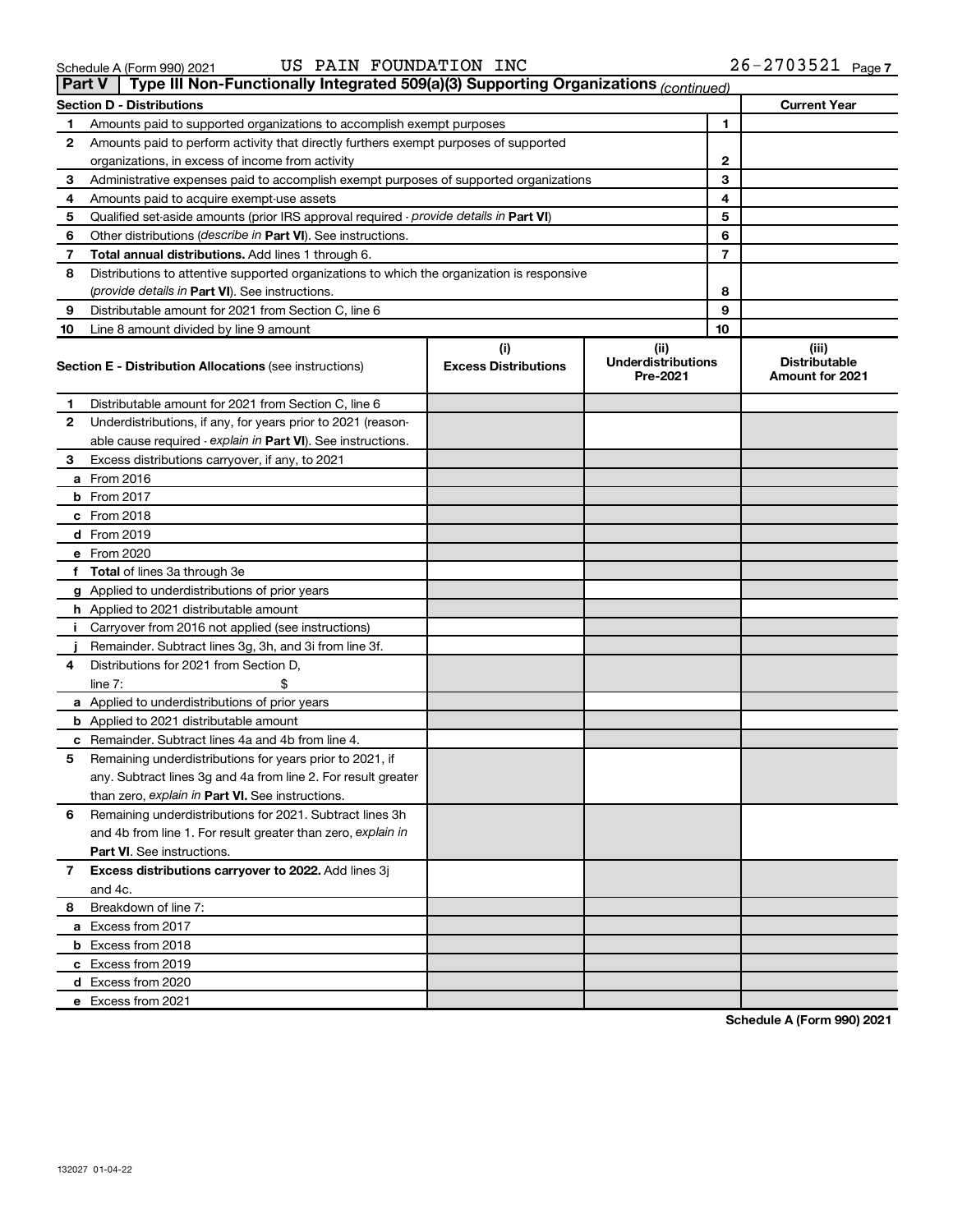Schedule A (Form 990) 2021 US PAIN FOUNDATION INC 26-2703521

## Part V | Type III Non-Functionally Integrated 509(a)(3) Supporting Organizations *(continued)*

| Section D - Distributions | | | Current Year |
|---|---|---|---|
| 1 | Amounts paid to supported organizations to accomplish exempt purposes | 1 | |
| 2 | Amounts paid to perform activity that directly furthers exempt purposes of supported organizations, in excess of income from activity | 2 | |
| 3 | Administrative expenses paid to accomplish exempt purposes of supported organizations | 3 | |
| 4 | Amounts paid to acquire exempt-use assets | 4 | |
| 5 | Qualified set-aside amounts (prior IRS approval required - *provide details in* **Part VI**) | 5 | |
| 6 | Other distributions (*describe in* **Part VI**). See instructions. | 6 | |
| 7 | **Total annual distributions.** Add lines 1 through 6. | 7 | |
| 8 | Distributions to attentive supported organizations to which the organization is responsive (*provide details in* **Part VI**). See instructions. | 8 | |
| 9 | Distributable amount for 2021 from Section C, line 6 | 9 | |
| 10 | Line 8 amount divided by line 9 amount | 10 | |

| | **Section E - Distribution Allocations** (see instructions) | (i) Excess Distributions | (ii) Underdistributions Pre-2021 | (iii) Distributable Amount for 2021 |
|---|---|---|---|---|
| 1 | Distributable amount for 2021 from Section C, line 6 | | | |
| 2 | Underdistributions, if any, for years prior to 2021 (reasonable cause required - *explain in* **Part VI**). See instructions. | | | |
| 3 | Excess distributions carryover, if any, to 2021 | | | |
| a | From 2016 | | | |
| b | From 2017 | | | |
| c | From 2018 | | | |
| d | From 2019 | | | |
| e | From 2020 | | | |
| f | **Total** of lines 3a through 3e | | | |
| g | Applied to underdistributions of prior years | | | |
| h | Applied to 2021 distributable amount | | | |
| i | Carryover from 2016 not applied (see instructions) | | | |
| j | Remainder. Subtract lines 3g, 3h, and 3i from line 3f. | | | |
| 4 | Distributions for 2021 from Section D, line 7: $ | | | |
| a | Applied to underdistributions of prior years | | | |
| b | Applied to 2021 distributable amount | | | |
| c | Remainder. Subtract lines 4a and 4b from line 4. | | | |
| 5 | Remaining underdistributions for years prior to 2021, if any. Subtract lines 3g and 4a from line 2. For result greater than zero, *explain in* **Part VI.** See instructions. | | | |
| 6 | Remaining underdistributions for 2021. Subtract lines 3h and 4b from line 1. For result greater than zero, *explain in* **Part VI**. See instructions. | | | |
| 7 | **Excess distributions carryover to 2022.** Add lines 3j and 4c. | | | |
| 8 | Breakdown of line 7: | | | |
| a | Excess from 2017 | | | |
| b | Excess from 2018 | | | |
| c | Excess from 2019 | | | |
| d | Excess from 2020 | | | |
| e | Excess from 2021 | | | |

**Schedule A (Form 990) 2021**

132027 01-04-22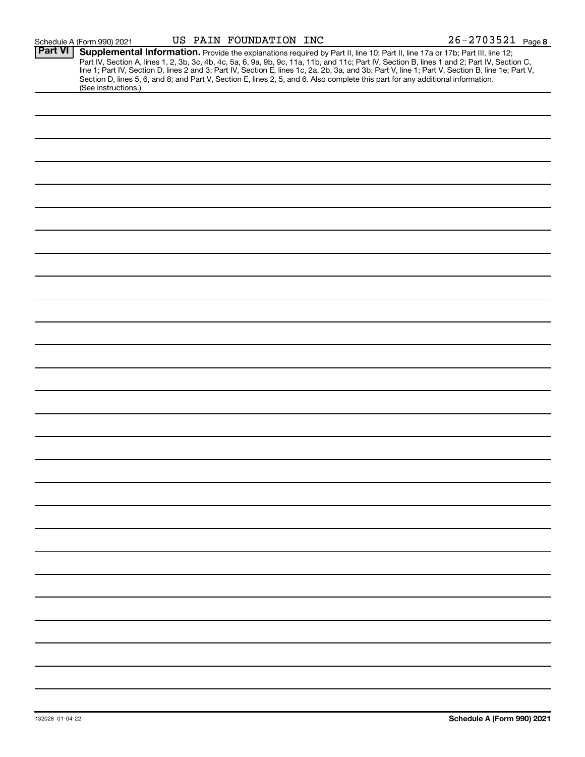Schedule A (Form 990) 2021 US PAIN FOUNDATION INC 26-2703521

**Part VI** **Supplemental Information.** Provide the explanations required by Part II, line 10; Part II, line 17a or 17b; Part III, line 12; Part IV, Section A, lines 1, 2, 3b, 3c, 4b, 4c, 5a, 6, 9a, 9b, 9c, 11a, 11b, and 11c; Part IV, Section B, lines 1 and 2; Part IV, Section C, line 1; Part IV, Section D, lines 2 and 3; Part IV, Section E, lines 1c, 2a, 2b, 3a, and 3b; Part V, line 1; Part V, Section B, line 1e; Part V, Section D, lines 5, 6, and 8; and Part V, Section E, lines 2, 5, and 6. Also complete this part for any additional information. (See instructions.)

132028 01-04-22

**Schedule A (Form 990) 2021**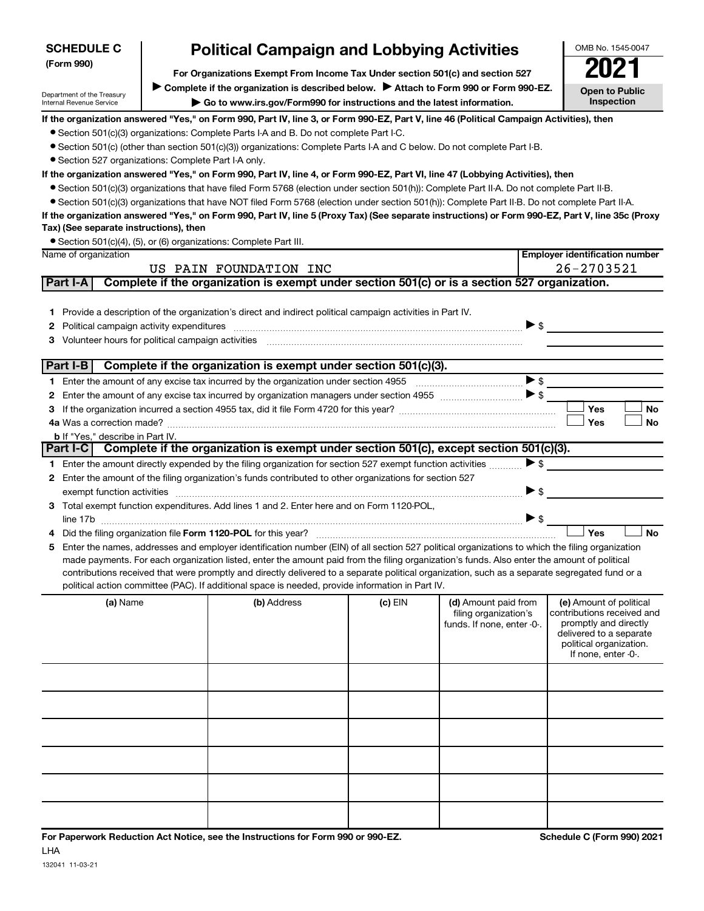**SCHEDULE C (Form 990)**

Department of the Treasury
Internal Revenue Service

# Political Campaign and Lobbying Activities

**For Organizations Exempt From Income Tax Under section 501(c) and section 527**

▶ **Complete if the organization is described below.** ▶ **Attach to Form 990 or Form 990-EZ.**

▶ **Go to www.irs.gov/Form990 for instructions and the latest information.**

OMB No. 1545-0047

**2021**

**Open to Public Inspection**

**If the organization answered "Yes," on Form 990, Part IV, line 3, or Form 990-EZ, Part V, line 46 (Political Campaign Activities), then**

- Section 501(c)(3) organizations: Complete Parts I-A and B. Do not complete Part I-C.
- Section 501(c) (other than section 501(c)(3)) organizations: Complete Parts I-A and C below. Do not complete Part I-B.
- Section 527 organizations: Complete Part I-A only.

**If the organization answered "Yes," on Form 990, Part IV, line 4, or Form 990-EZ, Part VI, line 47 (Lobbying Activities), then**

- Section 501(c)(3) organizations that have filed Form 5768 (election under section 501(h)): Complete Part II-A. Do not complete Part II-B.
- Section 501(c)(3) organizations that have NOT filed Form 5768 (election under section 501(h)): Complete Part II-B. Do not complete Part II-A.

**If the organization answered "Yes," on Form 990, Part IV, line 5 (Proxy Tax) (See separate instructions) or Form 990-EZ, Part V, line 35c (Proxy Tax) (See separate instructions), then**

- Section 501(c)(4), (5), or (6) organizations: Complete Part III.

| Name of organization | Employer identification number |
|---|---|
| US PAIN FOUNDATION INC | 26-2703521 |

## Part I-A Complete if the organization is exempt under section 501(c) or is a section 527 organization.

1. Provide a description of the organization's direct and indirect political campaign activities in Part IV.
2. Political campaign activity expenditures ▶ $
3. Volunteer hours for political campaign activities

## Part I-B Complete if the organization is exempt under section 501(c)(3).

1. Enter the amount of any excise tax incurred by the organization under section 4955 ▶ $
2. Enter the amount of any excise tax incurred by organization managers under section 4955 ▶ $
3. If the organization incurred a section 4955 tax, did it file Form 4720 for this year? ☐ Yes ☐ No

4a. Was a correction made? ☐ Yes ☐ No

b. If "Yes," describe in Part IV.

## Part I-C Complete if the organization is exempt under section 501(c), except section 501(c)(3).

1. Enter the amount directly expended by the filing organization for section 527 exempt function activities ▶ $
2. Enter the amount of the filing organization's funds contributed to other organizations for section 527 exempt function activities ▶ $
3. Total exempt function expenditures. Add lines 1 and 2. Enter here and on Form 1120-POL, line 17b ▶ $
4. Did the filing organization file **Form 1120-POL** for this year? ☐ Yes ☐ No
5. Enter the names, addresses and employer identification number (EIN) of all section 527 political organizations to which the filing organization made payments. For each organization listed, enter the amount paid from the filing organization's funds. Also enter the amount of political contributions received that were promptly and directly delivered to a separate political organization, such as a separate segregated fund or a political action committee (PAC). If additional space is needed, provide information in Part IV.

| (a) Name | (b) Address | (c) EIN | (d) Amount paid from filing organization's funds. If none, enter -0-. | (e) Amount of political contributions received and promptly and directly delivered to a separate political organization. If none, enter -0-. |
|---|---|---|---|---|
| | | | | |
| | | | | |
| | | | | |
| | | | | |
| | | | | |
| | | | | |

**For Paperwork Reduction Act Notice, see the Instructions for Form 990 or 990-EZ.** **Schedule C (Form 990) 2021**

LHA

132041 11-03-21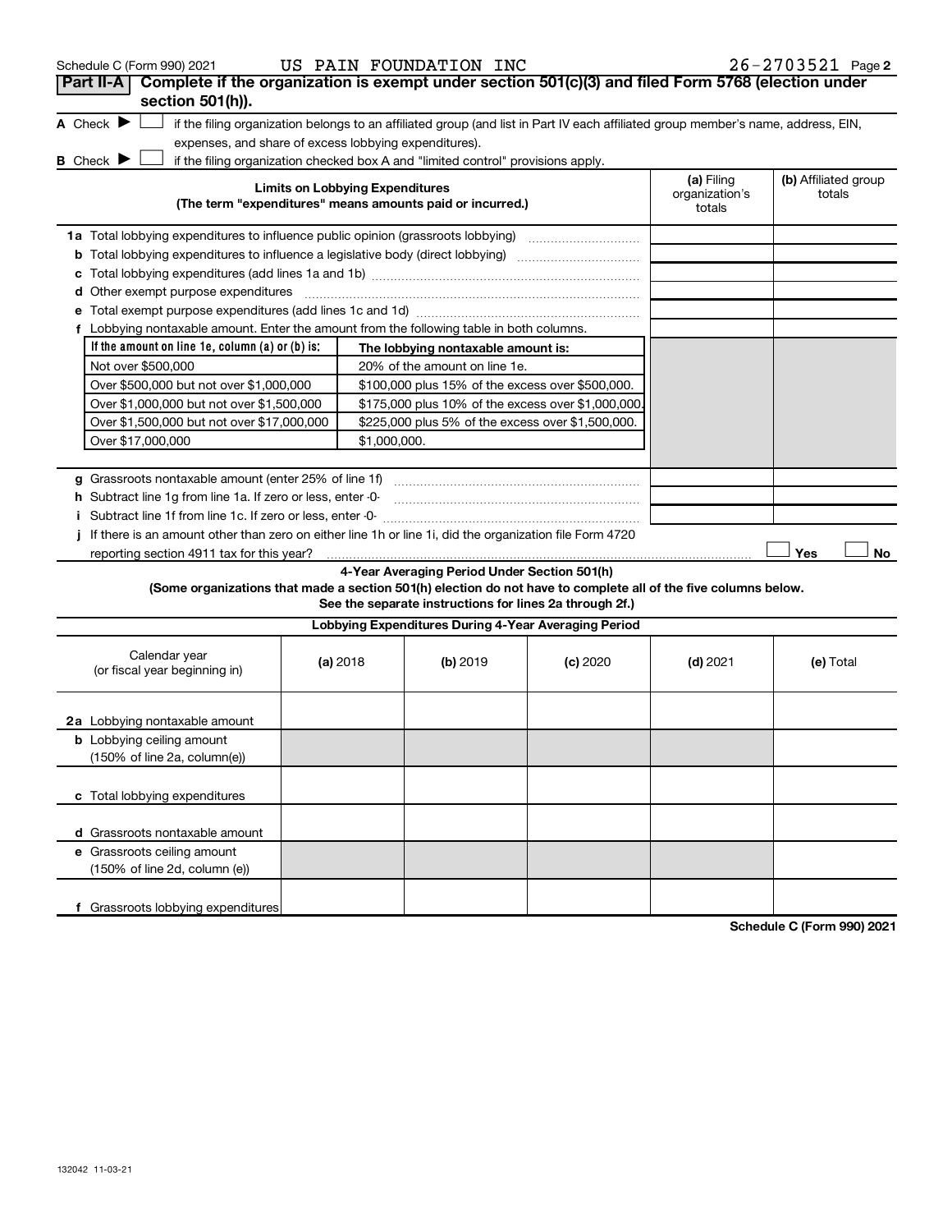Schedule C (Form 990) 2021 US PAIN FOUNDATION INC 26-2703521 Page 2

**Part II-A** **Complete if the organization is exempt under section 501(c)(3) and filed Form 5768 (election under section 501(h)).**

A Check ☐ if the filing organization belongs to an affiliated group (and list in Part IV each affiliated group member's name, address, EIN, expenses, and share of excess lobbying expenditures).

B Check ☐ if the filing organization checked box A and "limited control" provisions apply.

| Limits on Lobbying Expenditures (The term "expenditures" means amounts paid or incurred.) | (a) Filing organization's totals | (b) Affiliated group totals |
|---|---|---|
| **1a** Total lobbying expenditures to influence public opinion (grassroots lobbying) | | |
| **b** Total lobbying expenditures to influence a legislative body (direct lobbying) | | |
| **c** Total lobbying expenditures (add lines 1a and 1b) | | |
| **d** Other exempt purpose expenditures | | |
| **e** Total exempt purpose expenditures (add lines 1c and 1d) | | |
| **f** Lobbying nontaxable amount. Enter the amount from the following table in both columns. | | |

| If the amount on line 1e, column (a) or (b) is: | The lobbying nontaxable amount is: |
|---|---|
| Not over $500,000 | 20% of the amount on line 1e. |
| Over $500,000 but not over $1,000,000 | $100,000 plus 15% of the excess over $500,000. |
| Over $1,000,000 but not over $1,500,000 | $175,000 plus 10% of the excess over $1,000,000. |
| Over $1,500,000 but not over $17,000,000 | $225,000 plus 5% of the excess over $1,500,000. |
| Over $17,000,000 | $1,000,000. |

| | (a) Filing organization's totals | (b) Affiliated group totals |
|---|---|---|
| **g** Grassroots nontaxable amount (enter 25% of line 1f) | | |
| **h** Subtract line 1g from line 1a. If zero or less, enter -0- | | |
| **i** Subtract line 1f from line 1c. If zero or less, enter -0- | | |

**j** If there is an amount other than zero on either line 1h or line 1i, did the organization file Form 4720 reporting section 4911 tax for this year? ☐ Yes ☐ No

**4-Year Averaging Period Under Section 501(h)**

**(Some organizations that made a section 501(h) election do not have to complete all of the five columns below. See the separate instructions for lines 2a through 2f.)**

**Lobbying Expenditures During 4-Year Averaging Period**

| Calendar year (or fiscal year beginning in) | (a) 2018 | (b) 2019 | (c) 2020 | (d) 2021 | (e) Total |
|---|---|---|---|---|---|
| **2a** Lobbying nontaxable amount | | | | | |
| **b** Lobbying ceiling amount (150% of line 2a, column(e)) | | | | | |
| **c** Total lobbying expenditures | | | | | |
| **d** Grassroots nontaxable amount | | | | | |
| **e** Grassroots ceiling amount (150% of line 2d, column (e)) | | | | | |
| **f** Grassroots lobbying expenditures | | | | | |

**Schedule C (Form 990) 2021**

132042 11-03-21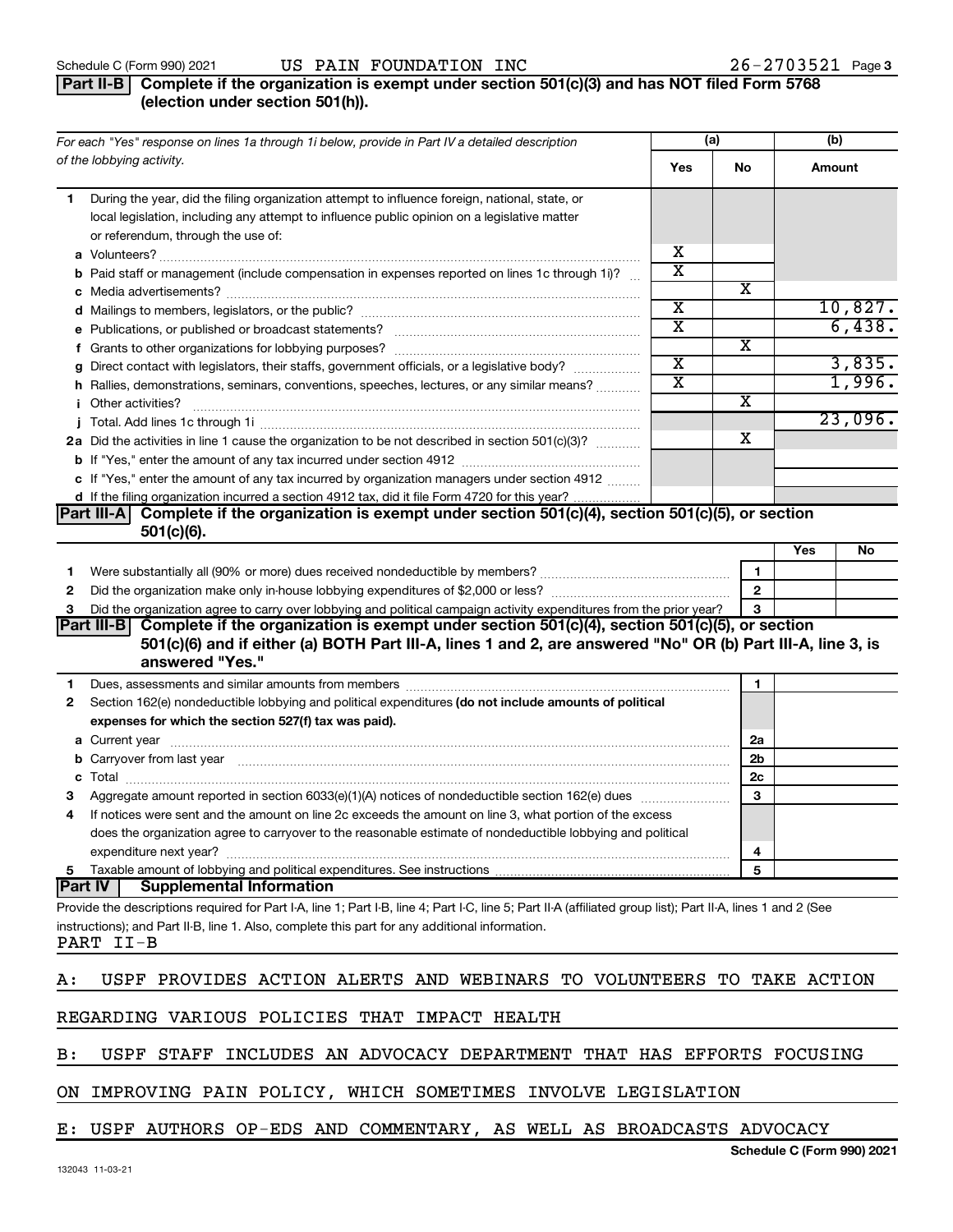Schedule C (Form 990) 2021 US PAIN FOUNDATION INC 26-2703521 Page 3

## Part II-B Complete if the organization is exempt under section 501(c)(3) and has NOT filed Form 5768 (election under section 501(h)).

| For each "Yes" response on lines 1a through 1i below, provide in Part IV a detailed description of the lobbying activity. | (a) Yes | (a) No | (b) Amount |
|---|---|---|---|
| **1** During the year, did the filing organization attempt to influence foreign, national, state, or local legislation, including any attempt to influence public opinion on a legislative matter or referendum, through the use of: | | | |
| **a** Volunteers? | X | | |
| **b** Paid staff or management (include compensation in expenses reported on lines 1c through 1i)? | X | | |
| **c** Media advertisements? | | X | |
| **d** Mailings to members, legislators, or the public? | X | | 10,827. |
| **e** Publications, or published or broadcast statements? | X | | 6,438. |
| **f** Grants to other organizations for lobbying purposes? | | X | |
| **g** Direct contact with legislators, their staffs, government officials, or a legislative body? | X | | 3,835. |
| **h** Rallies, demonstrations, seminars, conventions, speeches, lectures, or any similar means? | X | | 1,996. |
| **i** Other activities? | | X | |
| **j** Total. Add lines 1c through 1i | | | 23,096. |
| **2a** Did the activities in line 1 cause the organization to be not described in section 501(c)(3)? | | X | |
| **b** If "Yes," enter the amount of any tax incurred under section 4912 | | | |
| **c** If "Yes," enter the amount of any tax incurred by organization managers under section 4912 | | | |
| **d** If the filing organization incurred a section 4912 tax, did it file Form 4720 for this year? | | | |

## Part III-A Complete if the organization is exempt under section 501(c)(4), section 501(c)(5), or section 501(c)(6).

| | | | Yes | No |
|---|---|---|---|---|
| **1** | Were substantially all (90% or more) dues received nondeductible by members? | 1 | | |
| **2** | Did the organization make only in-house lobbying expenditures of $2,000 or less? | 2 | | |
| **3** | Did the organization agree to carry over lobbying and political campaign activity expenditures from the prior year? | 3 | | |

## Part III-B Complete if the organization is exempt under section 501(c)(4), section 501(c)(5), or section 501(c)(6) and if either (a) BOTH Part III-A, lines 1 and 2, are answered "No" OR (b) Part III-A, line 3, is answered "Yes."

| | | | |
|---|---|---|---|
| **1** | Dues, assessments and similar amounts from members | 1 | |
| **2** | Section 162(e) nondeductible lobbying and political expenditures **(do not include amounts of political expenses for which the section 527(f) tax was paid).** | | |
| **a** | Current year | 2a | |
| **b** | Carryover from last year | 2b | |
| **c** | Total | 2c | |
| **3** | Aggregate amount reported in section 6033(e)(1)(A) notices of nondeductible section 162(e) dues | 3 | |
| **4** | If notices were sent and the amount on line 2c exceeds the amount on line 3, what portion of the excess does the organization agree to carryover to the reasonable estimate of nondeductible lobbying and political expenditure next year? | 4 | |
| **5** | Taxable amount of lobbying and political expenditures. See instructions | 5 | |

## Part IV Supplemental Information

Provide the descriptions required for Part I-A, line 1; Part I-B, line 4; Part I-C, line 5; Part II-A (affiliated group list); Part II-A, lines 1 and 2 (See instructions); and Part II-B, line 1. Also, complete this part for any additional information.

PART II-B

A: USPF PROVIDES ACTION ALERTS AND WEBINARS TO VOLUNTEERS TO TAKE ACTION REGARDING VARIOUS POLICIES THAT IMPACT HEALTH

B: USPF STAFF INCLUDES AN ADVOCACY DEPARTMENT THAT HAS EFFORTS FOCUSING ON IMPROVING PAIN POLICY, WHICH SOMETIMES INVOLVE LEGISLATION

E: USPF AUTHORS OP-EDS AND COMMENTARY, AS WELL AS BROADCASTS ADVOCACY

Schedule C (Form 990) 2021

132043 11-03-21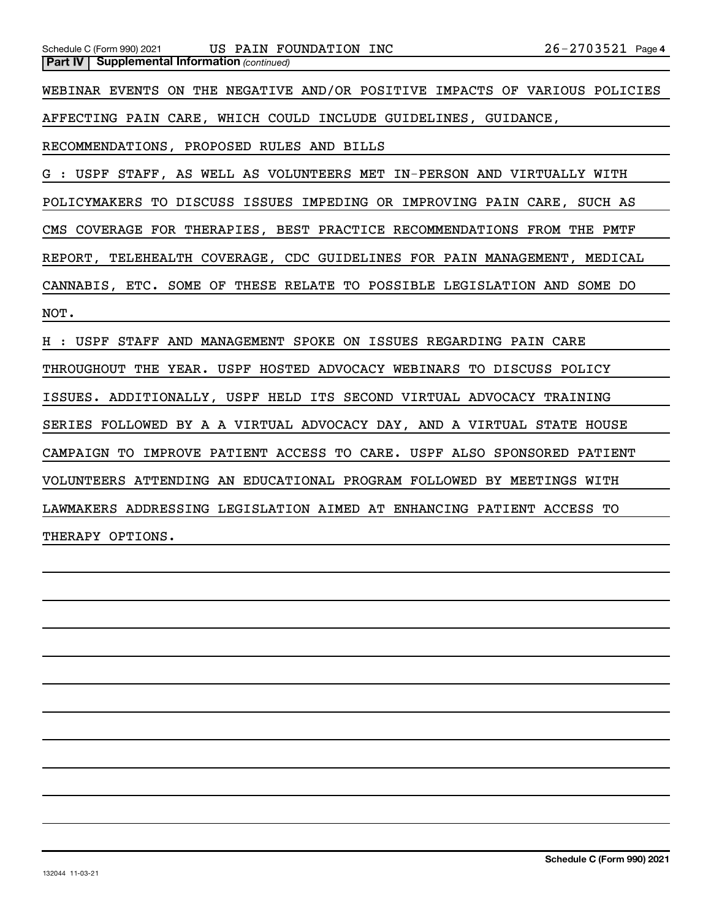**Part IV | Supplemental Information** *(continued)*

WEBINAR EVENTS ON THE NEGATIVE AND/OR POSITIVE IMPACTS OF VARIOUS POLICIES AFFECTING PAIN CARE, WHICH COULD INCLUDE GUIDELINES, GUIDANCE, RECOMMENDATIONS, PROPOSED RULES AND BILLS

G : USPF STAFF, AS WELL AS VOLUNTEERS MET IN-PERSON AND VIRTUALLY WITH POLICYMAKERS TO DISCUSS ISSUES IMPEDING OR IMPROVING PAIN CARE, SUCH AS CMS COVERAGE FOR THERAPIES, BEST PRACTICE RECOMMENDATIONS FROM THE PMTF REPORT, TELEHEALTH COVERAGE, CDC GUIDELINES FOR PAIN MANAGEMENT, MEDICAL CANNABIS, ETC. SOME OF THESE RELATE TO POSSIBLE LEGISLATION AND SOME DO NOT.

H : USPF STAFF AND MANAGEMENT SPOKE ON ISSUES REGARDING PAIN CARE THROUGHOUT THE YEAR. USPF HOSTED ADVOCACY WEBINARS TO DISCUSS POLICY ISSUES. ADDITIONALLY, USPF HELD ITS SECOND VIRTUAL ADVOCACY TRAINING SERIES FOLLOWED BY A A VIRTUAL ADVOCACY DAY, AND A VIRTUAL STATE HOUSE CAMPAIGN TO IMPROVE PATIENT ACCESS TO CARE. USPF ALSO SPONSORED PATIENT VOLUNTEERS ATTENDING AN EDUCATIONAL PROGRAM FOLLOWED BY MEETINGS WITH LAWMAKERS ADDRESSING LEGISLATION AIMED AT ENHANCING PATIENT ACCESS TO THERAPY OPTIONS.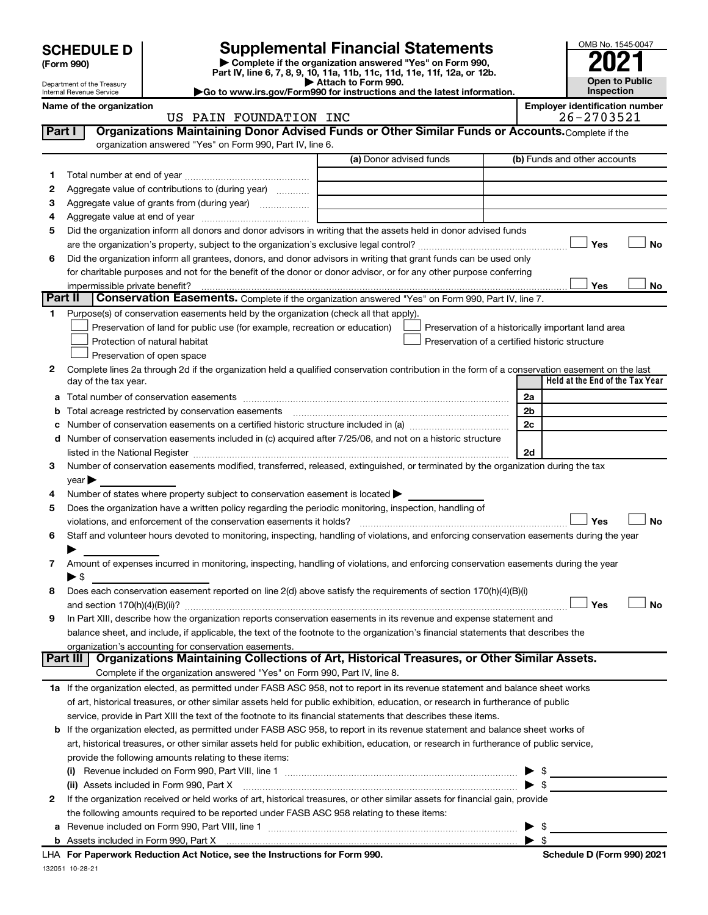# SCHEDULE D (Form 990)

Department of the Treasury
Internal Revenue Service

## Supplemental Financial Statements

▶ Complete if the organization answered "Yes" on Form 990, Part IV, line 6, 7, 8, 9, 10, 11a, 11b, 11c, 11d, 11e, 11f, 12a, or 12b.
▶ Attach to Form 990.
▶Go to www.irs.gov/Form990 for instructions and the latest information.

OMB No. 1545-0047
**2021**
**Open to Public Inspection**

Name of the organization: US PAIN FOUNDATION INC
Employer identification number: 26-2703521

### Part I — Organizations Maintaining Donor Advised Funds or Other Similar Funds or Accounts. Complete if the organization answered "Yes" on Form 990, Part IV, line 6.

| | | (a) Donor advised funds | (b) Funds and other accounts |
|---|---|---|---|
| 1 | Total number at end of year | | |
| 2 | Aggregate value of contributions to (during year) | | |
| 3 | Aggregate value of grants from (during year) | | |
| 4 | Aggregate value at end of year | | |

5 Did the organization inform all donors and donor advisors in writing that the assets held in donor advised funds are the organization's property, subject to the organization's exclusive legal control? ☐ Yes ☐ No

6 Did the organization inform all grantees, donors, and donor advisors in writing that grant funds can be used only for charitable purposes and not for the benefit of the donor or donor advisor, or for any other purpose conferring impermissible private benefit? ☐ Yes ☐ No

### Part II — Conservation Easements. Complete if the organization answered "Yes" on Form 990, Part IV, line 7.

1 Purpose(s) of conservation easements held by the organization (check all that apply).
- ☐ Preservation of land for public use (for example, recreation or education)
- ☐ Protection of natural habitat
- ☐ Preservation of open space
- ☐ Preservation of a historically important land area
- ☐ Preservation of a certified historic structure

2 Complete lines 2a through 2d if the organization held a qualified conservation contribution in the form of a conservation easement on the last day of the tax year.

| | | | Held at the End of the Tax Year |
|---|---|---|---|
| a | Total number of conservation easements | 2a | |
| b | Total acreage restricted by conservation easements | 2b | |
| c | Number of conservation easements on a certified historic structure included in (a) | 2c | |
| d | Number of conservation easements included in (c) acquired after 7/25/06, and not on a historic structure listed in the National Register | 2d | |

3 Number of conservation easements modified, transferred, released, extinguished, or terminated by the organization during the tax year ▶

4 Number of states where property subject to conservation easement is located ▶

5 Does the organization have a written policy regarding the periodic monitoring, inspection, handling of violations, and enforcement of the conservation easements it holds? ☐ Yes ☐ No

6 Staff and volunteer hours devoted to monitoring, inspecting, handling of violations, and enforcing conservation easements during the year ▶

7 Amount of expenses incurred in monitoring, inspecting, handling of violations, and enforcing conservation easements during the year ▶ $

8 Does each conservation easement reported on line 2(d) above satisfy the requirements of section 170(h)(4)(B)(i) and section 170(h)(4)(B)(ii)? ☐ Yes ☐ No

9 In Part XIII, describe how the organization reports conservation easements in its revenue and expense statement and balance sheet, and include, if applicable, the text of the footnote to the organization's financial statements that describes the organization's accounting for conservation easements.

### Part III — Organizations Maintaining Collections of Art, Historical Treasures, or Other Similar Assets. Complete if the organization answered "Yes" on Form 990, Part IV, line 8.

1a If the organization elected, as permitted under FASB ASC 958, not to report in its revenue statement and balance sheet works of art, historical treasures, or other similar assets held for public exhibition, education, or research in furtherance of public service, provide in Part XIII the text of the footnote to its financial statements that describes these items.

b If the organization elected, as permitted under FASB ASC 958, to report in its revenue statement and balance sheet works of art, historical treasures, or other similar assets held for public exhibition, education, or research in furtherance of public service, provide the following amounts relating to these items:

(i) Revenue included on Form 990, Part VIII, line 1 ▶ $

(ii) Assets included in Form 990, Part X ▶ $

2 If the organization received or held works of art, historical treasures, or other similar assets for financial gain, provide the following amounts required to be reported under FASB ASC 958 relating to these items:

a Revenue included on Form 990, Part VIII, line 1 ▶ $

b Assets included in Form 990, Part X ▶ $

LHA For Paperwork Reduction Act Notice, see the Instructions for Form 990. Schedule D (Form 990) 2021

132051 10-28-21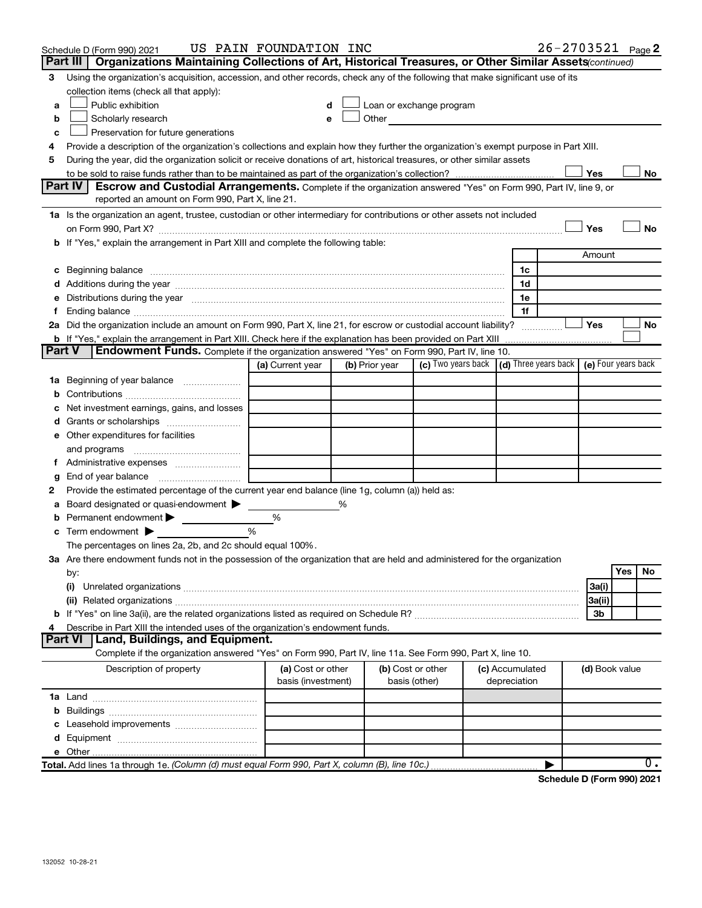Schedule D (Form 990) 2021 US PAIN FOUNDATION INC 26-2703521 Page 2

## Part III Organizations Maintaining Collections of Art, Historical Treasures, or Other Similar Assets *(continued)*

3 Using the organization's acquisition, accession, and other records, check any of the following that make significant use of its collection items (check all that apply):

- a ☐ Public exhibition
- b ☐ Scholarly research
- c ☐ Preservation for future generations
- d ☐ Loan or exchange program
- e ☐ Other

4 Provide a description of the organization's collections and explain how they further the organization's exempt purpose in Part XIII.

5 During the year, did the organization solicit or receive donations of art, historical treasures, or other similar assets to be sold to raise funds rather than to be maintained as part of the organization's collection? ☐ Yes ☐ No

## Part IV Escrow and Custodial Arrangements. 

Complete if the organization answered "Yes" on Form 990, Part IV, line 9, or reported an amount on Form 990, Part X, line 21.

1a Is the organization an agent, trustee, custodian or other intermediary for contributions or other assets not included on Form 990, Part X? ☐ Yes ☐ No

b If "Yes," explain the arrangement in Part XIII and complete the following table:

| | | Amount |
|---|---|---|
| c Beginning balance | 1c | |
| d Additions during the year | 1d | |
| e Distributions during the year | 1e | |
| f Ending balance | 1f | |

2a Did the organization include an amount on Form 990, Part X, line 21, for escrow or custodial account liability? ☐ Yes ☐ No

b If "Yes," explain the arrangement in Part XIII. Check here if the explanation has been provided on Part XIII ☐

## Part V Endowment Funds. 

Complete if the organization answered "Yes" on Form 990, Part IV, line 10.

| | (a) Current year | (b) Prior year | (c) Two years back | (d) Three years back | (e) Four years back |
|---|---|---|---|---|---|
| 1a Beginning of year balance | | | | | |
| b Contributions | | | | | |
| c Net investment earnings, gains, and losses | | | | | |
| d Grants or scholarships | | | | | |
| e Other expenditures for facilities and programs | | | | | |
| f Administrative expenses | | | | | |
| g End of year balance | | | | | |

2 Provide the estimated percentage of the current year end balance (line 1g, column (a)) held as:

- a Board designated or quasi-endowment ▶ %
- b Permanent endowment ▶ %
- c Term endowment ▶ %

The percentages on lines 2a, 2b, and 2c should equal 100%.

3a Are there endowment funds not in the possession of the organization that are held and administered for the organization by:

| | | Yes | No |
|---|---|---|---|
| (i) Unrelated organizations | 3a(i) | | |
| (ii) Related organizations | 3a(ii) | | |
| b If "Yes" on line 3a(ii), are the related organizations listed as required on Schedule R? | 3b | | |

4 Describe in Part XIII the intended uses of the organization's endowment funds.

## Part VI Land, Buildings, and Equipment.

Complete if the organization answered "Yes" on Form 990, Part IV, line 11a. See Form 990, Part X, line 10.

| Description of property | (a) Cost or other basis (investment) | (b) Cost or other basis (other) | (c) Accumulated depreciation | (d) Book value |
|---|---|---|---|---|
| 1a Land | | | | |
| b Buildings | | | | |
| c Leasehold improvements | | | | |
| d Equipment | | | | |
| e Other | | | | |
| **Total.** Add lines 1a through 1e. *(Column (d) must equal Form 990, Part X, column (B), line 10c.)* ▶ | | | | 0. |

**Schedule D (Form 990) 2021**

132052 10-28-21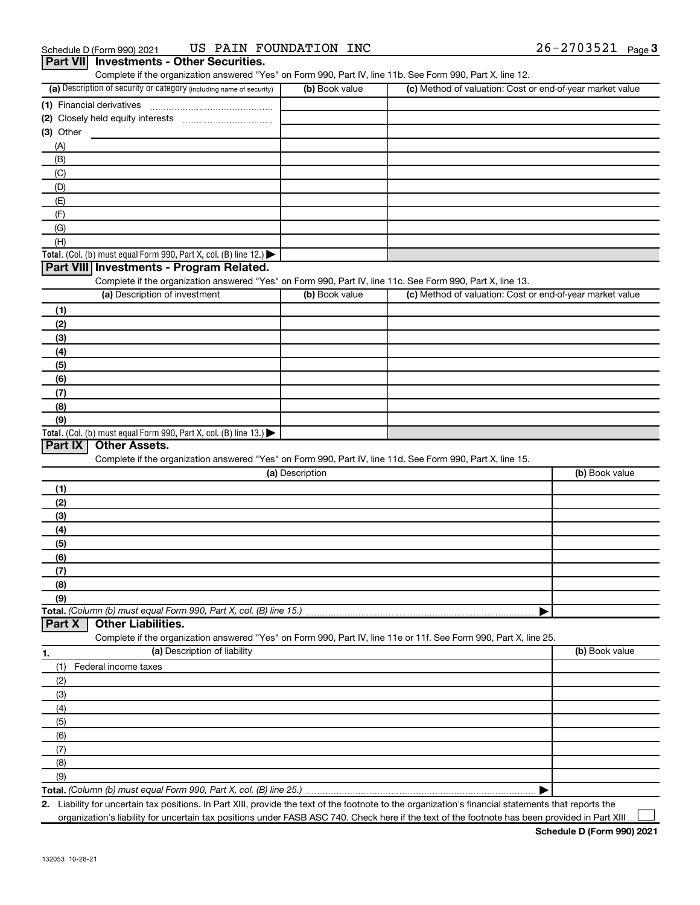Schedule D (Form 990) 2021 US PAIN FOUNDATION INC 26-2703521 Page 3

## Part VII Investments - Other Securities.

Complete if the organization answered "Yes" on Form 990, Part IV, line 11b. See Form 990, Part X, line 12.

| (a) Description of security or category (including name of security) | (b) Book value | (c) Method of valuation: Cost or end-of-year market value |
|---|---|---|
| (1) Financial derivatives | | |
| (2) Closely held equity interests | | |
| (3) Other | | |
| (A) | | |
| (B) | | |
| (C) | | |
| (D) | | |
| (E) | | |
| (F) | | |
| (G) | | |
| (H) | | |
| **Total.** (Col. (b) must equal Form 990, Part X, col. (B) line 12.) ▶ | | |

## Part VIII Investments - Program Related.

Complete if the organization answered "Yes" on Form 990, Part IV, line 11c. See Form 990, Part X, line 13.

| (a) Description of investment | (b) Book value | (c) Method of valuation: Cost or end-of-year market value |
|---|---|---|
| (1) | | |
| (2) | | |
| (3) | | |
| (4) | | |
| (5) | | |
| (6) | | |
| (7) | | |
| (8) | | |
| (9) | | |
| **Total.** (Col. (b) must equal Form 990, Part X, col. (B) line 13.) ▶ | | |

## Part IX Other Assets.

Complete if the organization answered "Yes" on Form 990, Part IV, line 11d. See Form 990, Part X, line 15.

| (a) Description | (b) Book value |
|---|---|
| (1) | |
| (2) | |
| (3) | |
| (4) | |
| (5) | |
| (6) | |
| (7) | |
| (8) | |
| (9) | |
| **Total.** *(Column (b) must equal Form 990, Part X, col. (B) line 15.)* ▶ | |

## Part X Other Liabilities.

Complete if the organization answered "Yes" on Form 990, Part IV, line 11e or 11f. See Form 990, Part X, line 25.

| 1. (a) Description of liability | (b) Book value |
|---|---|
| (1) Federal income taxes | |
| (2) | |
| (3) | |
| (4) | |
| (5) | |
| (6) | |
| (7) | |
| (8) | |
| (9) | |
| **Total.** *(Column (b) must equal Form 990, Part X, col. (B) line 25.)* ▶ | |

2. Liability for uncertain tax positions. In Part XIII, provide the text of the footnote to the organization's financial statements that reports the organization's liability for uncertain tax positions under FASB ASC 740. Check here if the text of the footnote has been provided in Part XIII ☐

**Schedule D (Form 990) 2021**

132053 10-28-21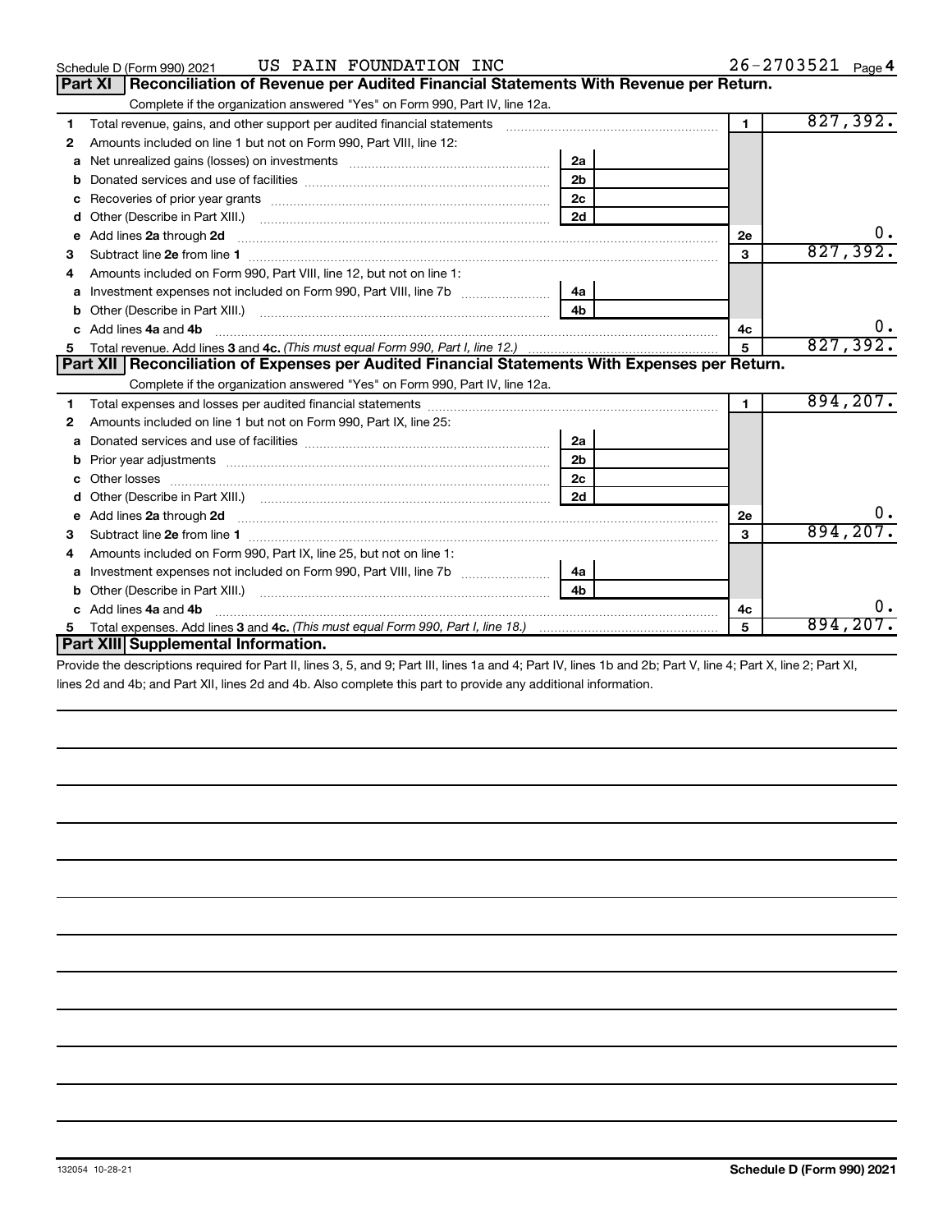Schedule D (Form 990) 2021 US PAIN FOUNDATION INC 26-2703521 Page 4

## Part XI Reconciliation of Revenue per Audited Financial Statements With Revenue per Return.

Complete if the organization answered "Yes" on Form 990, Part IV, line 12a.

| | | | | | |
|---|---|---|---|---|---|
| 1 | Total revenue, gains, and other support per audited financial statements | | | 1 | 827,392. |
| 2 | Amounts included on line 1 but not on Form 990, Part VIII, line 12: | | | | |
| a | Net unrealized gains (losses) on investments | 2a | | | |
| b | Donated services and use of facilities | 2b | | | |
| c | Recoveries of prior year grants | 2c | | | |
| d | Other (Describe in Part XIII.) | 2d | | | |
| e | Add lines **2a** through **2d** | | | 2e | 0. |
| 3 | Subtract line **2e** from line **1** | | | 3 | 827,392. |
| 4 | Amounts included on Form 990, Part VIII, line 12, but not on line 1: | | | | |
| a | Investment expenses not included on Form 990, Part VIII, line 7b | 4a | | | |
| b | Other (Describe in Part XIII.) | 4b | | | |
| c | Add lines **4a** and **4b** | | | 4c | 0. |
| 5 | Total revenue. Add lines **3** and **4c.** *(This must equal Form 990, Part I, line 12.)* | | | 5 | 827,392. |

## Part XII Reconciliation of Expenses per Audited Financial Statements With Expenses per Return.

Complete if the organization answered "Yes" on Form 990, Part IV, line 12a.

| | | | | | |
|---|---|---|---|---|---|
| 1 | Total expenses and losses per audited financial statements | | | 1 | 894,207. |
| 2 | Amounts included on line 1 but not on Form 990, Part IX, line 25: | | | | |
| a | Donated services and use of facilities | 2a | | | |
| b | Prior year adjustments | 2b | | | |
| c | Other losses | 2c | | | |
| d | Other (Describe in Part XIII.) | 2d | | | |
| e | Add lines **2a** through **2d** | | | 2e | 0. |
| 3 | Subtract line **2e** from line **1** | | | 3 | 894,207. |
| 4 | Amounts included on Form 990, Part IX, line 25, but not on line 1: | | | | |
| a | Investment expenses not included on Form 990, Part VIII, line 7b | 4a | | | |
| b | Other (Describe in Part XIII.) | 4b | | | |
| c | Add lines **4a** and **4b** | | | 4c | 0. |
| 5 | Total expenses. Add lines **3** and **4c.** *(This must equal Form 990, Part I, line 18.)* | | | 5 | 894,207. |

## Part XIII Supplemental Information.

Provide the descriptions required for Part II, lines 3, 5, and 9; Part III, lines 1a and 4; Part IV, lines 1b and 2b; Part V, line 4; Part X, line 2; Part XI, lines 2d and 4b; and Part XII, lines 2d and 4b. Also complete this part to provide any additional information.

132054 10-28-21 **Schedule D (Form 990) 2021**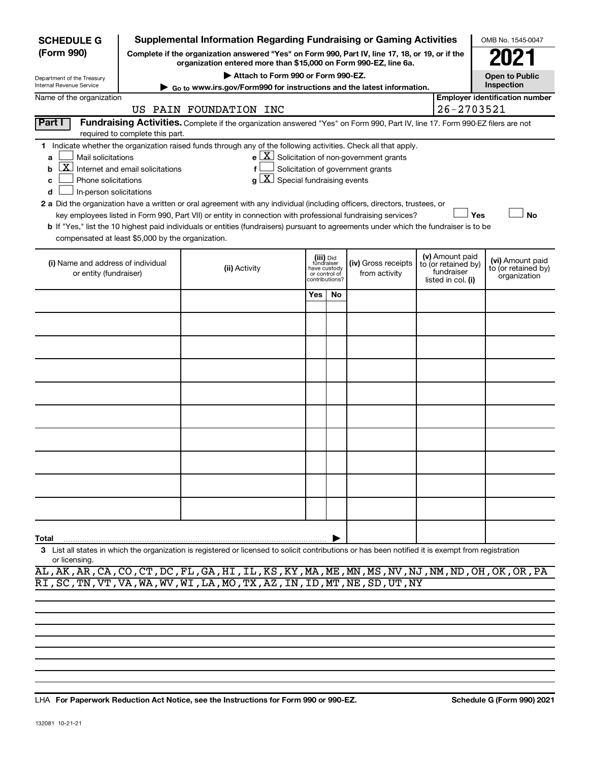**SCHEDULE G (Form 990)**

Department of the Treasury
Internal Revenue Service

# Supplemental Information Regarding Fundraising or Gaming Activities

**Complete if the organization answered "Yes" on Form 990, Part IV, line 17, 18, or 19, or if the organization entered more than $15,000 on Form 990-EZ, line 6a.**

▶ Attach to Form 990 or Form 990-EZ.

▶ Go to www.irs.gov/Form990 for instructions and the latest information.

OMB No. 1545-0047

**2021**

**Open to Public Inspection**

Name of the organization: US PAIN FOUNDATION INC

Employer identification number: 26-2703521

**Part I** **Fundraising Activities.** Complete if the organization answered "Yes" on Form 990, Part IV, line 17. Form 990-EZ filers are not required to complete this part.

1 Indicate whether the organization raised funds through any of the following activities. Check all that apply.

- a ☐ Mail solicitations
- b ☒ Internet and email solicitations
- c ☐ Phone solicitations
- d ☐ In-person solicitations
- e ☒ Solicitation of non-government grants
- f ☐ Solicitation of government grants
- g ☒ Special fundraising events

2 a Did the organization have a written or oral agreement with any individual (including officers, directors, trustees, or key employees listed in Form 990, Part VII) or entity in connection with professional fundraising services? ☐ Yes ☐ No

b If "Yes," list the 10 highest paid individuals or entities (fundraisers) pursuant to agreements under which the fundraiser is to be compensated at least $5,000 by the organization.

| (i) Name and address of individual or entity (fundraiser) | (ii) Activity | (iii) Did fundraiser have custody or control of contributions? Yes | No | (iv) Gross receipts from activity | (v) Amount paid to (or retained by) fundraiser listed in col. (i) | (vi) Amount paid to (or retained by) organization |
|---|---|---|---|---|---|---|
| | | | | | | |
| | | | | | | |
| | | | | | | |
| | | | | | | |
| | | | | | | |
| | | | | | | |
| | | | | | | |
| | | | | | | |
| | | | | | | |
| | | | | | | |
| **Total** ▶ | | | | | | |

3 List all states in which the organization is registered or licensed to solicit contributions or has been notified it is exempt from registration or licensing.

AL,AK,AR,CA,CO,CT,DC,FL,GA,HI,IL,KS,KY,MA,ME,MN,MS,NV,NJ,NM,ND,OH,OK,OR,PA
RI,SC,TN,VT,VA,WA,WV,WI,LA,MO,TX,AZ,IN,ID,MT,NE,SD,UT,NY

LHA **For Paperwork Reduction Act Notice, see the Instructions for Form 990 or 990-EZ.** **Schedule G (Form 990) 2021**

132081 10-21-21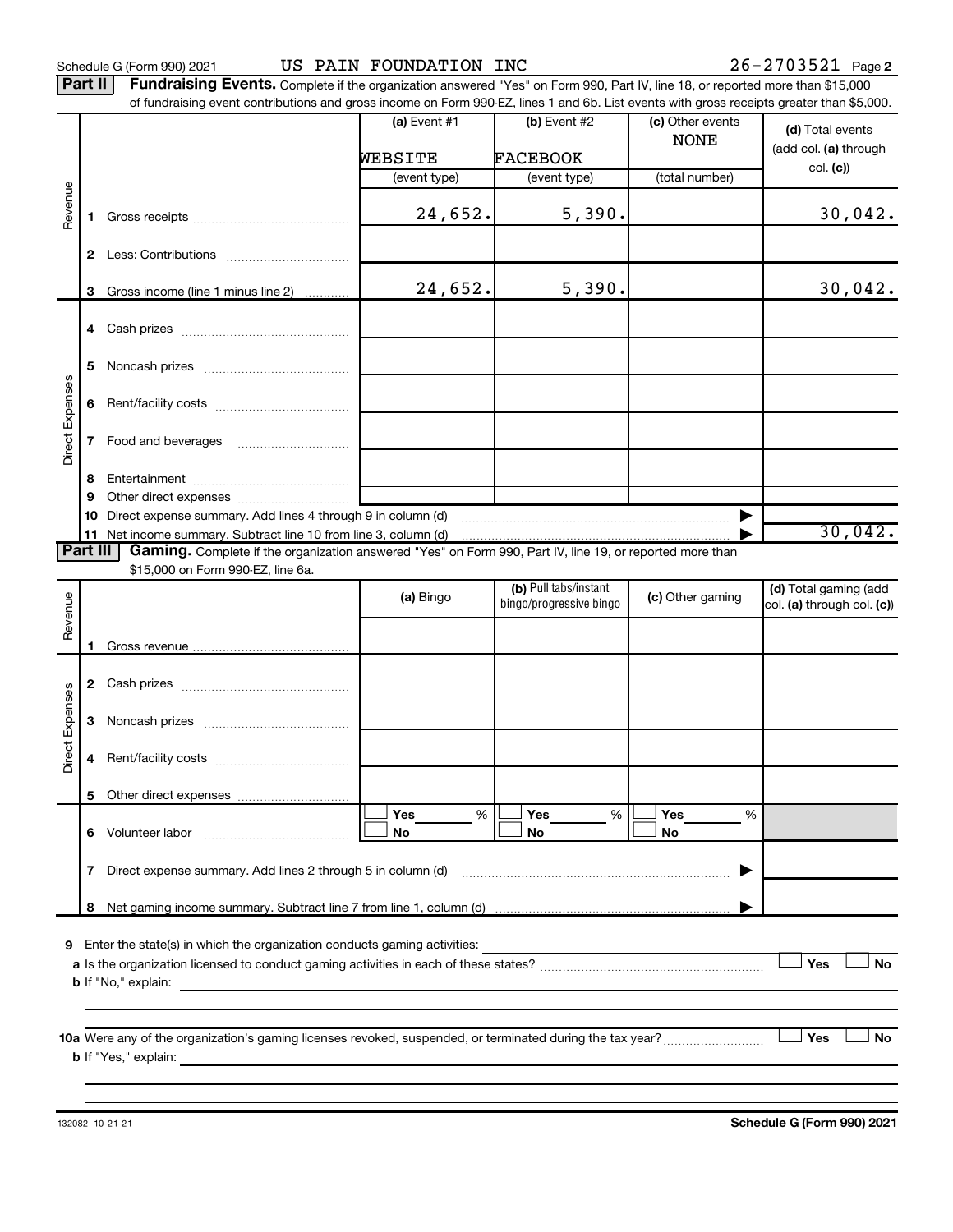Schedule G (Form 990) 2021 US PAIN FOUNDATION INC 26-2703521 Page **2**

**Part II** **Fundraising Events.** Complete if the organization answered "Yes" on Form 990, Part IV, line 18, or reported more than $15,000 of fundraising event contributions and gross income on Form 990-EZ, lines 1 and 6b. List events with gross receipts greater than $5,000.

| | | (a) Event #1 | (b) Event #2 | (c) Other events | (d) Total events (add col. (a) through col. (c)) |
|---|---|---|---|---|---|
| | | WEBSITE | FACEBOOK | NONE | |
| | | (event type) | (event type) | (total number) | |
| Revenue | 1 Gross receipts | 24,652. | 5,390. | | 30,042. |
| | 2 Less: Contributions | | | | |
| | 3 Gross income (line 1 minus line 2) | 24,652. | 5,390. | | 30,042. |
| Direct Expenses | 4 Cash prizes | | | | |
| | 5 Noncash prizes | | | | |
| | 6 Rent/facility costs | | | | |
| | 7 Food and beverages | | | | |
| | 8 Entertainment | | | | |
| | 9 Other direct expenses | | | | |
| | 10 Direct expense summary. Add lines 4 through 9 in column (d) | | | ▶ | |
| | 11 Net income summary. Subtract line 10 from line 3, column (d) | | | ▶ | 30,042. |

**Part III** **Gaming.** Complete if the organization answered "Yes" on Form 990, Part IV, line 19, or reported more than $15,000 on Form 990-EZ, line 6a.

| | | (a) Bingo | (b) Pull tabs/instant bingo/progressive bingo | (c) Other gaming | (d) Total gaming (add col. (a) through col. (c)) |
|---|---|---|---|---|---|
| Revenue | 1 Gross revenue | | | | |
| Direct Expenses | 2 Cash prizes | | | | |
| | 3 Noncash prizes | | | | |
| | 4 Rent/facility costs | | | | |
| | 5 Other direct expenses | | | | |
| | 6 Volunteer labor | ☐ Yes ___% ☐ No | ☐ Yes ___% ☐ No | ☐ Yes ___% ☐ No | |
| | 7 Direct expense summary. Add lines 2 through 5 in column (d) | | | ▶ | |
| | 8 Net gaming income summary. Subtract line 7 from line 1, column (d) | | | ▶ | |

**9** Enter the state(s) in which the organization conducts gaming activities: ____________

**a** Is the organization licensed to conduct gaming activities in each of these states? ☐ Yes ☐ No

**b** If "No," explain: ____________

**10a** Were any of the organization's gaming licenses revoked, suspended, or terminated during the tax year? ☐ Yes ☐ No

**b** If "Yes," explain: ____________

132082 10-21-21 **Schedule G (Form 990) 2021**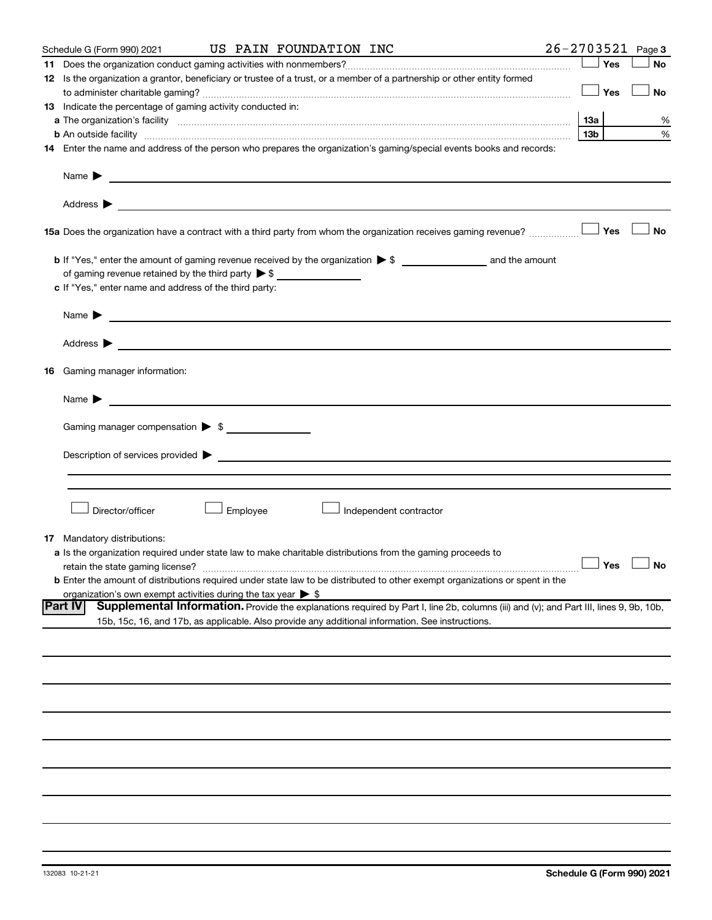Schedule G (Form 990) 2021 US PAIN FOUNDATION INC 26-2703521 Page 3

**11** Does the organization conduct gaming activities with nonmembers? ☐ Yes ☐ No

**12** Is the organization a grantor, beneficiary or trustee of a trust, or a member of a partnership or other entity formed to administer charitable gaming? ☐ Yes ☐ No

**13** Indicate the percentage of gaming activity conducted in:

**a** The organization's facility **13a** %

**b** An outside facility **13b** %

**14** Enter the name and address of the person who prepares the organization's gaming/special events books and records:

Name ▶

Address ▶

**15a** Does the organization have a contract with a third party from whom the organization receives gaming revenue? ☐ Yes ☐ No

**b** If "Yes," enter the amount of gaming revenue received by the organization ▶ $ __________ and the amount of gaming revenue retained by the third party ▶ $ __________

**c** If "Yes," enter name and address of the third party:

Name ▶

Address ▶

**16** Gaming manager information:

Name ▶

Gaming manager compensation ▶ $

Description of services provided ▶

☐ Director/officer ☐ Employee ☐ Independent contractor

**17** Mandatory distributions:

**a** Is the organization required under state law to make charitable distributions from the gaming proceeds to retain the state gaming license? ☐ Yes ☐ No

**b** Enter the amount of distributions required under state law to be distributed to other exempt organizations or spent in the organization's own exempt activities during the tax year ▶ $

**Part IV** **Supplemental Information.** Provide the explanations required by Part I, line 2b, columns (iii) and (v); and Part III, lines 9, 9b, 10b, 15b, 15c, 16, and 17b, as applicable. Also provide any additional information. See instructions.

132083 10-21-21 **Schedule G (Form 990) 2021**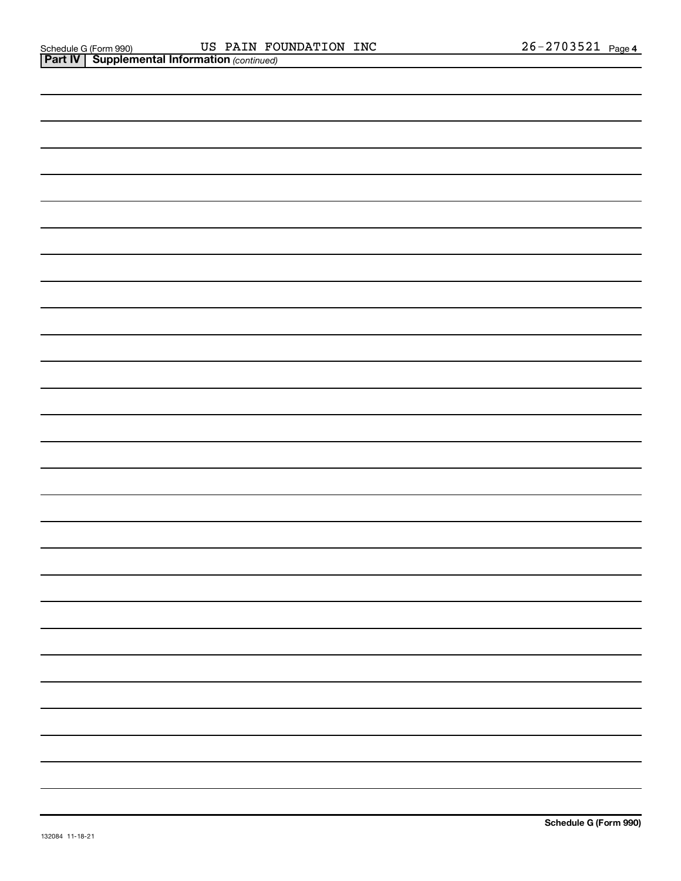Schedule G (Form 990) US PAIN FOUNDATION INC 26-2703521 Page 4

**Part IV | Supplemental Information** *(continued)*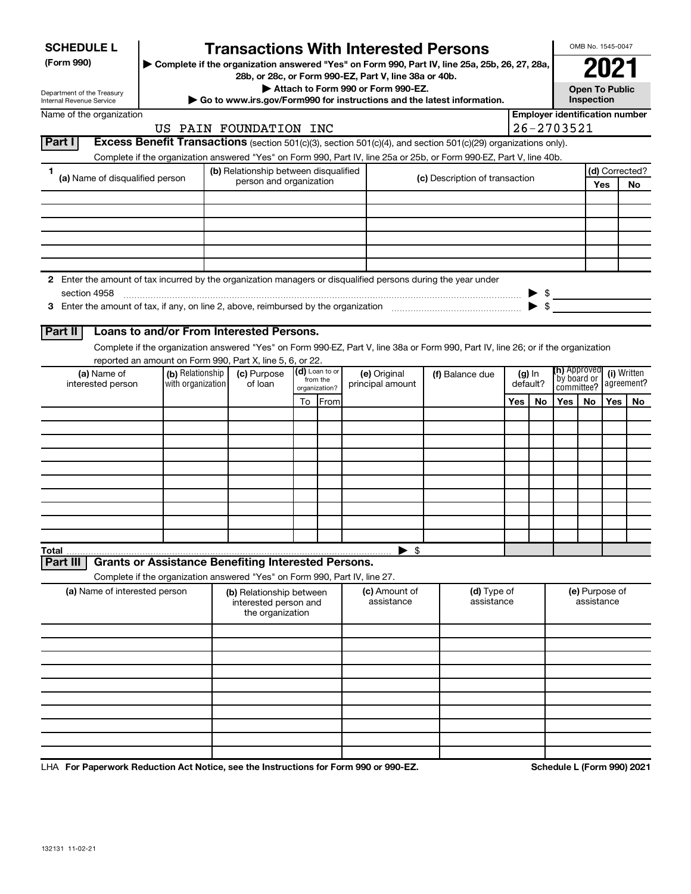**SCHEDULE L**
**(Form 990)**

Department of the Treasury
Internal Revenue Service

# Transactions With Interested Persons

▶ Complete if the organization answered "Yes" on Form 990, Part IV, line 25a, 25b, 26, 27, 28a, 28b, or 28c, or Form 990-EZ, Part V, line 38a or 40b.
▶ Attach to Form 990 or Form 990-EZ.
▶ Go to www.irs.gov/Form990 for instructions and the latest information.

OMB No. 1545-0047
**2021**
**Open To Public Inspection**

Name of the organization: US PAIN FOUNDATION INC
Employer identification number: 26-2703521

## Part I Excess Benefit Transactions (section 501(c)(3), section 501(c)(4), and section 501(c)(29) organizations only).

Complete if the organization answered "Yes" on Form 990, Part IV, line 25a or 25b, or Form 990-EZ, Part V, line 40b.

| 1 (a) Name of disqualified person | (b) Relationship between disqualified person and organization | (c) Description of transaction | (d) Corrected? Yes | No |
|---|---|---|---|---|
| | | | | |
| | | | | |
| | | | | |
| | | | | |
| | | | | |
| | | | | |

2 Enter the amount of tax incurred by the organization managers or disqualified persons during the year under section 4958 ▶ $

3 Enter the amount of tax, if any, on line 2, above, reimbursed by the organization ▶ $

## Part II Loans to and/or From Interested Persons.

Complete if the organization answered "Yes" on Form 990-EZ, Part V, line 38a or Form 990, Part IV, line 26; or if the organization reported an amount on Form 990, Part X, line 5, 6, or 22.

| (a) Name of interested person | (b) Relationship with organization | (c) Purpose of loan | (d) Loan to or from the organization? To | From | (e) Original principal amount | (f) Balance due | (g) In default? Yes | No | (h) Approved by board or committee? Yes | No | (i) Written agreement? Yes | No |
|---|---|---|---|---|---|---|---|---|---|---|---|---|
| | | | | | | | | | | | | |
| | | | | | | | | | | | | |
| | | | | | | | | | | | | |
| | | | | | | | | | | | | |
| | | | | | | | | | | | | |
| | | | | | | | | | | | | |
| | | | | | | | | | | | | |
| | | | | | | | | | | | | |
| | | | | | | | | | | | | |
| | | | | | | | | | | | | |
| Total | | | | | ▶ $ | | | | | | | |

## Part III Grants or Assistance Benefiting Interested Persons.

Complete if the organization answered "Yes" on Form 990, Part IV, line 27.

| (a) Name of interested person | (b) Relationship between interested person and the organization | (c) Amount of assistance | (d) Type of assistance | (e) Purpose of assistance |
|---|---|---|---|---|
| | | | | |
| | | | | |
| | | | | |
| | | | | |
| | | | | |
| | | | | |
| | | | | |
| | | | | |
| | | | | |
| | | | | |

LHA For Paperwork Reduction Act Notice, see the Instructions for Form 990 or 990-EZ. Schedule L (Form 990) 2021

132131 11-02-21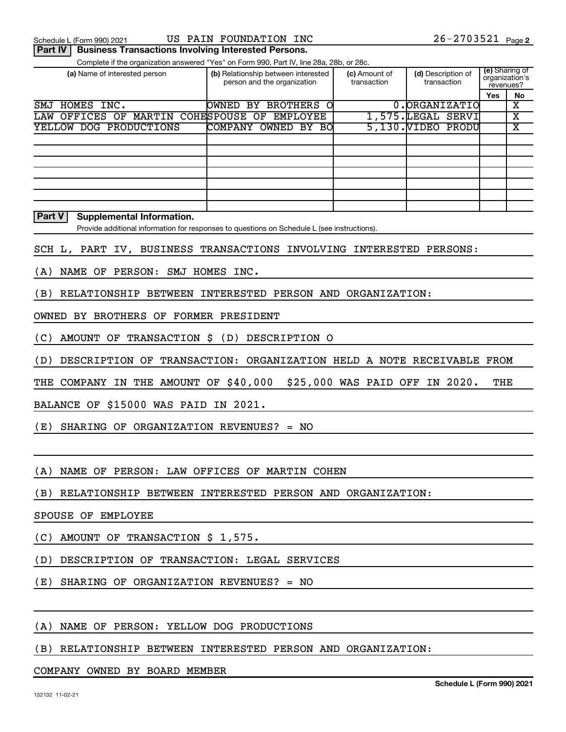Schedule L (Form 990) 2021 US PAIN FOUNDATION INC 26-2703521 Page 2

**Part IV Business Transactions Involving Interested Persons.**

Complete if the organization answered "Yes" on Form 990, Part IV, line 28a, 28b, or 28c.

| (a) Name of interested person | (b) Relationship between interested person and the organization | (c) Amount of transaction | (d) Description of transaction | (e) Sharing of organization's revenues? Yes | No |
|---|---|---|---|---|---|
| SMJ HOMES INC. | OWNED BY BROTHERS O | 0. | ORGANIZATIO | | X |
| LAW OFFICES OF MARTIN COHE | SPOUSE OF EMPLOYEE | 1,575. | LEGAL SERVI | | X |
| YELLOW DOG PRODUCTIONS | COMPANY OWNED BY BO | 5,130. | VIDEO PRODU | | X |
| | | | | | |
| | | | | | |
| | | | | | |
| | | | | | |
| | | | | | |
| | | | | | |
| | | | | | |

**Part V Supplemental Information.**

Provide additional information for responses to questions on Schedule L (see instructions).

SCH L, PART IV, BUSINESS TRANSACTIONS INVOLVING INTERESTED PERSONS:

(A) NAME OF PERSON: SMJ HOMES INC.

(B) RELATIONSHIP BETWEEN INTERESTED PERSON AND ORGANIZATION:

OWNED BY BROTHERS OF FORMER PRESIDENT

(C) AMOUNT OF TRANSACTION $ (D) DESCRIPTION O

(D) DESCRIPTION OF TRANSACTION: ORGANIZATION HELD A NOTE RECEIVABLE FROM THE COMPANY IN THE AMOUNT OF $40,000 $25,000 WAS PAID OFF IN 2020. THE BALANCE OF $15000 WAS PAID IN 2021.

(E) SHARING OF ORGANIZATION REVENUES? = NO

(A) NAME OF PERSON: LAW OFFICES OF MARTIN COHEN

(B) RELATIONSHIP BETWEEN INTERESTED PERSON AND ORGANIZATION:

SPOUSE OF EMPLOYEE

(C) AMOUNT OF TRANSACTION $ 1,575.

(D) DESCRIPTION OF TRANSACTION: LEGAL SERVICES

(E) SHARING OF ORGANIZATION REVENUES? = NO

(A) NAME OF PERSON: YELLOW DOG PRODUCTIONS

(B) RELATIONSHIP BETWEEN INTERESTED PERSON AND ORGANIZATION:

COMPANY OWNED BY BOARD MEMBER

132132 11-02-21 **Schedule L (Form 990) 2021**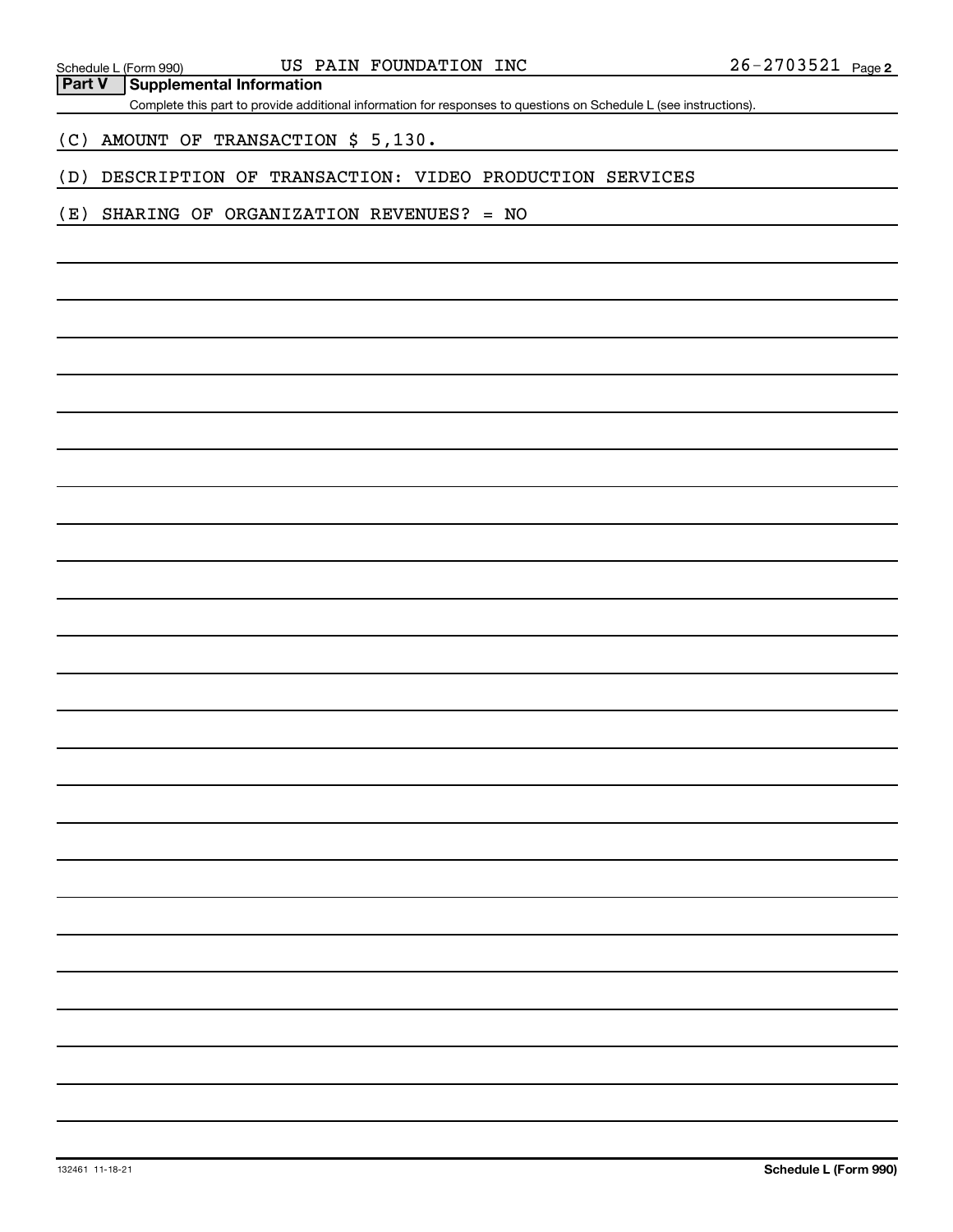Schedule L (Form 990) US PAIN FOUNDATION INC 26-2703521 Page 2

## Part V Supplemental Information

Complete this part to provide additional information for responses to questions on Schedule L (see instructions).

(C) AMOUNT OF TRANSACTION $ 5,130.

(D) DESCRIPTION OF TRANSACTION: VIDEO PRODUCTION SERVICES

(E) SHARING OF ORGANIZATION REVENUES? = NO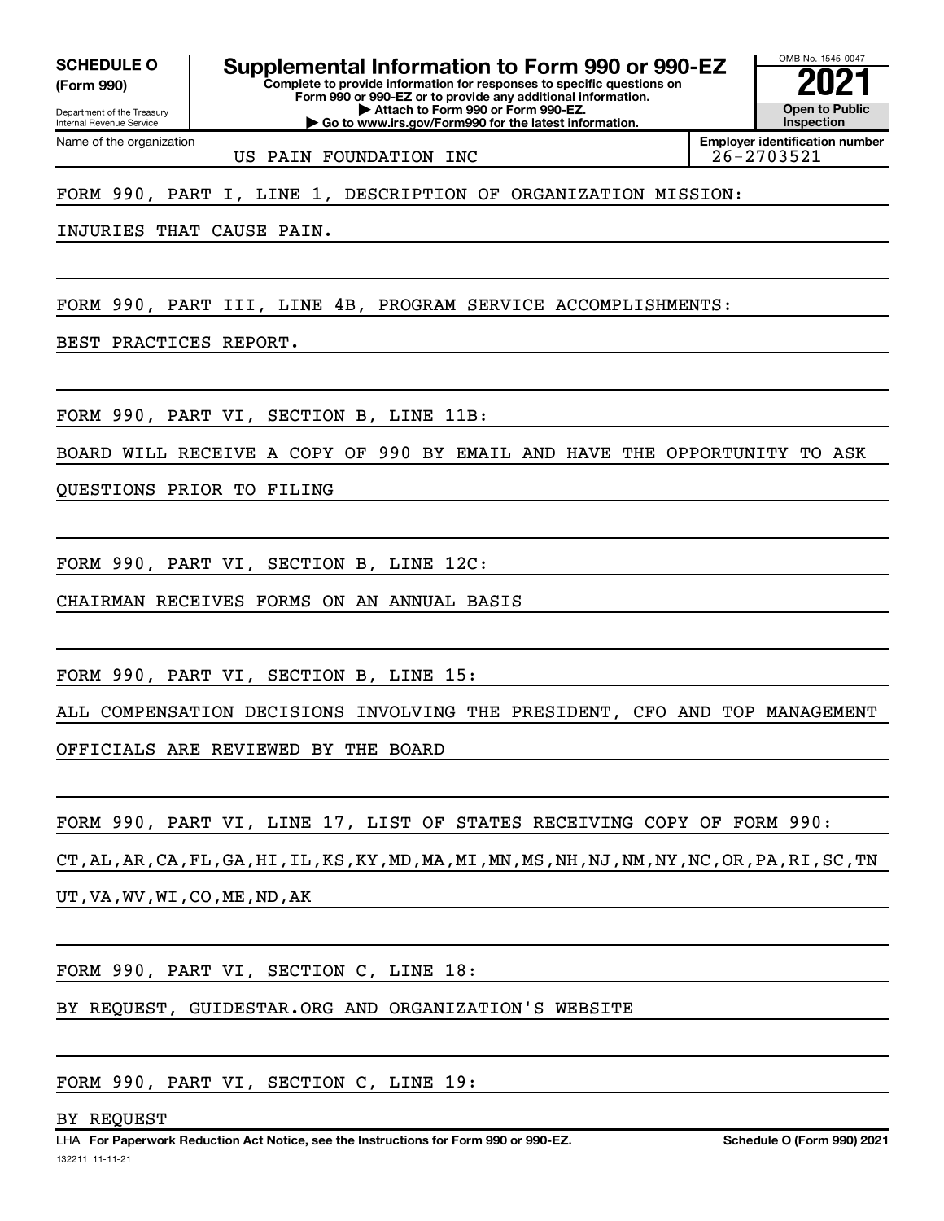**SCHEDULE O**
**(Form 990)**

Department of the Treasury
Internal Revenue Service

# Supplemental Information to Form 990 or 990-EZ

**Complete to provide information for responses to specific questions on Form 990 or 990-EZ or to provide any additional information.**
**▶ Attach to Form 990 or Form 990-EZ.**
**▶ Go to www.irs.gov/Form990 for the latest information.**

OMB No. 1545-0047
**2021**
**Open to Public Inspection**

Name of the organization: US PAIN FOUNDATION INC
**Employer identification number** 26-2703521

FORM 990, PART I, LINE 1, DESCRIPTION OF ORGANIZATION MISSION:

INJURIES THAT CAUSE PAIN.

FORM 990, PART III, LINE 4B, PROGRAM SERVICE ACCOMPLISHMENTS:

BEST PRACTICES REPORT.

FORM 990, PART VI, SECTION B, LINE 11B:

BOARD WILL RECEIVE A COPY OF 990 BY EMAIL AND HAVE THE OPPORTUNITY TO ASK QUESTIONS PRIOR TO FILING

FORM 990, PART VI, SECTION B, LINE 12C:

CHAIRMAN RECEIVES FORMS ON AN ANNUAL BASIS

FORM 990, PART VI, SECTION B, LINE 15:

ALL COMPENSATION DECISIONS INVOLVING THE PRESIDENT, CFO AND TOP MANAGEMENT OFFICIALS ARE REVIEWED BY THE BOARD

FORM 990, PART VI, LINE 17, LIST OF STATES RECEIVING COPY OF FORM 990:

CT,AL,AR,CA,FL,GA,HI,IL,KS,KY,MD,MA,MI,MN,MS,NH,NJ,NM,NY,NC,OR,PA,RI,SC,TN UT,VA,WV,WI,CO,ME,ND,AK

FORM 990, PART VI, SECTION C, LINE 18:

BY REQUEST, GUIDESTAR.ORG AND ORGANIZATION'S WEBSITE

FORM 990, PART VI, SECTION C, LINE 19:

BY REQUEST

LHA **For Paperwork Reduction Act Notice, see the Instructions for Form 990 or 990-EZ.** **Schedule O (Form 990) 2021**
132211 11-11-21